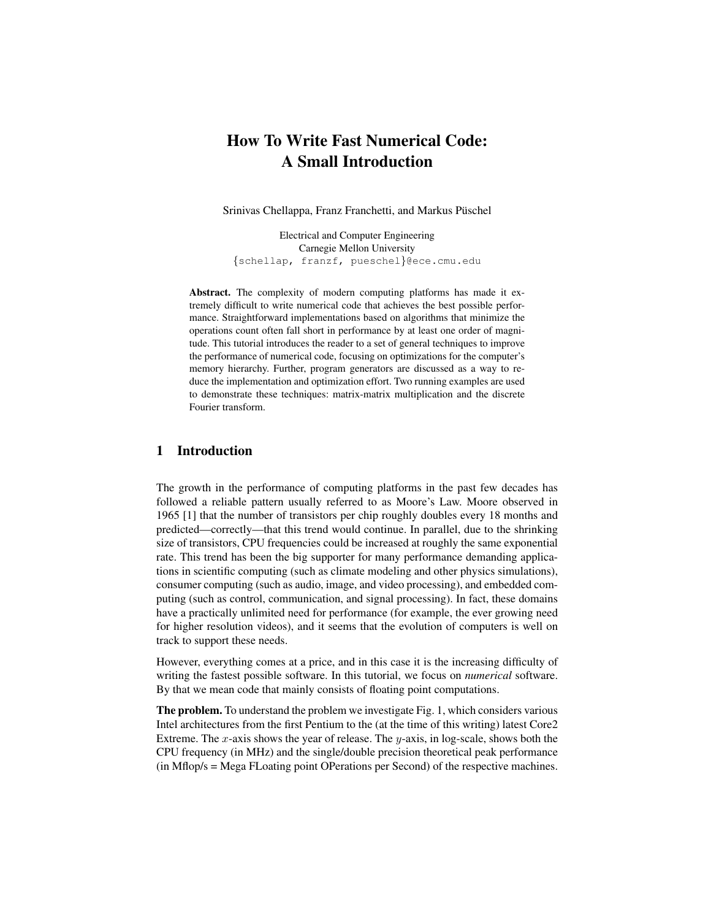# How To Write Fast Numerical Code: A Small Introduction

Srinivas Chellappa, Franz Franchetti, and Markus Püschel

Electrical and Computer Engineering
Carnegie Mellon University
{schellap, franzf, pueschel}@ece.cmu.edu

**Abstract.** The complexity of modern computing platforms has made it extremely difficult to write numerical code that achieves the best possible performance. Straightforward implementations based on algorithms that minimize the operations count often fall short in performance by at least one order of magnitude. This tutorial introduces the reader to a set of general techniques to improve the performance of numerical code, focusing on optimizations for the computer's memory hierarchy. Further, program generators are discussed as a way to reduce the implementation and optimization effort. Two running examples are used to demonstrate these techniques: matrix-matrix multiplication and the discrete Fourier transform.

## 1 Introduction

The growth in the performance of computing platforms in the past few decades has followed a reliable pattern usually referred to as Moore's Law. Moore observed in 1965 [1] that the number of transistors per chip roughly doubles every 18 months and predicted—correctly—that this trend would continue. In parallel, due to the shrinking size of transistors, CPU frequencies could be increased at roughly the same exponential rate. This trend has been the big supporter for many performance demanding applications in scientific computing (such as climate modeling and other physics simulations), consumer computing (such as audio, image, and video processing), and embedded computing (such as control, communication, and signal processing). In fact, these domains have a practically unlimited need for performance (for example, the ever growing need for higher resolution videos), and it seems that the evolution of computers is well on track to support these needs.

However, everything comes at a price, and in this case it is the increasing difficulty of writing the fastest possible software. In this tutorial, we focus on *numerical* software. By that we mean code that mainly consists of floating point computations.

**The problem.** To understand the problem we investigate Fig. 1, which considers various Intel architectures from the first Pentium to the (at the time of this writing) latest Core2 Extreme. The $x$-axis shows the year of release. The $y$-axis, in log-scale, shows both the CPU frequency (in MHz) and the single/double precision theoretical peak performance (in Mflop/s = Mega FLoating point OPerations per Second) of the respective machines.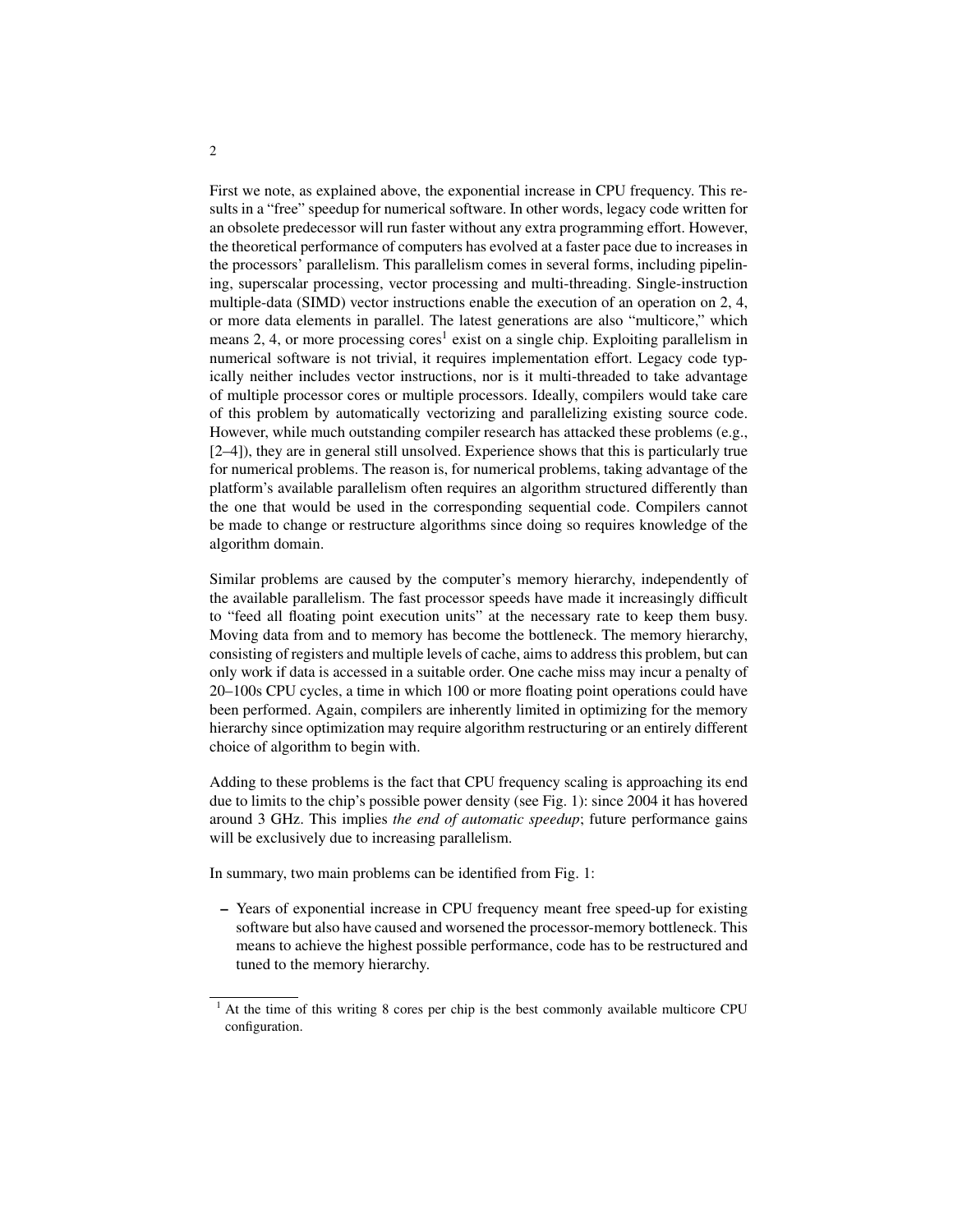First we note, as explained above, the exponential increase in CPU frequency. This results in a "free" speedup for numerical software. In other words, legacy code written for an obsolete predecessor will run faster without any extra programming effort. However, the theoretical performance of computers has evolved at a faster pace due to increases in the processors' parallelism. This parallelism comes in several forms, including pipelining, superscalar processing, vector processing and multi-threading. Single-instruction multiple-data (SIMD) vector instructions enable the execution of an operation on 2, 4, or more data elements in parallel. The latest generations are also "multicore," which means 2, 4, or more processing cores[1] exist on a single chip. Exploiting parallelism in numerical software is not trivial, it requires implementation effort. Legacy code typically neither includes vector instructions, nor is it multi-threaded to take advantage of multiple processor cores or multiple processors. Ideally, compilers would take care of this problem by automatically vectorizing and parallelizing existing source code. However, while much outstanding compiler research has attacked these problems (e.g., [2–4]), they are in general still unsolved. Experience shows that this is particularly true for numerical problems. The reason is, for numerical problems, taking advantage of the platform's available parallelism often requires an algorithm structured differently than the one that would be used in the corresponding sequential code. Compilers cannot be made to change or restructure algorithms since doing so requires knowledge of the algorithm domain.

Similar problems are caused by the computer's memory hierarchy, independently of the available parallelism. The fast processor speeds have made it increasingly difficult to "feed all floating point execution units" at the necessary rate to keep them busy. Moving data from and to memory has become the bottleneck. The memory hierarchy, consisting of registers and multiple levels of cache, aims to address this problem, but can only work if data is accessed in a suitable order. One cache miss may incur a penalty of 20–100s CPU cycles, a time in which 100 or more floating point operations could have been performed. Again, compilers are inherently limited in optimizing for the memory hierarchy since optimization may require algorithm restructuring or an entirely different choice of algorithm to begin with.

Adding to these problems is the fact that CPU frequency scaling is approaching its end due to limits to the chip's possible power density (see Fig. 1): since 2004 it has hovered around 3 GHz. This implies *the end of automatic speedup*; future performance gains will be exclusively due to increasing parallelism.

In summary, two main problems can be identified from Fig. 1:

- Years of exponential increase in CPU frequency meant free speed-up for existing software but also have caused and worsened the processor-memory bottleneck. This means to achieve the highest possible performance, code has to be restructured and tuned to the memory hierarchy.

[1] At the time of this writing 8 cores per chip is the best commonly available multicore CPU configuration.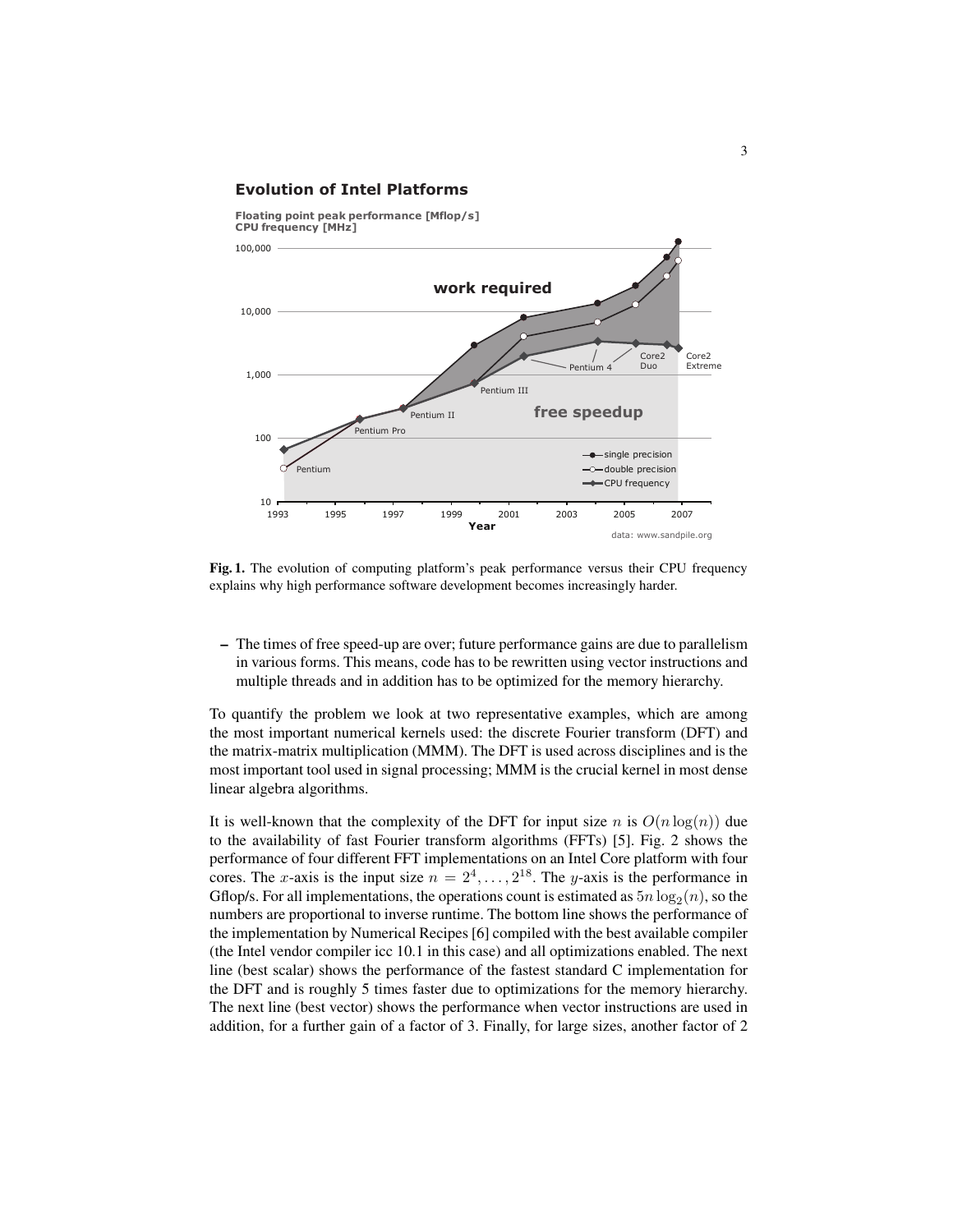**Fig. 1.** The evolution of computing platform's peak performance versus their CPU frequency explains why high performance software development becomes increasingly harder.

– The times of free speed-up are over; future performance gains are due to parallelism in various forms. This means, code has to be rewritten using vector instructions and multiple threads and in addition has to be optimized for the memory hierarchy.

To quantify the problem we look at two representative examples, which are among the most important numerical kernels used: the discrete Fourier transform (DFT) and the matrix-matrix multiplication (MMM). The DFT is used across disciplines and is the most important tool used in signal processing; MMM is the crucial kernel in most dense linear algebra algorithms.

It is well-known that the complexity of the DFT for input size $n$ is $O(n \log(n))$ due to the availability of fast Fourier transform algorithms (FFTs) [5]. Fig. 2 shows the performance of four different FFT implementations on an Intel Core platform with four cores. The $x$-axis is the input size $n = 2^4, \ldots, 2^{18}$. The $y$-axis is the performance in Gflop/s. For all implementations, the operations count is estimated as $5n \log_2(n)$, so the numbers are proportional to inverse runtime. The bottom line shows the performance of the implementation by Numerical Recipes [6] compiled with the best available compiler (the Intel vendor compiler icc 10.1 in this case) and all optimizations enabled. The next line (best scalar) shows the performance of the fastest standard C implementation for the DFT and is roughly 5 times faster due to optimizations for the memory hierarchy. The next line (best vector) shows the performance when vector instructions are used in addition, for a further gain of a factor of 3. Finally, for large sizes, another factor of 2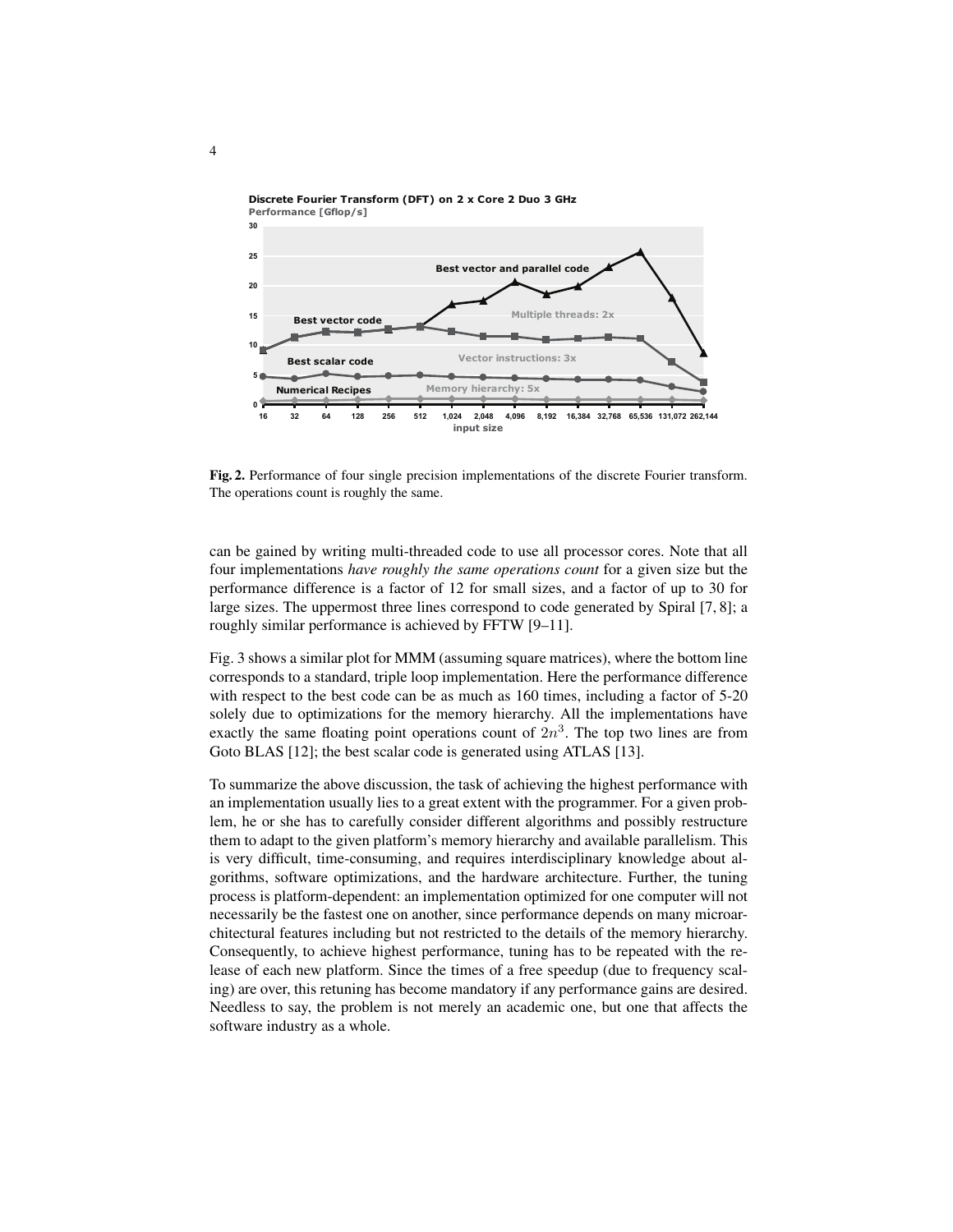**Fig. 2.** Performance of four single precision implementations of the discrete Fourier transform. The operations count is roughly the same.

can be gained by writing multi-threaded code to use all processor cores. Note that all four implementations *have roughly the same operations count* for a given size but the performance difference is a factor of 12 for small sizes, and a factor of up to 30 for large sizes. The uppermost three lines correspond to code generated by Spiral [7, 8]; a roughly similar performance is achieved by FFTW [9–11].

Fig. 3 shows a similar plot for MMM (assuming square matrices), where the bottom line corresponds to a standard, triple loop implementation. Here the performance difference with respect to the best code can be as much as 160 times, including a factor of 5-20 solely due to optimizations for the memory hierarchy. All the implementations have exactly the same floating point operations count of $2n^3$. The top two lines are from Goto BLAS [12]; the best scalar code is generated using ATLAS [13].

To summarize the above discussion, the task of achieving the highest performance with an implementation usually lies to a great extent with the programmer. For a given problem, he or she has to carefully consider different algorithms and possibly restructure them to adapt to the given platform's memory hierarchy and available parallelism. This is very difficult, time-consuming, and requires interdisciplinary knowledge about algorithms, software optimizations, and the hardware architecture. Further, the tuning process is platform-dependent: an implementation optimized for one computer will not necessarily be the fastest one on another, since performance depends on many microarchitectural features including but not restricted to the details of the memory hierarchy. Consequently, to achieve highest performance, tuning has to be repeated with the release of each new platform. Since the times of a free speedup (due to frequency scaling) are over, this retuning has become mandatory if any performance gains are desired. Needless to say, the problem is not merely an academic one, but one that affects the software industry as a whole.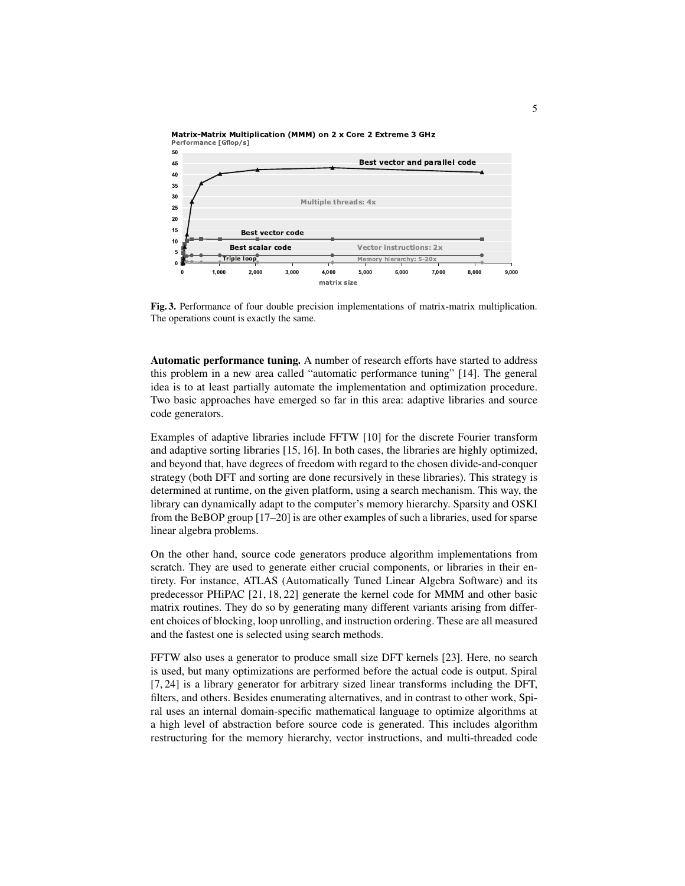**Fig. 3.** Performance of four double precision implementations of matrix-matrix multiplication. The operations count is exactly the same.

**Automatic performance tuning.** A number of research efforts have started to address this problem in a new area called "automatic performance tuning" [14]. The general idea is to at least partially automate the implementation and optimization procedure. Two basic approaches have emerged so far in this area: adaptive libraries and source code generators.

Examples of adaptive libraries include FFTW [10] for the discrete Fourier transform and adaptive sorting libraries [15, 16]. In both cases, the libraries are highly optimized, and beyond that, have degrees of freedom with regard to the chosen divide-and-conquer strategy (both DFT and sorting are done recursively in these libraries). This strategy is determined at runtime, on the given platform, using a search mechanism. This way, the library can dynamically adapt to the computer's memory hierarchy. Sparsity and OSKI from the BeBOP group [17–20] is are other examples of such a libraries, used for sparse linear algebra problems.

On the other hand, source code generators produce algorithm implementations from scratch. They are used to generate either crucial components, or libraries in their entirety. For instance, ATLAS (Automatically Tuned Linear Algebra Software) and its predecessor PHiPAC [21, 18, 22] generate the kernel code for MMM and other basic matrix routines. They do so by generating many different variants arising from different choices of blocking, loop unrolling, and instruction ordering. These are all measured and the fastest one is selected using search methods.

FFTW also uses a generator to produce small size DFT kernels [23]. Here, no search is used, but many optimizations are performed before the actual code is output. Spiral [7, 24] is a library generator for arbitrary sized linear transforms including the DFT, filters, and others. Besides enumerating alternatives, and in contrast to other work, Spiral uses an internal domain-specific mathematical language to optimize algorithms at a high level of abstraction before source code is generated. This includes algorithm restructuring for the memory hierarchy, vector instructions, and multi-threaded code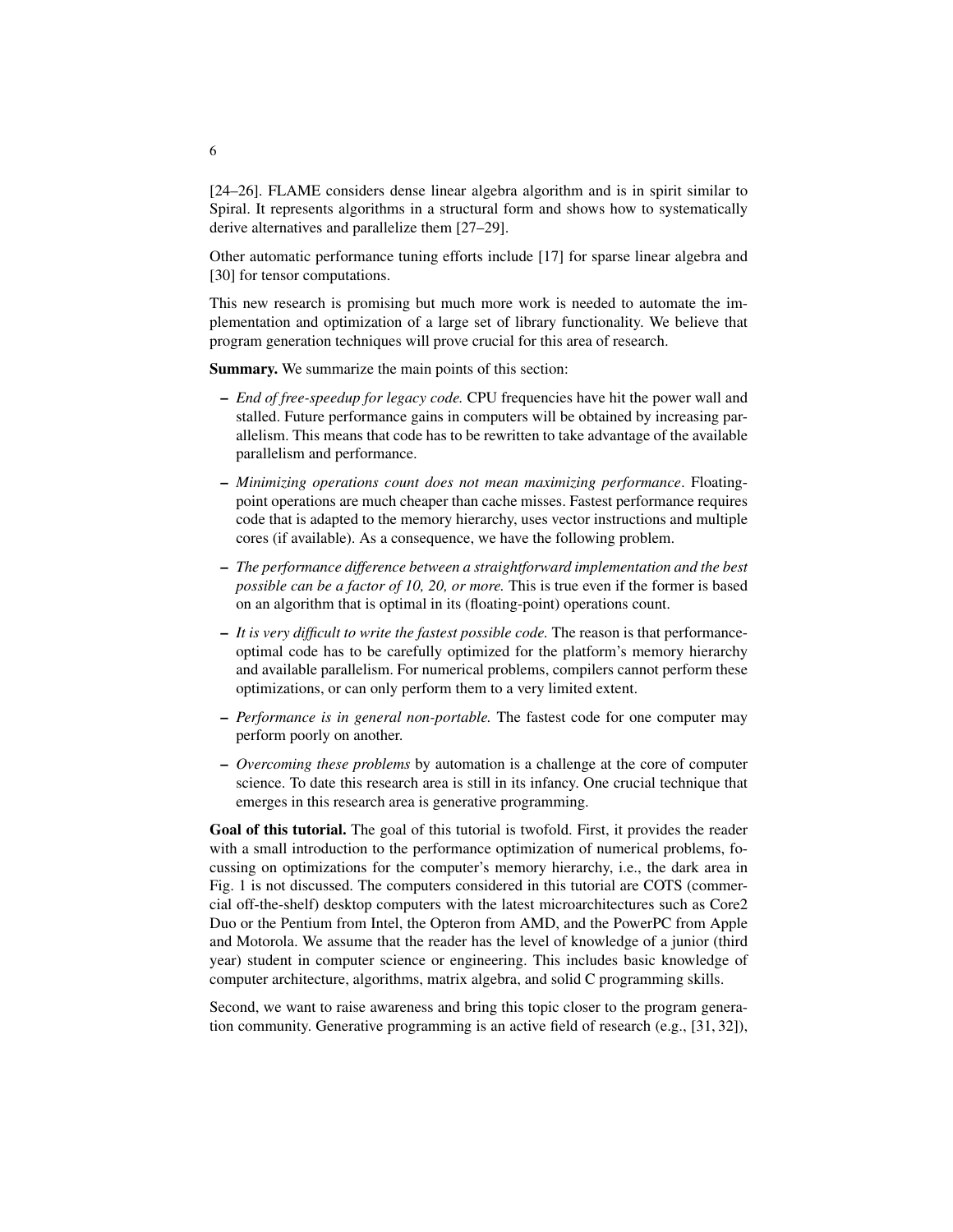[24–26]. FLAME considers dense linear algebra algorithm and is in spirit similar to Spiral. It represents algorithms in a structural form and shows how to systematically derive alternatives and parallelize them [27–29].

Other automatic performance tuning efforts include [17] for sparse linear algebra and [30] for tensor computations.

This new research is promising but much more work is needed to automate the implementation and optimization of a large set of library functionality. We believe that program generation techniques will prove crucial for this area of research.

**Summary.** We summarize the main points of this section:

- *End of free-speedup for legacy code.* CPU frequencies have hit the power wall and stalled. Future performance gains in computers will be obtained by increasing parallelism. This means that code has to be rewritten to take advantage of the available parallelism and performance.
- *Minimizing operations count does not mean maximizing performance*. Floating-point operations are much cheaper than cache misses. Fastest performance requires code that is adapted to the memory hierarchy, uses vector instructions and multiple cores (if available). As a consequence, we have the following problem.
- *The performance difference between a straightforward implementation and the best possible can be a factor of 10, 20, or more.* This is true even if the former is based on an algorithm that is optimal in its (floating-point) operations count.
- *It is very difficult to write the fastest possible code.* The reason is that performance-optimal code has to be carefully optimized for the platform's memory hierarchy and available parallelism. For numerical problems, compilers cannot perform these optimizations, or can only perform them to a very limited extent.
- *Performance is in general non-portable.* The fastest code for one computer may perform poorly on another.
- *Overcoming these problems* by automation is a challenge at the core of computer science. To date this research area is still in its infancy. One crucial technique that emerges in this research area is generative programming.

**Goal of this tutorial.** The goal of this tutorial is twofold. First, it provides the reader with a small introduction to the performance optimization of numerical problems, focussing on optimizations for the computer's memory hierarchy, i.e., the dark area in Fig. 1 is not discussed. The computers considered in this tutorial are COTS (commercial off-the-shelf) desktop computers with the latest microarchitectures such as Core2 Duo or the Pentium from Intel, the Opteron from AMD, and the PowerPC from Apple and Motorola. We assume that the reader has the level of knowledge of a junior (third year) student in computer science or engineering. This includes basic knowledge of computer architecture, algorithms, matrix algebra, and solid C programming skills.

Second, we want to raise awareness and bring this topic closer to the program generation community. Generative programming is an active field of research (e.g., [31, 32]),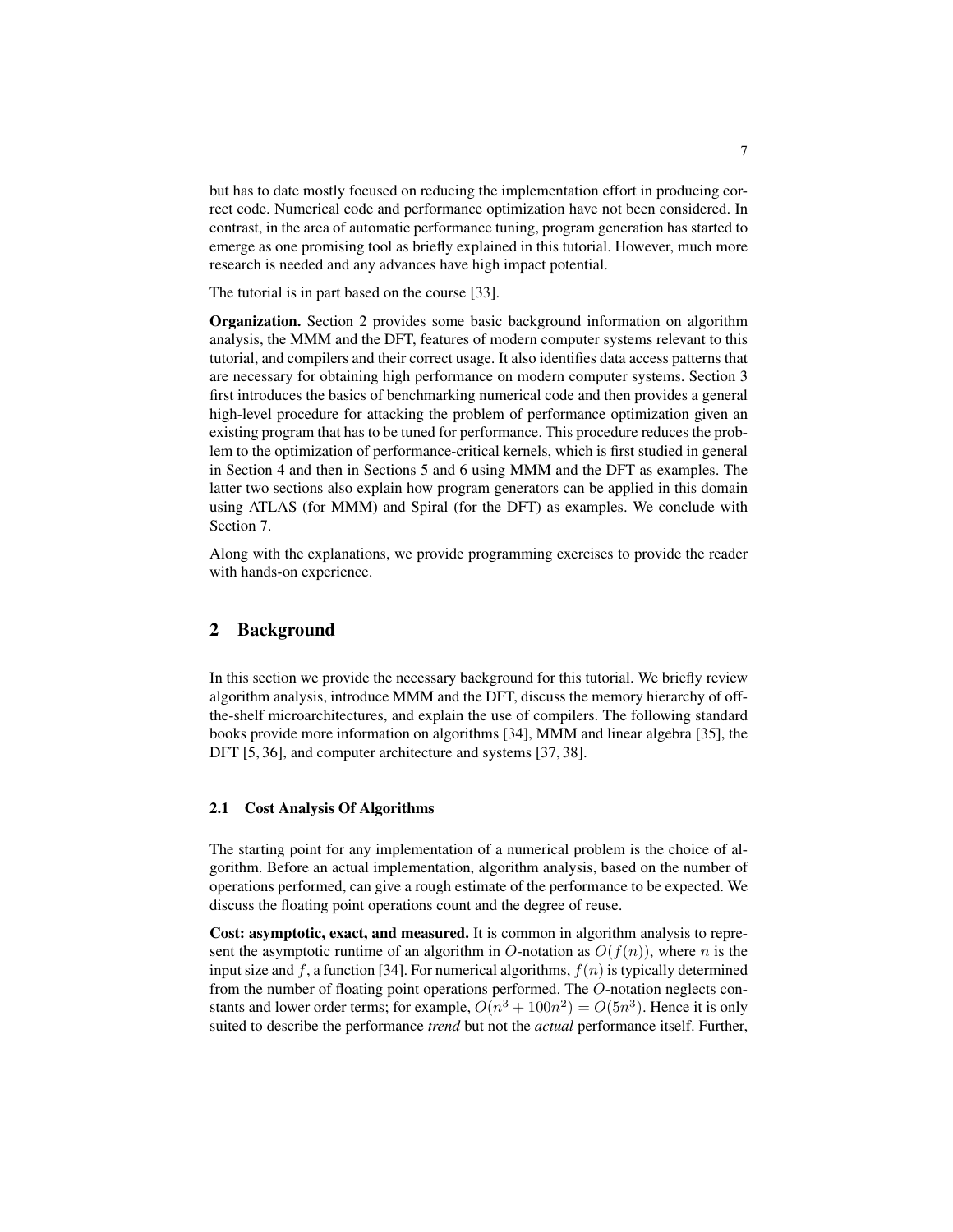but has to date mostly focused on reducing the implementation effort in producing correct code. Numerical code and performance optimization have not been considered. In contrast, in the area of automatic performance tuning, program generation has started to emerge as one promising tool as briefly explained in this tutorial. However, much more research is needed and any advances have high impact potential.

The tutorial is in part based on the course [33].

**Organization.** Section 2 provides some basic background information on algorithm analysis, the MMM and the DFT, features of modern computer systems relevant to this tutorial, and compilers and their correct usage. It also identifies data access patterns that are necessary for obtaining high performance on modern computer systems. Section 3 first introduces the basics of benchmarking numerical code and then provides a general high-level procedure for attacking the problem of performance optimization given an existing program that has to be tuned for performance. This procedure reduces the problem to the optimization of performance-critical kernels, which is first studied in general in Section 4 and then in Sections 5 and 6 using MMM and the DFT as examples. The latter two sections also explain how program generators can be applied in this domain using ATLAS (for MMM) and Spiral (for the DFT) as examples. We conclude with Section 7.

Along with the explanations, we provide programming exercises to provide the reader with hands-on experience.

## 2 Background

In this section we provide the necessary background for this tutorial. We briefly review algorithm analysis, introduce MMM and the DFT, discuss the memory hierarchy of off-the-shelf microarchitectures, and explain the use of compilers. The following standard books provide more information on algorithms [34], MMM and linear algebra [35], the DFT [5, 36], and computer architecture and systems [37, 38].

### 2.1 Cost Analysis Of Algorithms

The starting point for any implementation of a numerical problem is the choice of algorithm. Before an actual implementation, algorithm analysis, based on the number of operations performed, can give a rough estimate of the performance to be expected. We discuss the floating point operations count and the degree of reuse.

**Cost: asymptotic, exact, and measured.** It is common in algorithm analysis to represent the asymptotic runtime of an algorithm in $O$-notation as $O(f(n))$, where $n$ is the input size and $f$, a function [34]. For numerical algorithms, $f(n)$ is typically determined from the number of floating point operations performed. The $O$-notation neglects constants and lower order terms; for example, $O(n^3 + 100n^2) = O(5n^3)$. Hence it is only suited to describe the performance *trend* but not the *actual* performance itself. Further,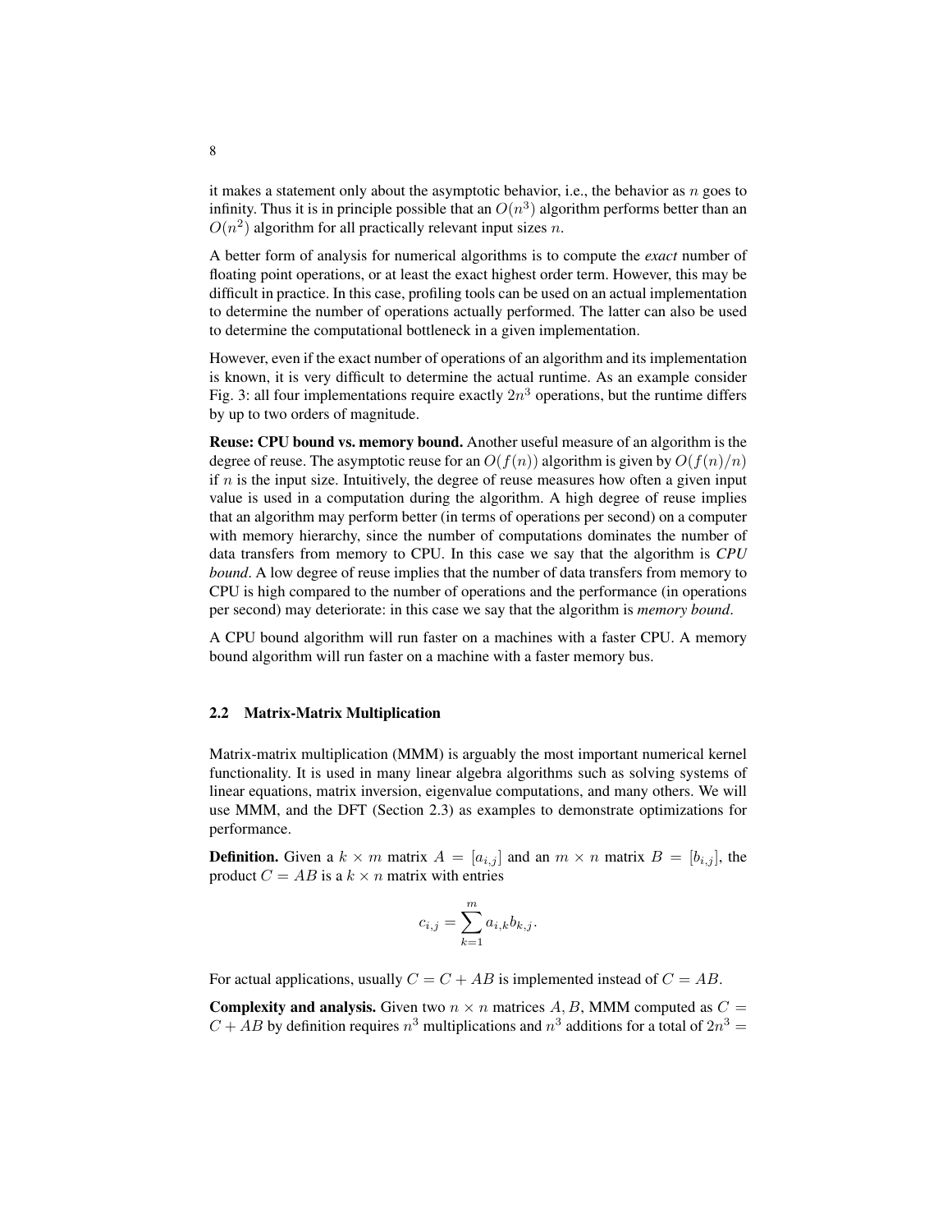it makes a statement only about the asymptotic behavior, i.e., the behavior as $n$ goes to infinity. Thus it is in principle possible that an $O(n^3)$ algorithm performs better than an $O(n^2)$ algorithm for all practically relevant input sizes $n$.

A better form of analysis for numerical algorithms is to compute the *exact* number of floating point operations, or at least the exact highest order term. However, this may be difficult in practice. In this case, profiling tools can be used on an actual implementation to determine the number of operations actually performed. The latter can also be used to determine the computational bottleneck in a given implementation.

However, even if the exact number of operations of an algorithm and its implementation is known, it is very difficult to determine the actual runtime. As an example consider Fig. 3: all four implementations require exactly $2n^3$ operations, but the runtime differs by up to two orders of magnitude.

**Reuse: CPU bound vs. memory bound.** Another useful measure of an algorithm is the degree of reuse. The asymptotic reuse for an $O(f(n))$ algorithm is given by $O(f(n)/n)$ if $n$ is the input size. Intuitively, the degree of reuse measures how often a given input value is used in a computation during the algorithm. A high degree of reuse implies that an algorithm may perform better (in terms of operations per second) on a computer with memory hierarchy, since the number of computations dominates the number of data transfers from memory to CPU. In this case we say that the algorithm is *CPU bound*. A low degree of reuse implies that the number of data transfers from memory to CPU is high compared to the number of operations and the performance (in operations per second) may deteriorate: in this case we say that the algorithm is *memory bound*.

A CPU bound algorithm will run faster on a machines with a faster CPU. A memory bound algorithm will run faster on a machine with a faster memory bus.

## 2.2 Matrix-Matrix Multiplication

Matrix-matrix multiplication (MMM) is arguably the most important numerical kernel functionality. It is used in many linear algebra algorithms such as solving systems of linear equations, matrix inversion, eigenvalue computations, and many others. We will use MMM, and the DFT (Section 2.3) as examples to demonstrate optimizations for performance.

**Definition.** Given a $k \times m$ matrix $A = [a_{i,j}]$ and an $m \times n$ matrix $B = [b_{i,j}]$, the product $C = AB$ is a $k \times n$ matrix with entries

$$c_{i,j} = \sum_{k=1}^{m} a_{i,k} b_{k,j}.$$

For actual applications, usually $C = C + AB$ is implemented instead of $C = AB$.

**Complexity and analysis.** Given two $n \times n$ matrices $A, B$, MMM computed as $C = C + AB$ by definition requires $n^3$ multiplications and $n^3$ additions for a total of $2n^3 =$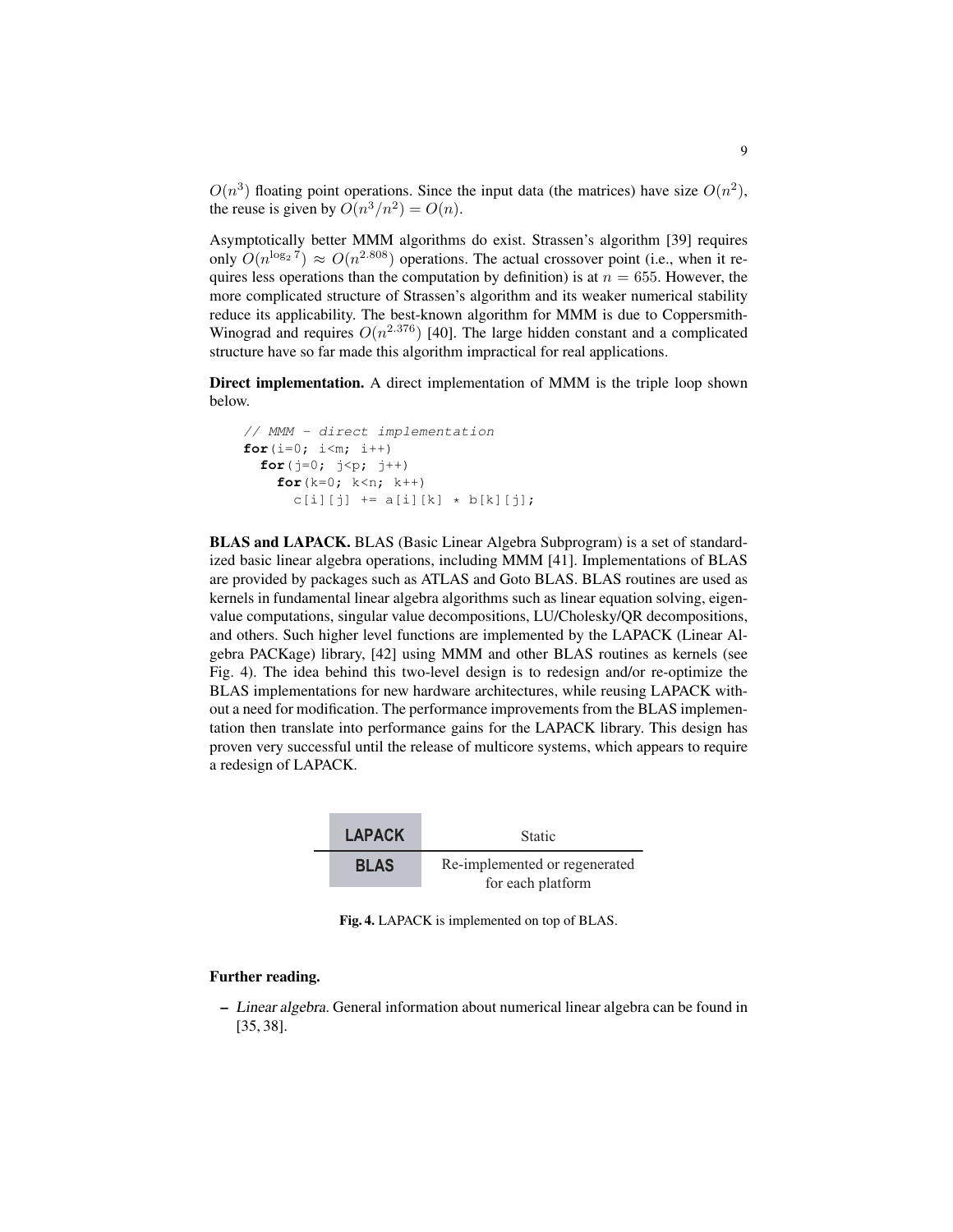$O(n^3)$ floating point operations. Since the input data (the matrices) have size $O(n^2)$, the reuse is given by $O(n^3/n^2) = O(n)$.

Asymptotically better MMM algorithms do exist. Strassen's algorithm [39] requires only $O(n^{\log_2 7}) \approx O(n^{2.808})$ operations. The actual crossover point (i.e., when it requires less operations than the computation by definition) is at $n = 655$. However, the more complicated structure of Strassen's algorithm and its weaker numerical stability reduce its applicability. The best-known algorithm for MMM is due to Coppersmith-Winograd and requires $O(n^{2.376})$ [40]. The large hidden constant and a complicated structure have so far made this algorithm impractical for real applications.

**Direct implementation.** A direct implementation of MMM is the triple loop shown below.

```
// MMM - direct implementation
for(i=0; i<m; i++)
  for(j=0; j<p; j++)
    for(k=0; k<n; k++)
      c[i][j] += a[i][k] * b[k][j];
```

**BLAS and LAPACK.** BLAS (Basic Linear Algebra Subprogram) is a set of standardized basic linear algebra operations, including MMM [41]. Implementations of BLAS are provided by packages such as ATLAS and Goto BLAS. BLAS routines are used as kernels in fundamental linear algebra algorithms such as linear equation solving, eigenvalue computations, singular value decompositions, LU/Cholesky/QR decompositions, and others. Such higher level functions are implemented by the LAPACK (Linear Algebra PACKage) library, [42] using MMM and other BLAS routines as kernels (see Fig. 4). The idea behind this two-level design is to redesign and/or re-optimize the BLAS implementations for new hardware architectures, while reusing LAPACK without a need for modification. The performance improvements from the BLAS implementation then translate into performance gains for the LAPACK library. This design has proven very successful until the release of multicore systems, which appears to require a redesign of LAPACK.

| LAPACK | Static |
|---|---|
| BLAS | Re-implemented or regenerated for each platform |

**Fig. 4.** LAPACK is implemented on top of BLAS.

**Further reading.**

- *Linear algebra.* General information about numerical linear algebra can be found in [35, 38].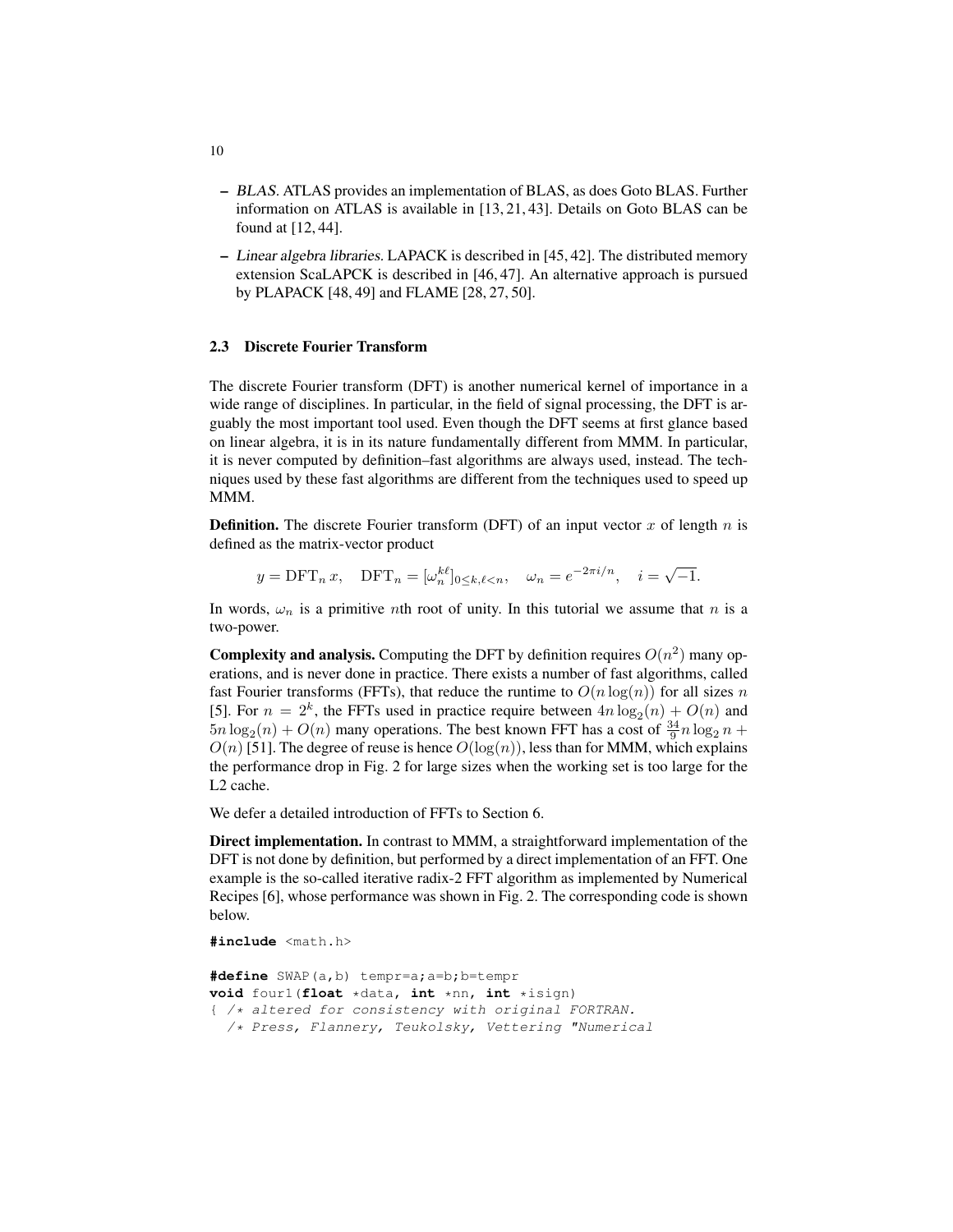– *BLAS.* ATLAS provides an implementation of BLAS, as does Goto BLAS. Further information on ATLAS is available in [13, 21, 43]. Details on Goto BLAS can be found at [12, 44].

– *Linear algebra libraries.* LAPACK is described in [45, 42]. The distributed memory extension ScaLAPCK is described in [46, 47]. An alternative approach is pursued by PLAPACK [48, 49] and FLAME [28, 27, 50].

### 2.3 Discrete Fourier Transform

The discrete Fourier transform (DFT) is another numerical kernel of importance in a wide range of disciplines. In particular, in the field of signal processing, the DFT is arguably the most important tool used. Even though the DFT seems at first glance based on linear algebra, it is in its nature fundamentally different from MMM. In particular, it is never computed by definition–fast algorithms are always used, instead. The techniques used by these fast algorithms are different from the techniques used to speed up MMM.

**Definition.** The discrete Fourier transform (DFT) of an input vector $x$ of length $n$ is defined as the matrix-vector product

$$y = \mathrm{DFT}_n\, x, \quad \mathrm{DFT}_n = [\omega_n^{k\ell}]_{0 \le k,\ell < n}, \quad \omega_n = e^{-2\pi i/n}, \quad i = \sqrt{-1}.$$

In words, $\omega_n$ is a primitive $n$th root of unity. In this tutorial we assume that $n$ is a two-power.

**Complexity and analysis.** Computing the DFT by definition requires $O(n^2)$ many operations, and is never done in practice. There exists a number of fast algorithms, called fast Fourier transforms (FFTs), that reduce the runtime to $O(n \log(n))$ for all sizes $n$ [5]. For $n = 2^k$, the FFTs used in practice require between $4n \log_2(n) + O(n)$ and $5n \log_2(n) + O(n)$ many operations. The best known FFT has a cost of $\frac{34}{9} n \log_2 n + O(n)$ [51]. The degree of reuse is hence $O(\log(n))$, less than for MMM, which explains the performance drop in Fig. 2 for large sizes when the working set is too large for the L2 cache.

We defer a detailed introduction of FFTs to Section 6.

**Direct implementation.** In contrast to MMM, a straightforward implementation of the DFT is not done by definition, but performed by a direct implementation of an FFT. One example is the so-called iterative radix-2 FFT algorithm as implemented by Numerical Recipes [6], whose performance was shown in Fig. 2. The corresponding code is shown below.

```
#include <math.h>

#define SWAP(a,b) tempr=a;a=b;b=tempr
void four1(float *data, int *nn, int *isign)
{ /* altered for consistency with original FORTRAN.
  /* Press, Flannery, Teukolsky, Vettering "Numerical
```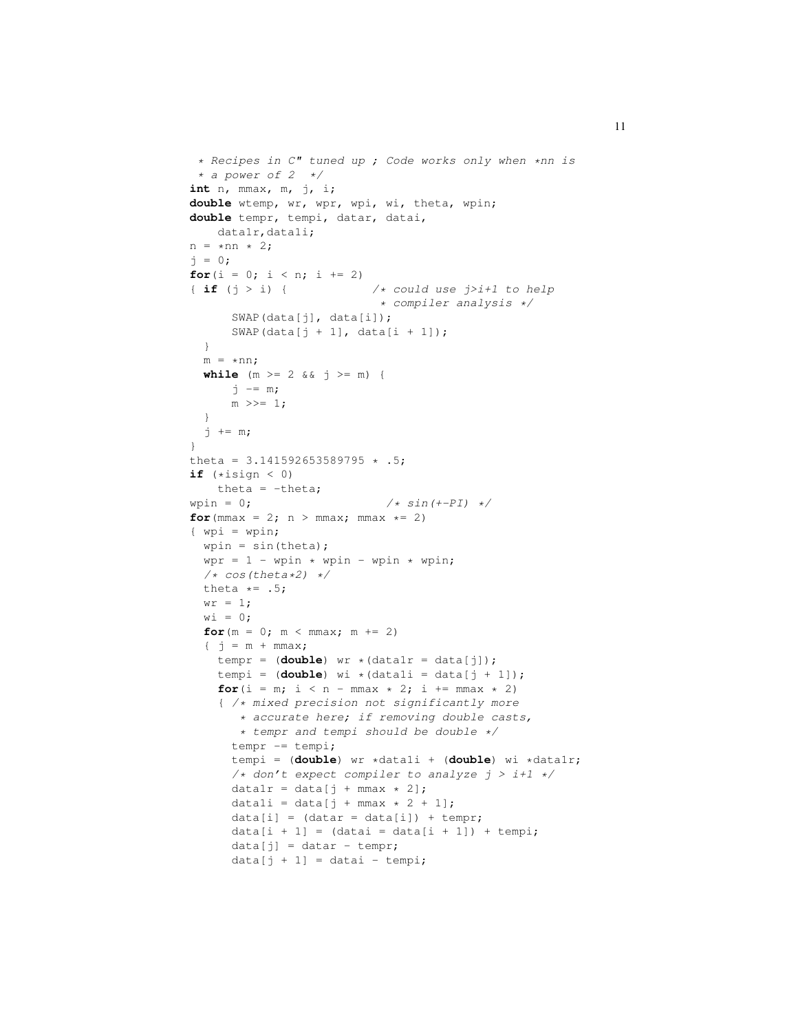```
 * Recipes in C" tuned up ; Code works only when *nn is
 * a power of 2  */
int n, mmax, m, j, i;
double wtemp, wr, wpr, wpi, wi, theta, wpin;
double tempr, tempi, datar, datai,
    data1r,data1i;
n = *nn * 2;
j = 0;
for(i = 0; i < n; i += 2)
{ if (j > i) {              /* could use j>i+1 to help
                             * compiler analysis */
      SWAP(data[j], data[i]);
      SWAP(data[j + 1], data[i + 1]);
  }
  m = *nn;
  while (m >= 2 && j >= m) {
      j -= m;
      m >>= 1;
  }
  j += m;
}
theta = 3.141592653589795 * .5;
if (*isign < 0)
    theta = -theta;
wpin = 0;                   /* sin(+-PI) */
for(mmax = 2; n > mmax; mmax *= 2)
{ wpi = wpin;
  wpin = sin(theta);
  wpr = 1 - wpin * wpin - wpin * wpin;
  /* cos(theta*2) */
  theta *= .5;
  wr = 1;
  wi = 0;
  for(m = 0; m < mmax; m += 2)
  { j = m + mmax;
    tempr = (double) wr *(data1r = data[j]);
    tempi = (double) wi *(data1i = data[j + 1]);
    for(i = m; i < n - mmax * 2; i += mmax * 2)
    { /* mixed precision not significantly more
       * accurate here; if removing double casts,
       * tempr and tempi should be double */
      tempr -= tempi;
      tempi = (double) wr *data1i + (double) wi *data1r;
      /* don't expect compiler to analyze j > i+1 */
      data1r = data[j + mmax * 2];
      data1i = data[j + mmax * 2 + 1];
      data[i] = (datar = data[i]) + tempr;
      data[i + 1] = (datai = data[i + 1]) + tempi;
      data[j] = datar - tempr;
      data[j + 1] = datai - tempi;
```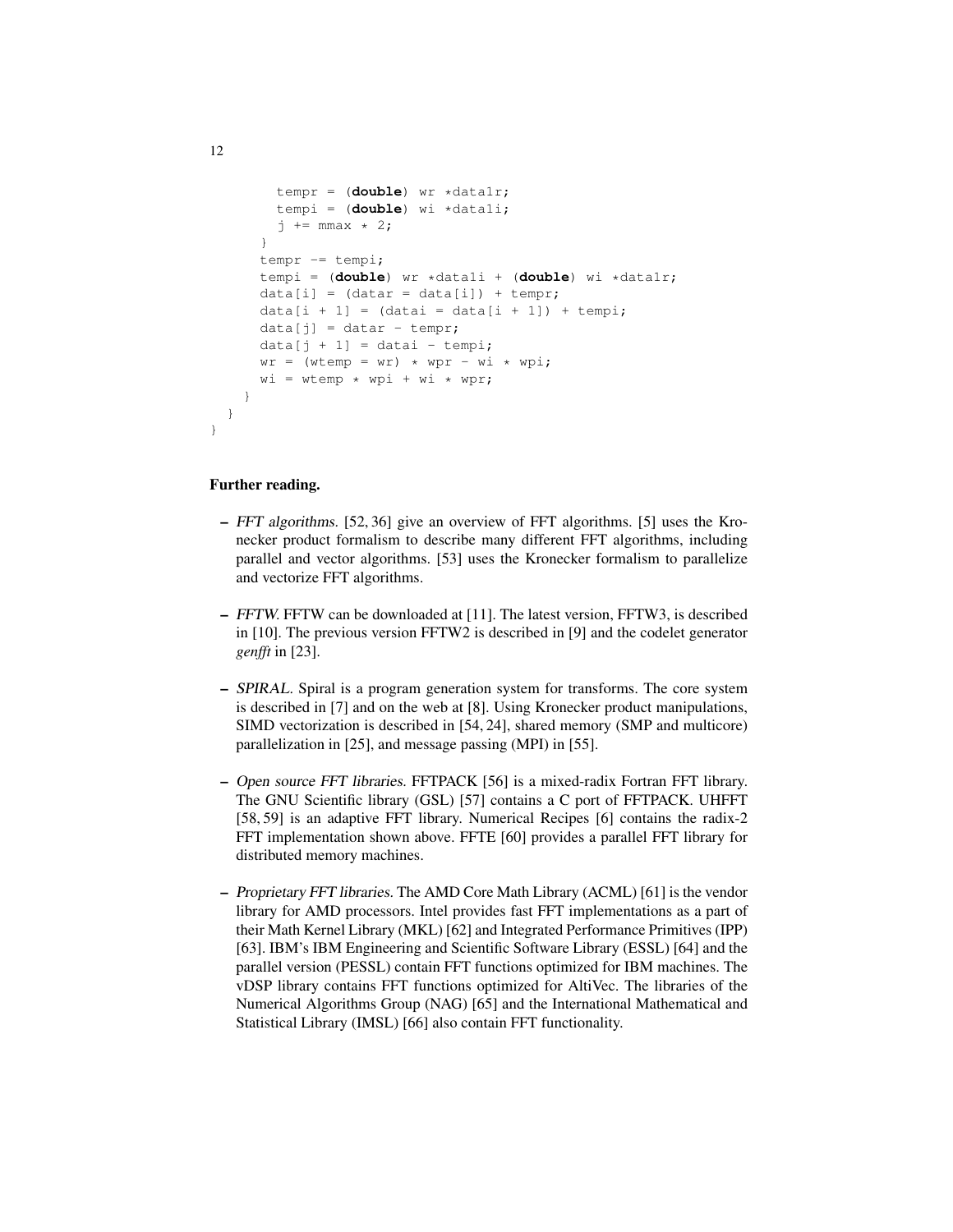```
        tempr = (double) wr *data1r;
        tempi = (double) wi *data1i;
        j += mmax * 2;
      }
      tempr -= tempi;
      tempi = (double) wr *data1i + (double) wi *data1r;
      data[i] = (datar = data[i]) + tempr;
      data[i + 1] = (datai = data[i + 1]) + tempi;
      data[j] = datar - tempr;
      data[j + 1] = datai - tempi;
      wr = (wtemp = wr) * wpr - wi * wpi;
      wi = wtemp * wpi + wi * wpr;
    }
  }
}
```

**Further reading.**

- *FFT algorithms.* [52, 36] give an overview of FFT algorithms. [5] uses the Kronecker product formalism to describe many different FFT algorithms, including parallel and vector algorithms. [53] uses the Kronecker formalism to parallelize and vectorize FFT algorithms.

- *FFTW.* FFTW can be downloaded at [11]. The latest version, FFTW3, is described in [10]. The previous version FFTW2 is described in [9] and the codelet generator *genfft* in [23].

- *SPIRAL.* Spiral is a program generation system for transforms. The core system is described in [7] and on the web at [8]. Using Kronecker product manipulations, SIMD vectorization is described in [54, 24], shared memory (SMP and multicore) parallelization in [25], and message passing (MPI) in [55].

- *Open source FFT libraries.* FFTPACK [56] is a mixed-radix Fortran FFT library. The GNU Scientific library (GSL) [57] contains a C port of FFTPACK. UHFFT [58, 59] is an adaptive FFT library. Numerical Recipes [6] contains the radix-2 FFT implementation shown above. FFTE [60] provides a parallel FFT library for distributed memory machines.

- *Proprietary FFT libraries.* The AMD Core Math Library (ACML) [61] is the vendor library for AMD processors. Intel provides fast FFT implementations as a part of their Math Kernel Library (MKL) [62] and Integrated Performance Primitives (IPP) [63]. IBM's IBM Engineering and Scientific Software Library (ESSL) [64] and the parallel version (PESSL) contain FFT functions optimized for IBM machines. The vDSP library contains FFT functions optimized for AltiVec. The libraries of the Numerical Algorithms Group (NAG) [65] and the International Mathematical and Statistical Library (IMSL) [66] also contain FFT functionality.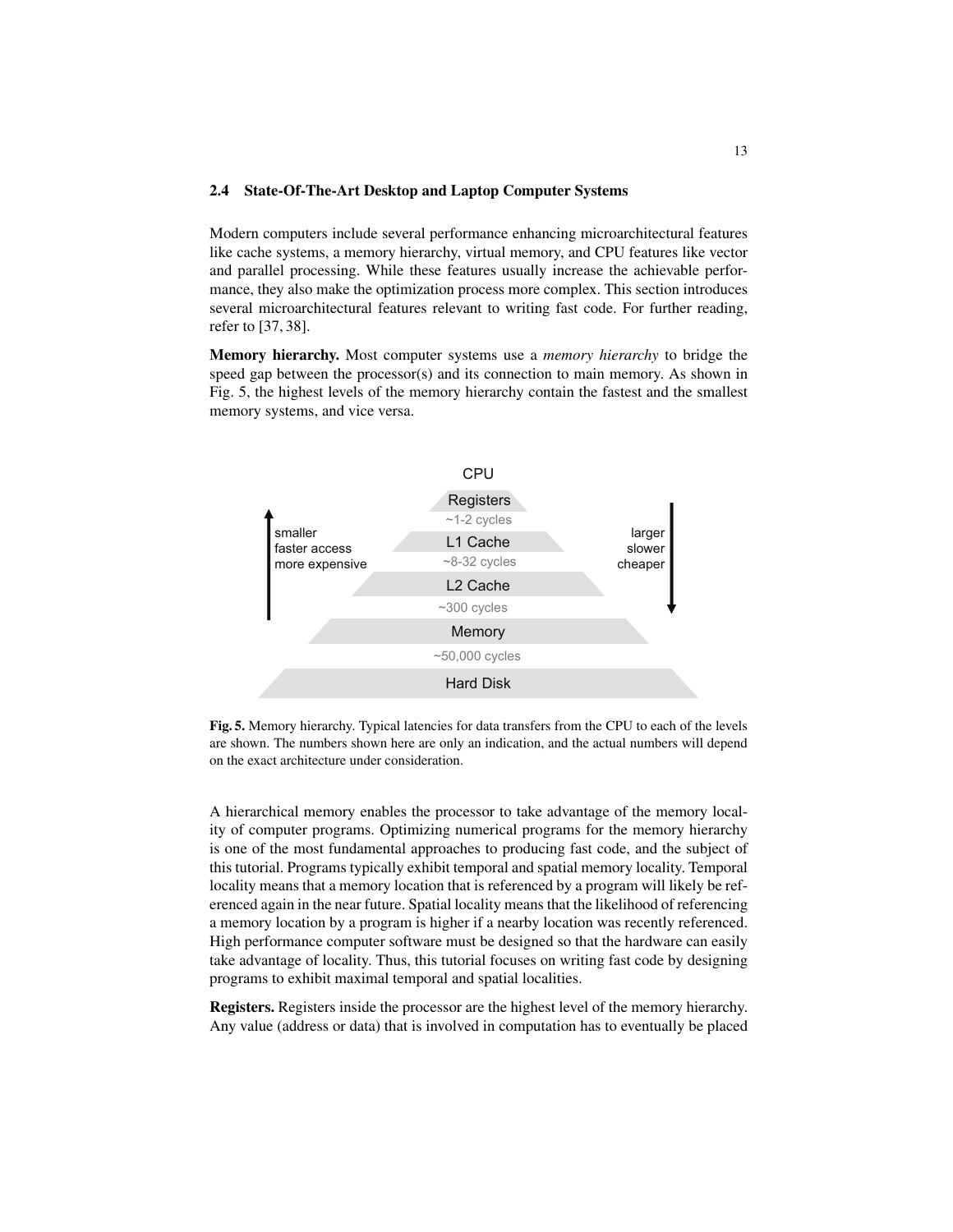## 2.4 State-Of-The-Art Desktop and Laptop Computer Systems

Modern computers include several performance enhancing microarchitectural features like cache systems, a memory hierarchy, virtual memory, and CPU features like vector and parallel processing. While these features usually increase the achievable performance, they also make the optimization process more complex. This section introduces several microarchitectural features relevant to writing fast code. For further reading, refer to [37, 38].

**Memory hierarchy.** Most computer systems use a *memory hierarchy* to bridge the speed gap between the processor(s) and its connection to main memory. As shown in Fig. 5, the highest levels of the memory hierarchy contain the fastest and the smallest memory systems, and vice versa.

CPU
Registers
~1-2 cycles
L1 Cache
~8-32 cycles
L2 Cache
~300 cycles
Memory
~50,000 cycles
Hard Disk
smaller
faster access
more expensive
larger
slower
cheaper

**Fig. 5.** Memory hierarchy. Typical latencies for data transfers from the CPU to each of the levels are shown. The numbers shown here are only an indication, and the actual numbers will depend on the exact architecture under consideration.

A hierarchical memory enables the processor to take advantage of the memory locality of computer programs. Optimizing numerical programs for the memory hierarchy is one of the most fundamental approaches to producing fast code, and the subject of this tutorial. Programs typically exhibit temporal and spatial memory locality. Temporal locality means that a memory location that is referenced by a program will likely be referenced again in the near future. Spatial locality means that the likelihood of referencing a memory location by a program is higher if a nearby location was recently referenced. High performance computer software must be designed so that the hardware can easily take advantage of locality. Thus, this tutorial focuses on writing fast code by designing programs to exhibit maximal temporal and spatial localities.

**Registers.** Registers inside the processor are the highest level of the memory hierarchy. Any value (address or data) that is involved in computation has to eventually be placed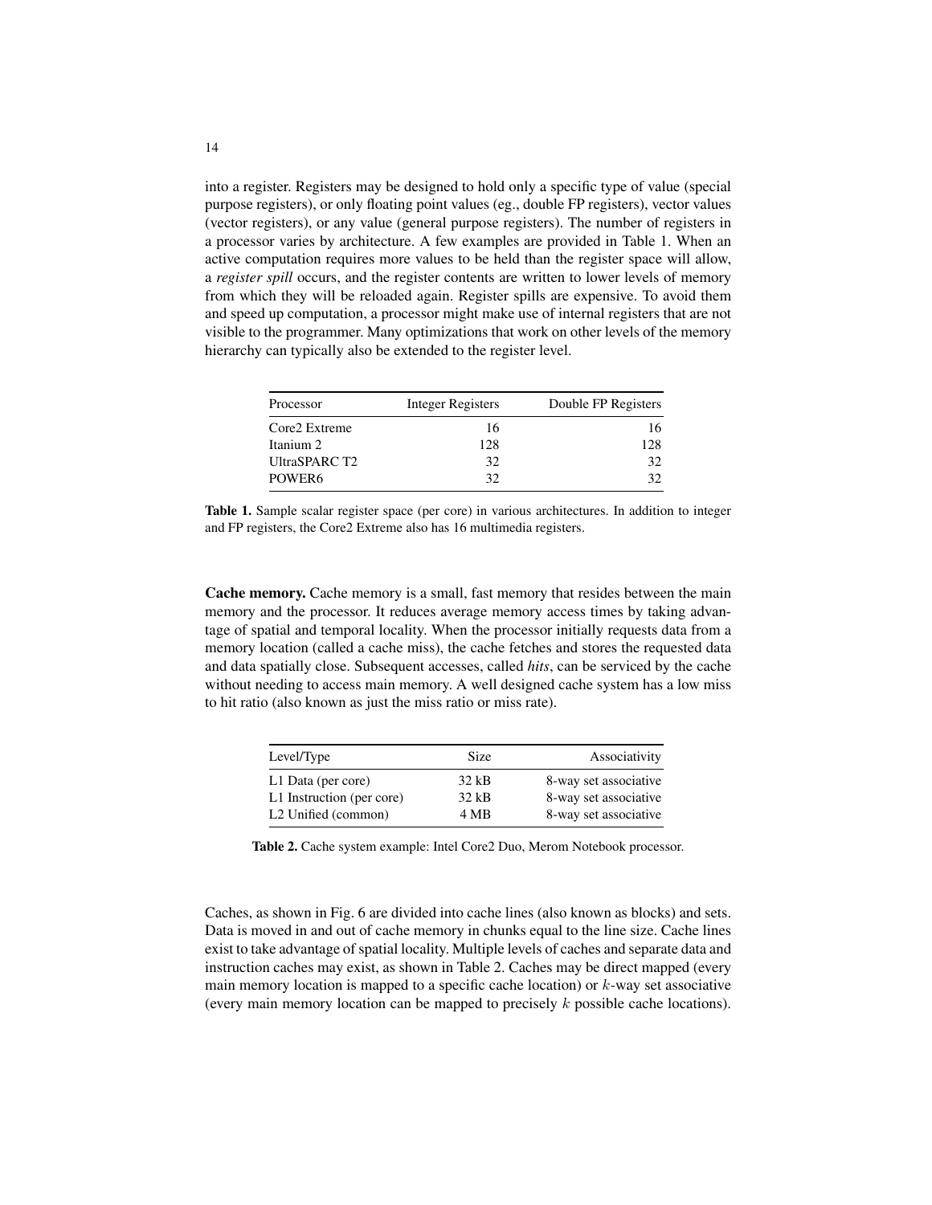into a register. Registers may be designed to hold only a specific type of value (special purpose registers), or only floating point values (eg., double FP registers), vector values (vector registers), or any value (general purpose registers). The number of registers in a processor varies by architecture. A few examples are provided in Table 1. When an active computation requires more values to be held than the register space will allow, a *register spill* occurs, and the register contents are written to lower levels of memory from which they will be reloaded again. Register spills are expensive. To avoid them and speed up computation, a processor might make use of internal registers that are not visible to the programmer. Many optimizations that work on other levels of the memory hierarchy can typically also be extended to the register level.

| Processor | Integer Registers | Double FP Registers |
|---|---|---|
| Core2 Extreme | 16 | 16 |
| Itanium 2 | 128 | 128 |
| UltraSPARC T2 | 32 | 32 |
| POWER6 | 32 | 32 |

**Table 1.** Sample scalar register space (per core) in various architectures. In addition to integer and FP registers, the Core2 Extreme also has 16 multimedia registers.

**Cache memory.** Cache memory is a small, fast memory that resides between the main memory and the processor. It reduces average memory access times by taking advantage of spatial and temporal locality. When the processor initially requests data from a memory location (called a cache miss), the cache fetches and stores the requested data and data spatially close. Subsequent accesses, called *hits*, can be serviced by the cache without needing to access main memory. A well designed cache system has a low miss to hit ratio (also known as just the miss ratio or miss rate).

| Level/Type | Size | Associativity |
|---|---|---|
| L1 Data (per core) | 32 kB | 8-way set associative |
| L1 Instruction (per core) | 32 kB | 8-way set associative |
| L2 Unified (common) | 4 MB | 8-way set associative |

**Table 2.** Cache system example: Intel Core2 Duo, Merom Notebook processor.

Caches, as shown in Fig. 6 are divided into cache lines (also known as blocks) and sets. Data is moved in and out of cache memory in chunks equal to the line size. Cache lines exist to take advantage of spatial locality. Multiple levels of caches and separate data and instruction caches may exist, as shown in Table 2. Caches may be direct mapped (every main memory location is mapped to a specific cache location) or $k$-way set associative (every main memory location can be mapped to precisely $k$ possible cache locations).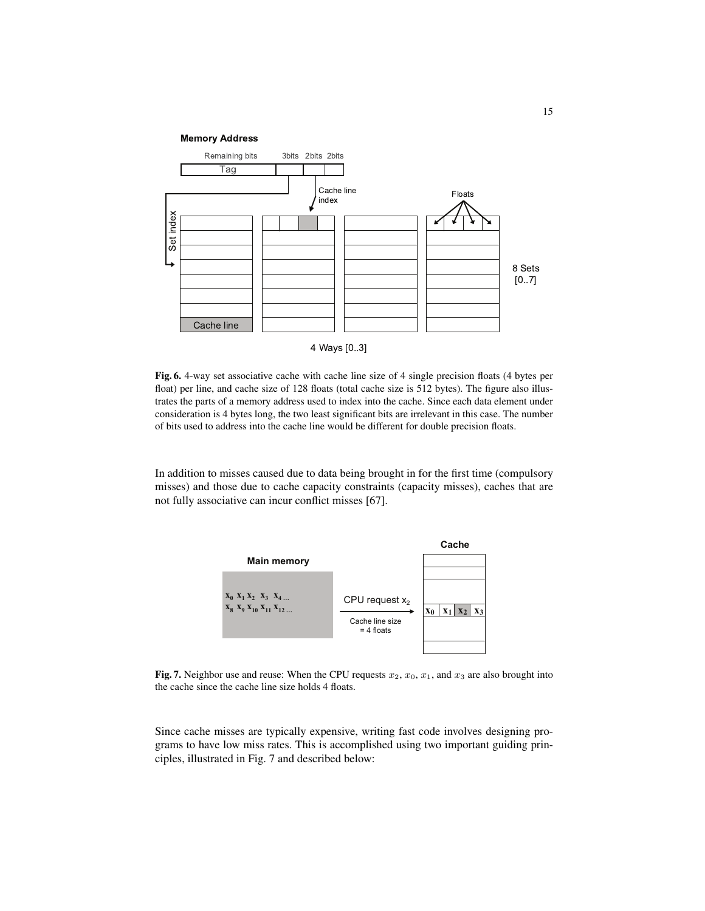**Fig. 6.** 4-way set associative cache with cache line size of 4 single precision floats (4 bytes per float) per line, and cache size of 128 floats (total cache size is 512 bytes). The figure also illustrates the parts of a memory address used to index into the cache. Since each data element under consideration is 4 bytes long, the two least significant bits are irrelevant in this case. The number of bits used to address into the cache line would be different for double precision floats.

In addition to misses caused due to data being brought in for the first time (compulsory misses) and those due to cache capacity constraints (capacity misses), caches that are not fully associative can incur conflict misses [67].

**Fig. 7.** Neighbor use and reuse: When the CPU requests $x_2$, $x_0$, $x_1$, and $x_3$ are also brought into the cache since the cache line size holds 4 floats.

Since cache misses are typically expensive, writing fast code involves designing programs to have low miss rates. This is accomplished using two important guiding principles, illustrated in Fig. 7 and described below: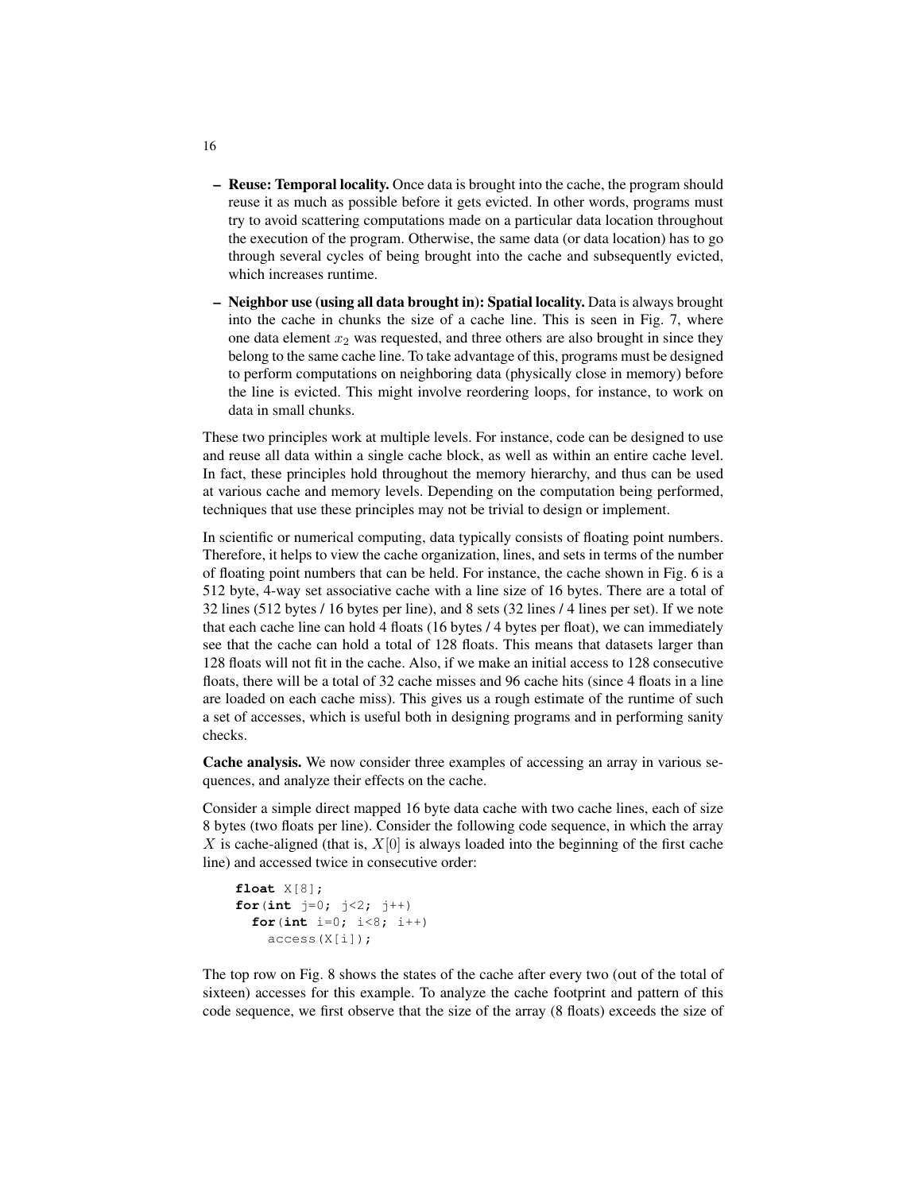- **Reuse: Temporal locality.** Once data is brought into the cache, the program should reuse it as much as possible before it gets evicted. In other words, programs must try to avoid scattering computations made on a particular data location throughout the execution of the program. Otherwise, the same data (or data location) has to go through several cycles of being brought into the cache and subsequently evicted, which increases runtime.
- **Neighbor use (using all data brought in): Spatial locality.** Data is always brought into the cache in chunks the size of a cache line. This is seen in Fig. 7, where one data element $x_2$ was requested, and three others are also brought in since they belong to the same cache line. To take advantage of this, programs must be designed to perform computations on neighboring data (physically close in memory) before the line is evicted. This might involve reordering loops, for instance, to work on data in small chunks.

These two principles work at multiple levels. For instance, code can be designed to use and reuse all data within a single cache block, as well as within an entire cache level. In fact, these principles hold throughout the memory hierarchy, and thus can be used at various cache and memory levels. Depending on the computation being performed, techniques that use these principles may not be trivial to design or implement.

In scientific or numerical computing, data typically consists of floating point numbers. Therefore, it helps to view the cache organization, lines, and sets in terms of the number of floating point numbers that can be held. For instance, the cache shown in Fig. 6 is a 512 byte, 4-way set associative cache with a line size of 16 bytes. There are a total of 32 lines (512 bytes / 16 bytes per line), and 8 sets (32 lines / 4 lines per set). If we note that each cache line can hold 4 floats (16 bytes / 4 bytes per float), we can immediately see that the cache can hold a total of 128 floats. This means that datasets larger than 128 floats will not fit in the cache. Also, if we make an initial access to 128 consecutive floats, there will be a total of 32 cache misses and 96 cache hits (since 4 floats in a line are loaded on each cache miss). This gives us a rough estimate of the runtime of such a set of accesses, which is useful both in designing programs and in performing sanity checks.

**Cache analysis.** We now consider three examples of accessing an array in various sequences, and analyze their effects on the cache.

Consider a simple direct mapped 16 byte data cache with two cache lines, each of size 8 bytes (two floats per line). Consider the following code sequence, in which the array $X$ is cache-aligned (that is, $X[0]$ is always loaded into the beginning of the first cache line) and accessed twice in consecutive order:

```
float X[8];
for(int j=0; j<2; j++)
  for(int i=0; i<8; i++)
    access(X[i]);
```

The top row on Fig. 8 shows the states of the cache after every two (out of the total of sixteen) accesses for this example. To analyze the cache footprint and pattern of this code sequence, we first observe that the size of the array (8 floats) exceeds the size of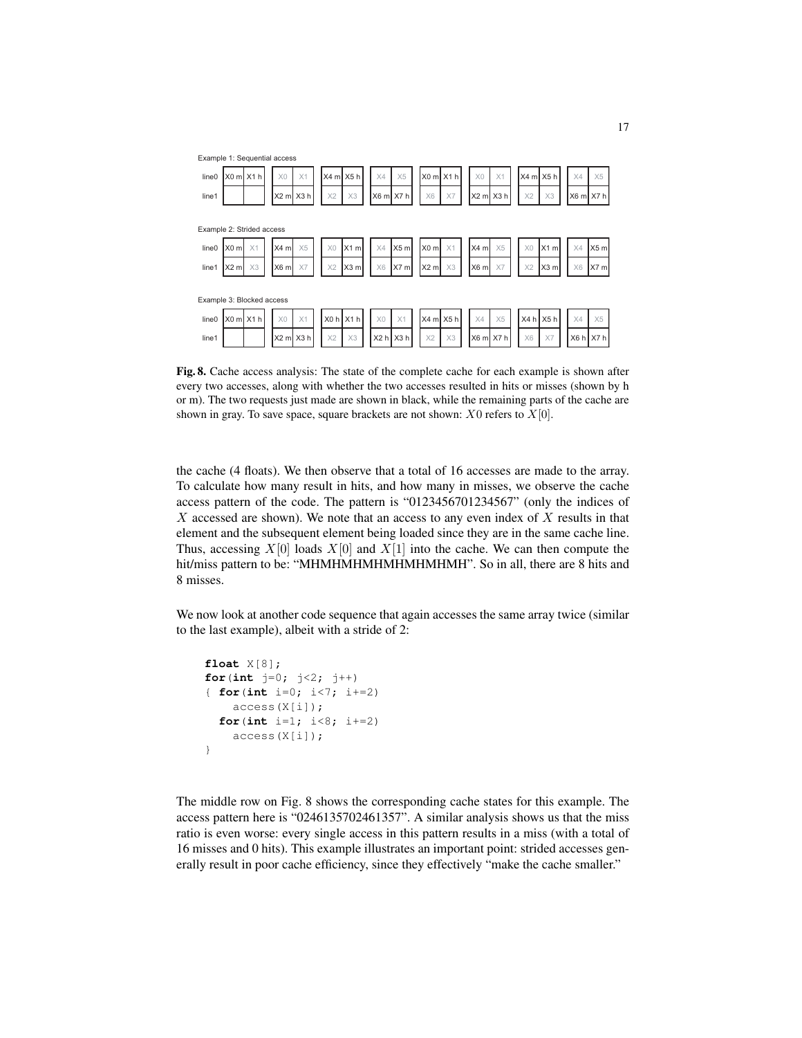Example 1: Sequential access

| | | | | | | | | |
|---|---|---|---|---|---|---|---|---|
| line0 | X0 m X1 h | X0 X1 | X4 m X5 h | X4 X5 | X0 m X1 h | X0 X1 | X4 m X5 h | X4 X5 |
| line1 | | X2 m X3 h | X2 X3 | X6 m X7 h | X6 X7 | X2 m X3 h | X2 X3 | X6 m X7 h |

Example 2: Strided access

| | | | | | | | | |
|---|---|---|---|---|---|---|---|---|
| line0 | X0 m X1 | X4 m X5 | X0 X1 m | X4 X5 m | X0 m X1 | X4 m X5 | X0 X1 m | X4 X5 m |
| line1 | X2 m X3 | X6 m X7 | X2 X3 m | X6 X7 m | X2 m X3 | X6 m X7 | X2 X3 m | X6 X7 m |

Example 3: Blocked access

| | | | | | | | | |
|---|---|---|---|---|---|---|---|---|
| line0 | X0 m X1 h | X0 X1 | X0 h X1 h | X0 X1 | X4 m X5 h | X4 X5 | X4 h X5 h | X4 X5 |
| line1 | | X2 m X3 h | X2 X3 | X2 h X3 h | X2 X3 | X6 m X7 h | X6 X7 | X6 h X7 h |

**Fig. 8.** Cache access analysis: The state of the complete cache for each example is shown after every two accesses, along with whether the two accesses resulted in hits or misses (shown by h or m). The two requests just made are shown in black, while the remaining parts of the cache are shown in gray. To save space, square brackets are not shown: $X0$ refers to $X[0]$.

the cache (4 floats). We then observe that a total of 16 accesses are made to the array. To calculate how many result in hits, and how many in misses, we observe the cache access pattern of the code. The pattern is "0123456701234567" (only the indices of $X$ accessed are shown). We note that an access to any even index of $X$ results in that element and the subsequent element being loaded since they are in the same cache line. Thus, accessing $X[0]$ loads $X[0]$ and $X[1]$ into the cache. We can then compute the hit/miss pattern to be: "MHMHMHMHMHMHMHMH". So in all, there are 8 hits and 8 misses.

We now look at another code sequence that again accesses the same array twice (similar to the last example), albeit with a stride of 2:

```
float X[8];
for(int j=0; j<2; j++)
{ for(int i=0; i<7; i+=2)
    access(X[i]);
  for(int i=1; i<8; i+=2)
    access(X[i]);
}
```

The middle row on Fig. 8 shows the corresponding cache states for this example. The access pattern here is "0246135702461357". A similar analysis shows us that the miss ratio is even worse: every single access in this pattern results in a miss (with a total of 16 misses and 0 hits). This example illustrates an important point: strided accesses generally result in poor cache efficiency, since they effectively "make the cache smaller."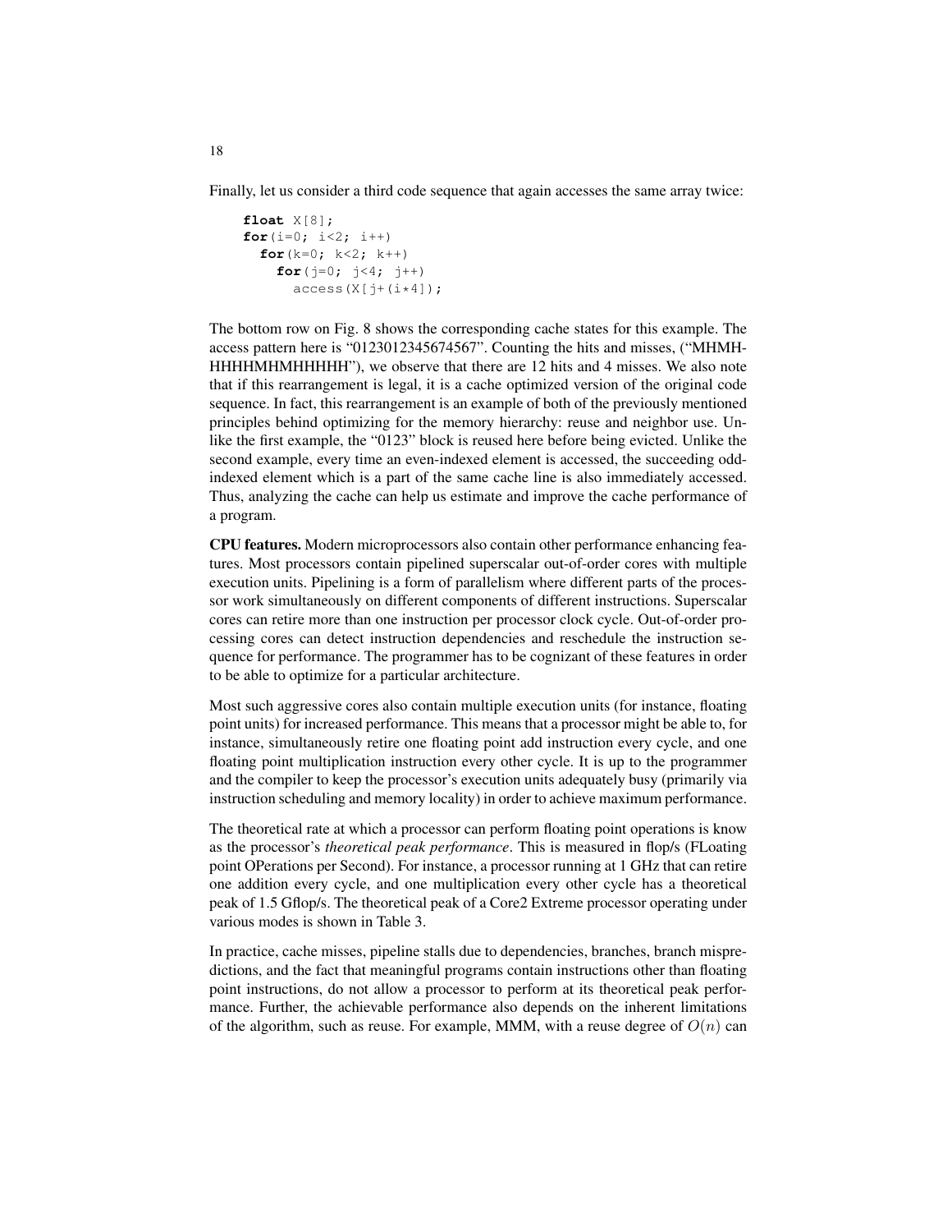Finally, let us consider a third code sequence that again accesses the same array twice:

```
float X[8];
for(i=0; i<2; i++)
  for(k=0; k<2; k++)
    for(j=0; j<4; j++)
      access(X[j+(i*4]);
```

The bottom row on Fig. 8 shows the corresponding cache states for this example. The access pattern here is "0123012345674567". Counting the hits and misses, ("MHMHHHHHMHMHHHHH"), we observe that there are 12 hits and 4 misses. We also note that if this rearrangement is legal, it is a cache optimized version of the original code sequence. In fact, this rearrangement is an example of both of the previously mentioned principles behind optimizing for the memory hierarchy: reuse and neighbor use. Unlike the first example, the "0123" block is reused here before being evicted. Unlike the second example, every time an even-indexed element is accessed, the succeeding odd-indexed element which is a part of the same cache line is also immediately accessed. Thus, analyzing the cache can help us estimate and improve the cache performance of a program.

**CPU features.** Modern microprocessors also contain other performance enhancing features. Most processors contain pipelined superscalar out-of-order cores with multiple execution units. Pipelining is a form of parallelism where different parts of the processor work simultaneously on different components of different instructions. Superscalar cores can retire more than one instruction per processor clock cycle. Out-of-order processing cores can detect instruction dependencies and reschedule the instruction sequence for performance. The programmer has to be cognizant of these features in order to be able to optimize for a particular architecture.

Most such aggressive cores also contain multiple execution units (for instance, floating point units) for increased performance. This means that a processor might be able to, for instance, simultaneously retire one floating point add instruction every cycle, and one floating point multiplication instruction every other cycle. It is up to the programmer and the compiler to keep the processor's execution units adequately busy (primarily via instruction scheduling and memory locality) in order to achieve maximum performance.

The theoretical rate at which a processor can perform floating point operations is know as the processor's *theoretical peak performance*. This is measured in flop/s (FLoating point OPerations per Second). For instance, a processor running at 1 GHz that can retire one addition every cycle, and one multiplication every other cycle has a theoretical peak of 1.5 Gflop/s. The theoretical peak of a Core2 Extreme processor operating under various modes is shown in Table 3.

In practice, cache misses, pipeline stalls due to dependencies, branches, branch mispredictions, and the fact that meaningful programs contain instructions other than floating point instructions, do not allow a processor to perform at its theoretical peak performance. Further, the achievable performance also depends on the inherent limitations of the algorithm, such as reuse. For example, MMM, with a reuse degree of $O(n)$ can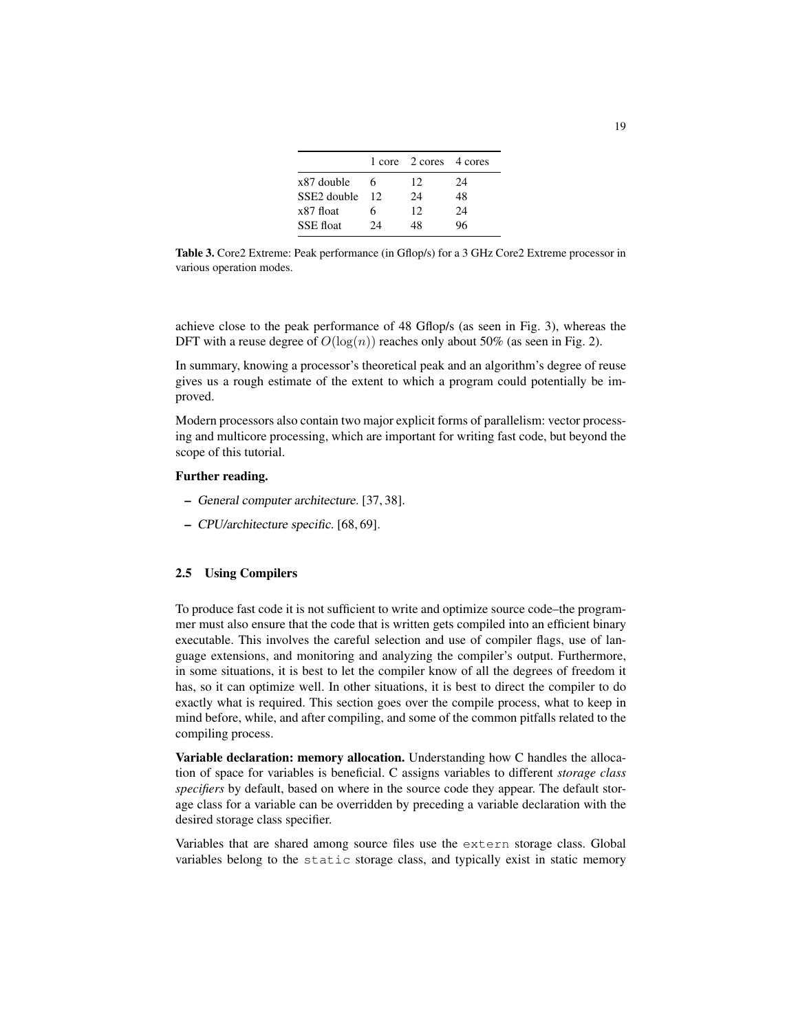| | 1 core | 2 cores | 4 cores |
|---|---|---|---|
| x87 double | 6 | 12 | 24 |
| SSE2 double | 12 | 24 | 48 |
| x87 float | 6 | 12 | 24 |
| SSE float | 24 | 48 | 96 |

**Table 3.** Core2 Extreme: Peak performance (in Gflop/s) for a 3 GHz Core2 Extreme processor in various operation modes.

achieve close to the peak performance of 48 Gflop/s (as seen in Fig. 3), whereas the DFT with a reuse degree of $O(\log(n))$ reaches only about 50% (as seen in Fig. 2).

In summary, knowing a processor's theoretical peak and an algorithm's degree of reuse gives us a rough estimate of the extent to which a program could potentially be improved.

Modern processors also contain two major explicit forms of parallelism: vector processing and multicore processing, which are important for writing fast code, but beyond the scope of this tutorial.

**Further reading.**

- *General computer architecture.* [37, 38].
- *CPU/architecture specific.* [68, 69].

### 2.5 Using Compilers

To produce fast code it is not sufficient to write and optimize source code–the programmer must also ensure that the code that is written gets compiled into an efficient binary executable. This involves the careful selection and use of compiler flags, use of language extensions, and monitoring and analyzing the compiler's output. Furthermore, in some situations, it is best to let the compiler know of all the degrees of freedom it has, so it can optimize well. In other situations, it is best to direct the compiler to do exactly what is required. This section goes over the compile process, what to keep in mind before, while, and after compiling, and some of the common pitfalls related to the compiling process.

**Variable declaration: memory allocation.** Understanding how C handles the allocation of space for variables is beneficial. C assigns variables to different *storage class specifiers* by default, based on where in the source code they appear. The default storage class for a variable can be overridden by preceding a variable declaration with the desired storage class specifier.

Variables that are shared among source files use the `extern` storage class. Global variables belong to the `static` storage class, and typically exist in static memory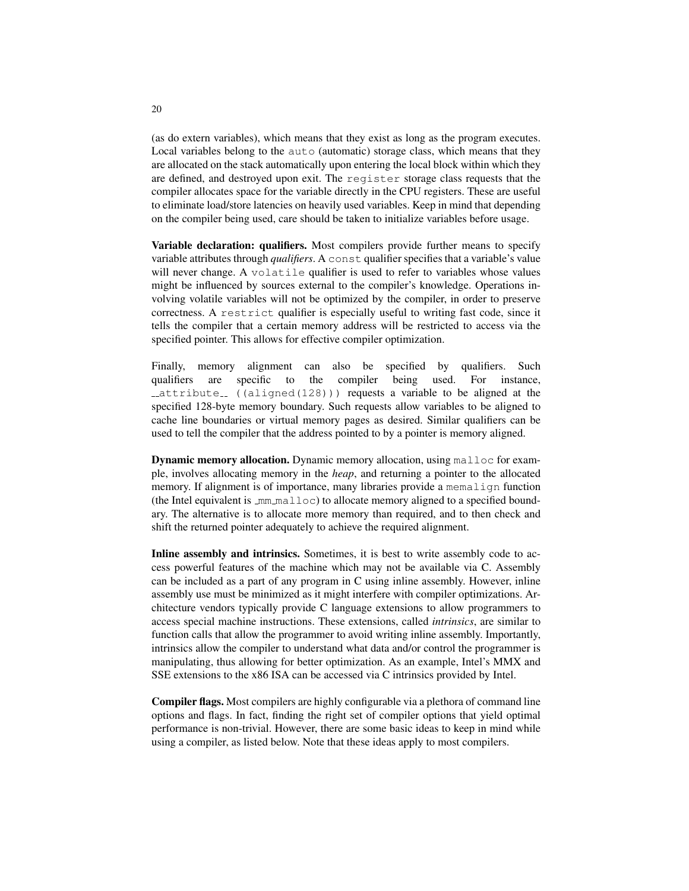(as do extern variables), which means that they exist as long as the program executes. Local variables belong to the `auto` (automatic) storage class, which means that they are allocated on the stack automatically upon entering the local block within which they are defined, and destroyed upon exit. The `register` storage class requests that the compiler allocates space for the variable directly in the CPU registers. These are useful to eliminate load/store latencies on heavily used variables. Keep in mind that depending on the compiler being used, care should be taken to initialize variables before usage.

**Variable declaration: qualifiers.** Most compilers provide further means to specify variable attributes through *qualifiers*. A `const` qualifier specifies that a variable's value will never change. A `volatile` qualifier is used to refer to variables whose values might be influenced by sources external to the compiler's knowledge. Operations involving volatile variables will not be optimized by the compiler, in order to preserve correctness. A `restrict` qualifier is especially useful to writing fast code, since it tells the compiler that a certain memory address will be restricted to access via the specified pointer. This allows for effective compiler optimization.

Finally, memory alignment can also be specified by qualifiers. Such qualifiers are specific to the compiler being used. For instance, `__attribute__ ((aligned(128)))` requests a variable to be aligned at the specified 128-byte memory boundary. Such requests allow variables to be aligned to cache line boundaries or virtual memory pages as desired. Similar qualifiers can be used to tell the compiler that the address pointed to by a pointer is memory aligned.

**Dynamic memory allocation.** Dynamic memory allocation, using `malloc` for example, involves allocating memory in the *heap*, and returning a pointer to the allocated memory. If alignment is of importance, many libraries provide a `memalign` function (the Intel equivalent is `_mm_malloc`) to allocate memory aligned to a specified boundary. The alternative is to allocate more memory than required, and to then check and shift the returned pointer adequately to achieve the required alignment.

**Inline assembly and intrinsics.** Sometimes, it is best to write assembly code to access powerful features of the machine which may not be available via C. Assembly can be included as a part of any program in C using inline assembly. However, inline assembly use must be minimized as it might interfere with compiler optimizations. Architecture vendors typically provide C language extensions to allow programmers to access special machine instructions. These extensions, called *intrinsics*, are similar to function calls that allow the programmer to avoid writing inline assembly. Importantly, intrinsics allow the compiler to understand what data and/or control the programmer is manipulating, thus allowing for better optimization. As an example, Intel's MMX and SSE extensions to the x86 ISA can be accessed via C intrinsics provided by Intel.

**Compiler flags.** Most compilers are highly configurable via a plethora of command line options and flags. In fact, finding the right set of compiler options that yield optimal performance is non-trivial. However, there are some basic ideas to keep in mind while using a compiler, as listed below. Note that these ideas apply to most compilers.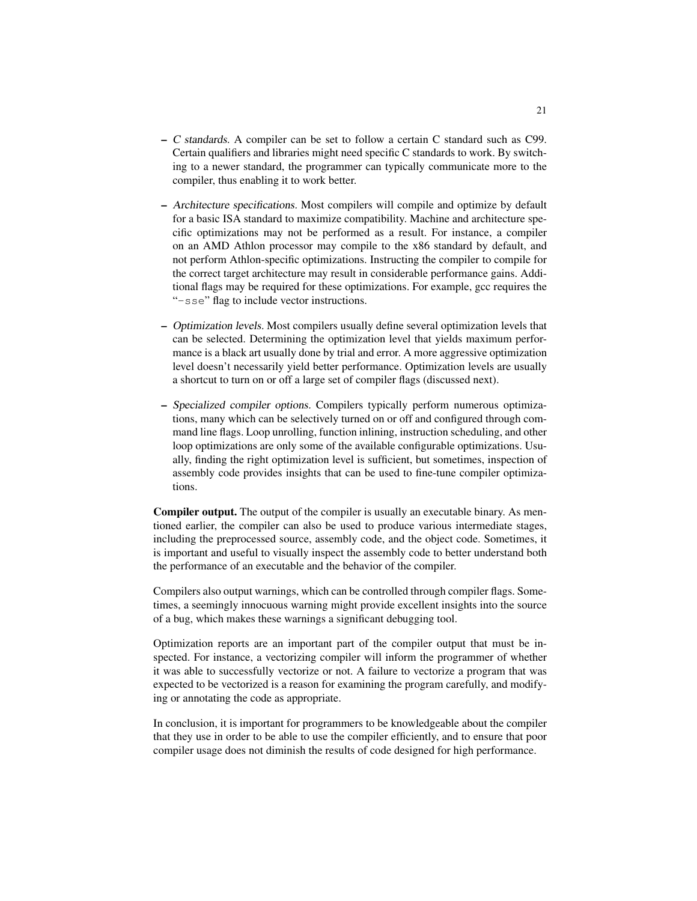- *C standards*. A compiler can be set to follow a certain C standard such as C99. Certain qualifiers and libraries might need specific C standards to work. By switching to a newer standard, the programmer can typically communicate more to the compiler, thus enabling it to work better.
- *Architecture specifications*. Most compilers will compile and optimize by default for a basic ISA standard to maximize compatibility. Machine and architecture specific optimizations may not be performed as a result. For instance, a compiler on an AMD Athlon processor may compile to the x86 standard by default, and not perform Athlon-specific optimizations. Instructing the compiler to compile for the correct target architecture may result in considerable performance gains. Additional flags may be required for these optimizations. For example, gcc requires the "`-sse`" flag to include vector instructions.
- *Optimization levels*. Most compilers usually define several optimization levels that can be selected. Determining the optimization level that yields maximum performance is a black art usually done by trial and error. A more aggressive optimization level doesn't necessarily yield better performance. Optimization levels are usually a shortcut to turn on or off a large set of compiler flags (discussed next).
- *Specialized compiler options*. Compilers typically perform numerous optimizations, many which can be selectively turned on or off and configured through command line flags. Loop unrolling, function inlining, instruction scheduling, and other loop optimizations are only some of the available configurable optimizations. Usually, finding the right optimization level is sufficient, but sometimes, inspection of assembly code provides insights that can be used to fine-tune compiler optimizations.

**Compiler output.** The output of the compiler is usually an executable binary. As mentioned earlier, the compiler can also be used to produce various intermediate stages, including the preprocessed source, assembly code, and the object code. Sometimes, it is important and useful to visually inspect the assembly code to better understand both the performance of an executable and the behavior of the compiler.

Compilers also output warnings, which can be controlled through compiler flags. Sometimes, a seemingly innocuous warning might provide excellent insights into the source of a bug, which makes these warnings a significant debugging tool.

Optimization reports are an important part of the compiler output that must be inspected. For instance, a vectorizing compiler will inform the programmer of whether it was able to successfully vectorize or not. A failure to vectorize a program that was expected to be vectorized is a reason for examining the program carefully, and modifying or annotating the code as appropriate.

In conclusion, it is important for programmers to be knowledgeable about the compiler that they use in order to be able to use the compiler efficiently, and to ensure that poor compiler usage does not diminish the results of code designed for high performance.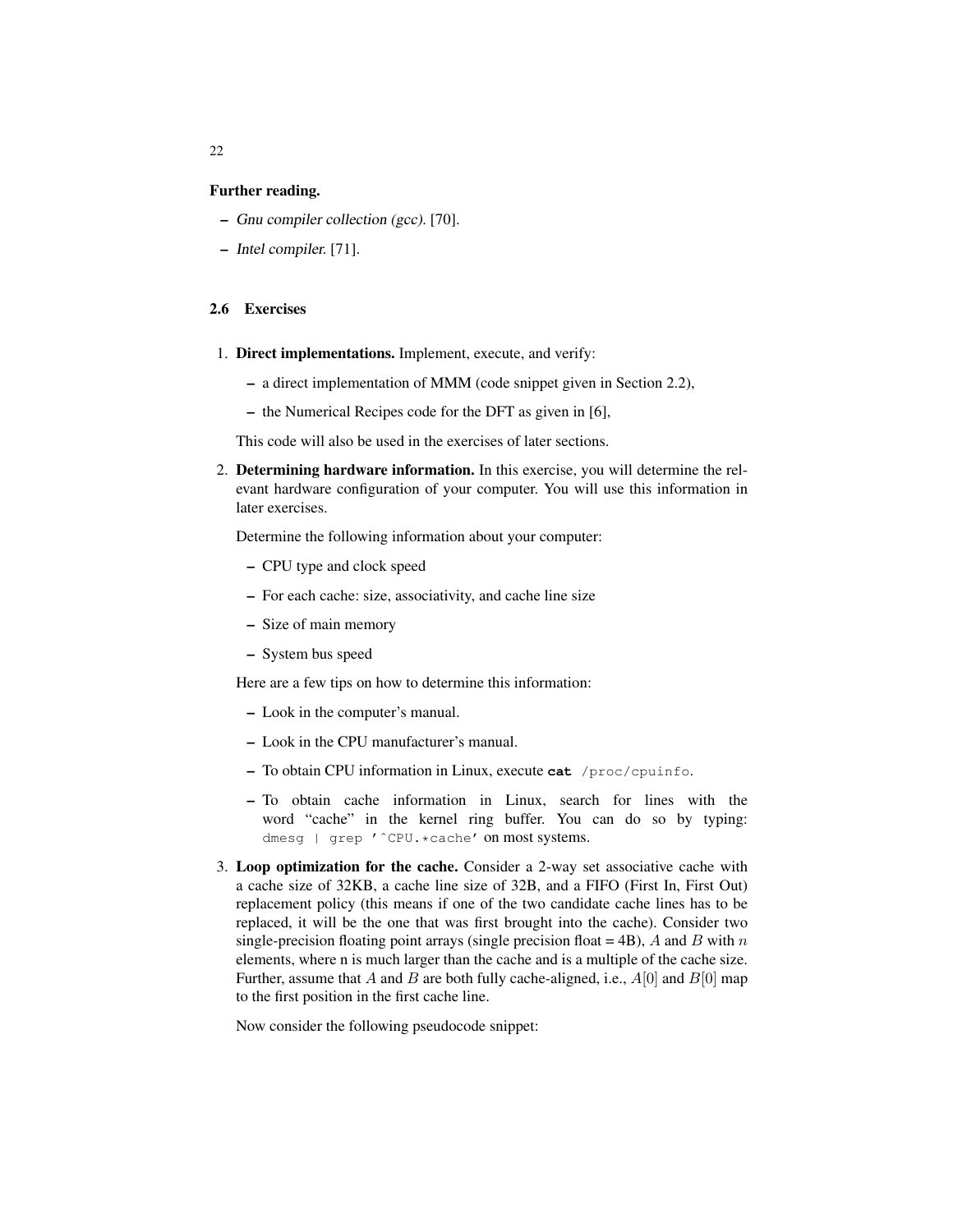**Further reading.**

- *Gnu compiler collection (gcc).* [70].
- *Intel compiler.* [71].

## 2.6 Exercises

1. **Direct implementations.** Implement, execute, and verify:

   - a direct implementation of MMM (code snippet given in Section 2.2),
   - the Numerical Recipes code for the DFT as given in [6],

   This code will also be used in the exercises of later sections.

2. **Determining hardware information.** In this exercise, you will determine the relevant hardware configuration of your computer. You will use this information in later exercises.

   Determine the following information about your computer:

   - CPU type and clock speed
   - For each cache: size, associativity, and cache line size
   - Size of main memory
   - System bus speed

   Here are a few tips on how to determine this information:

   - Look in the computer's manual.
   - Look in the CPU manufacturer's manual.
   - To obtain CPU information in Linux, execute `cat /proc/cpuinfo`.
   - To obtain cache information in Linux, search for lines with the word "cache" in the kernel ring buffer. You can do so by typing: `dmesg | grep '^CPU.*cache'` on most systems.

3. **Loop optimization for the cache.** Consider a 2-way set associative cache with a cache size of 32KB, a cache line size of 32B, and a FIFO (First In, First Out) replacement policy (this means if one of the two candidate cache lines has to be replaced, it will be the one that was first brought into the cache). Consider two single-precision floating point arrays (single precision float = 4B), $A$ and $B$ with $n$ elements, where n is much larger than the cache and is a multiple of the cache size. Further, assume that $A$ and $B$ are both fully cache-aligned, i.e., $A[0]$ and $B[0]$ map to the first position in the first cache line.

   Now consider the following pseudocode snippet: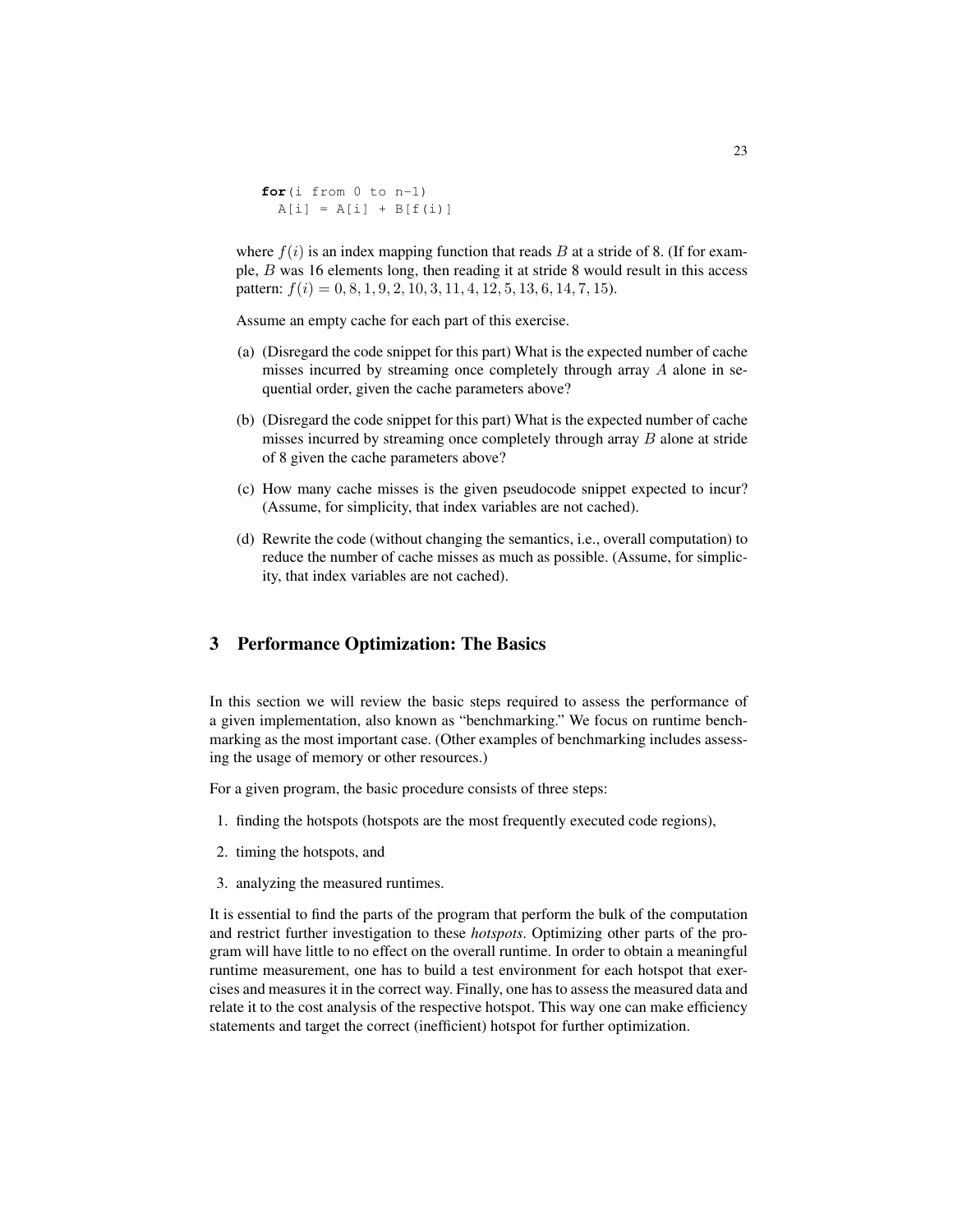```
for(i from 0 to n-1)
  A[i] = A[i] + B[f(i)]
```

where $f(i)$ is an index mapping function that reads $B$ at a stride of 8. (If for example, $B$ was 16 elements long, then reading it at stride 8 would result in this access pattern: $f(i) = 0, 8, 1, 9, 2, 10, 3, 11, 4, 12, 5, 13, 6, 14, 7, 15$).

Assume an empty cache for each part of this exercise.

(a) (Disregard the code snippet for this part) What is the expected number of cache misses incurred by streaming once completely through array $A$ alone in sequential order, given the cache parameters above?

(b) (Disregard the code snippet for this part) What is the expected number of cache misses incurred by streaming once completely through array $B$ alone at stride of 8 given the cache parameters above?

(c) How many cache misses is the given pseudocode snippet expected to incur? (Assume, for simplicity, that index variables are not cached).

(d) Rewrite the code (without changing the semantics, i.e., overall computation) to reduce the number of cache misses as much as possible. (Assume, for simplicity, that index variables are not cached).

## 3 Performance Optimization: The Basics

In this section we will review the basic steps required to assess the performance of a given implementation, also known as "benchmarking." We focus on runtime benchmarking as the most important case. (Other examples of benchmarking includes assessing the usage of memory or other resources.)

For a given program, the basic procedure consists of three steps:

1. finding the hotspots (hotspots are the most frequently executed code regions),
2. timing the hotspots, and
3. analyzing the measured runtimes.

It is essential to find the parts of the program that perform the bulk of the computation and restrict further investigation to these *hotspots*. Optimizing other parts of the program will have little to no effect on the overall runtime. In order to obtain a meaningful runtime measurement, one has to build a test environment for each hotspot that exercises and measures it in the correct way. Finally, one has to assess the measured data and relate it to the cost analysis of the respective hotspot. This way one can make efficiency statements and target the correct (inefficient) hotspot for further optimization.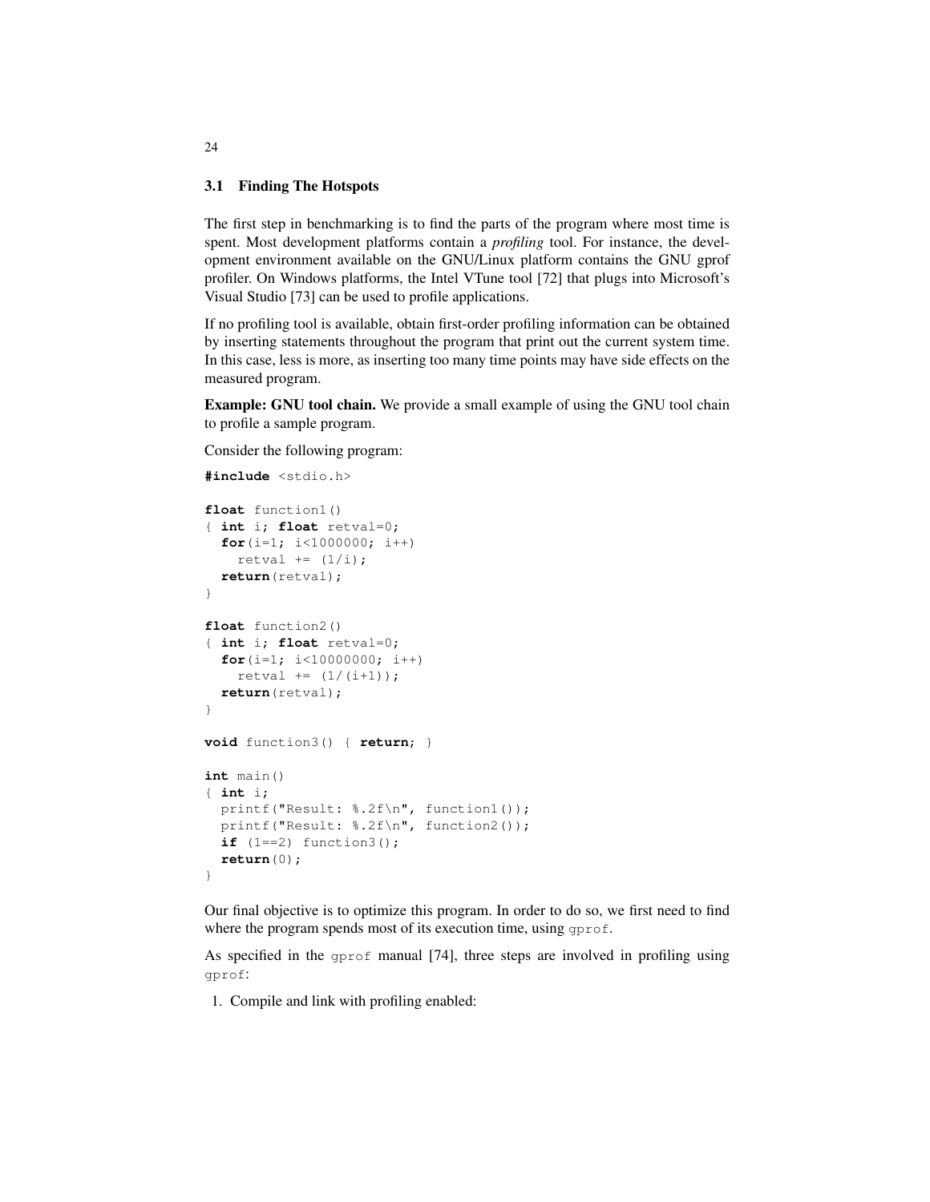### 3.1 Finding The Hotspots

The first step in benchmarking is to find the parts of the program where most time is spent. Most development platforms contain a *profiling* tool. For instance, the development environment available on the GNU/Linux platform contains the GNU gprof profiler. On Windows platforms, the Intel VTune tool [72] that plugs into Microsoft's Visual Studio [73] can be used to profile applications.

If no profiling tool is available, obtain first-order profiling information can be obtained by inserting statements throughout the program that print out the current system time. In this case, less is more, as inserting too many time points may have side effects on the measured program.

**Example: GNU tool chain.** We provide a small example of using the GNU tool chain to profile a sample program.

Consider the following program:

```
#include <stdio.h>

float function1()
{ int i; float retval=0;
  for(i=1; i<1000000; i++)
    retval += (1/i);
  return(retval);
}

float function2()
{ int i; float retval=0;
  for(i=1; i<10000000; i++)
    retval += (1/(i+1));
  return(retval);
}

void function3() { return; }

int main()
{ int i;
  printf("Result: %.2f\n", function1());
  printf("Result: %.2f\n", function2());
  if (1==2) function3();
  return(0);
}
```

Our final objective is to optimize this program. In order to do so, we first need to find where the program spends most of its execution time, using `gprof`.

As specified in the `gprof` manual [74], three steps are involved in profiling using `gprof`:

1. Compile and link with profiling enabled: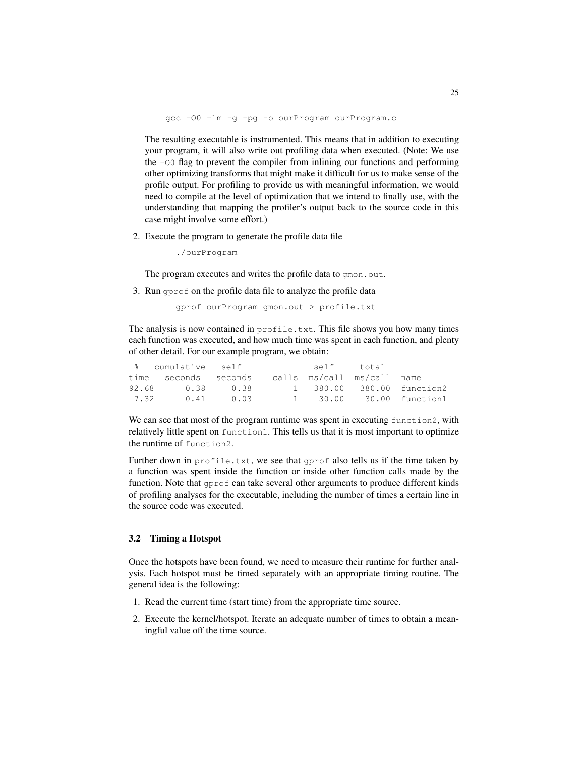```
gcc -O0 -lm -g -pg -o ourProgram ourProgram.c
```

The resulting executable is instrumented. This means that in addition to executing your program, it will also write out profiling data when executed. (Note: We use the `-O0` flag to prevent the compiler from inlining our functions and performing other optimizing transforms that might make it difficult for us to make sense of the profile output. For profiling to provide us with meaningful information, we would need to compile at the level of optimization that we intend to finally use, with the understanding that mapping the profiler's output back to the source code in this case might involve some effort.)

2. Execute the program to generate the profile data file

```
./ourProgram
```

The program executes and writes the profile data to `gmon.out`.

3. Run `gprof` on the profile data file to analyze the profile data

```
gprof ourProgram gmon.out > profile.txt
```

The analysis is now contained in `profile.txt`. This file shows you how many times each function was executed, and how much time was spent in each function, and plenty of other detail. For our example program, we obtain:

```
  %   cumulative   self              self     total
 time   seconds   seconds    calls  ms/call  ms/call  name
92.68      0.38     0.38        1   380.00   380.00  function2
 7.32      0.41     0.03        1    30.00    30.00  function1
```

We can see that most of the program runtime was spent in executing `function2`, with relatively little spent on `function1`. This tells us that it is most important to optimize the runtime of `function2`.

Further down in `profile.txt`, we see that `gprof` also tells us if the time taken by a function was spent inside the function or inside other function calls made by the function. Note that `gprof` can take several other arguments to produce different kinds of profiling analyses for the executable, including the number of times a certain line in the source code was executed.

### 3.2 Timing a Hotspot

Once the hotspots have been found, we need to measure their runtime for further analysis. Each hotspot must be timed separately with an appropriate timing routine. The general idea is the following:

1. Read the current time (start time) from the appropriate time source.
2. Execute the kernel/hotspot. Iterate an adequate number of times to obtain a meaningful value off the time source.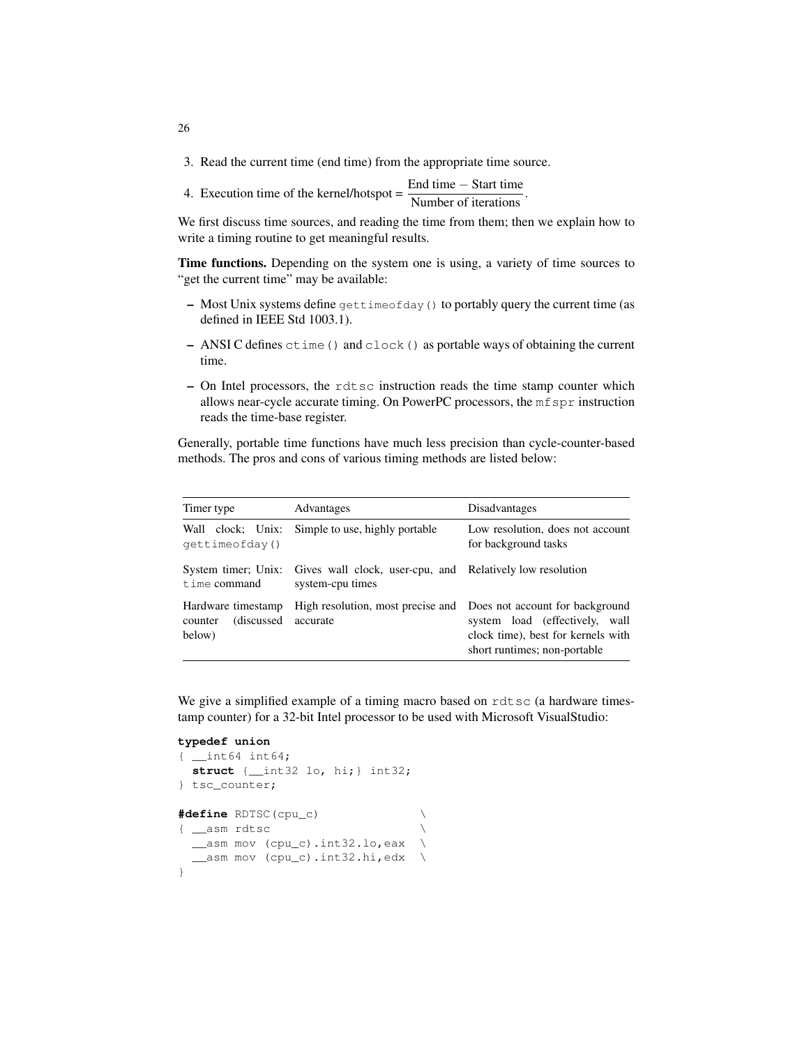3. Read the current time (end time) from the appropriate time source.
4. Execution time of the kernel/hotspot = $\frac{\text{End time} - \text{Start time}}{\text{Number of iterations}}$.

We first discuss time sources, and reading the time from them; then we explain how to write a timing routine to get meaningful results.

**Time functions.** Depending on the system one is using, a variety of time sources to "get the current time" may be available:

- Most Unix systems define `gettimeofday()` to portably query the current time (as defined in IEEE Std 1003.1).
- ANSI C defines `ctime()` and `clock()` as portable ways of obtaining the current time.
- On Intel processors, the `rdtsc` instruction reads the time stamp counter which allows near-cycle accurate timing. On PowerPC processors, the `mfspr` instruction reads the time-base register.

Generally, portable time functions have much less precision than cycle-counter-based methods. The pros and cons of various timing methods are listed below:

| Timer type | Advantages | Disadvantages |
|---|---|---|
| Wall clock; Unix: `gettimeofday()` | Simple to use, highly portable | Low resolution, does not account for background tasks |
| System timer; Unix: `time` command | Gives wall clock, user-cpu, and system-cpu times | Relatively low resolution |
| Hardware timestamp counter (discussed below) | High resolution, most precise and accurate | Does not account for background system load (effectively, wall clock time), best for kernels with short runtimes; non-portable |

We give a simplified example of a timing macro based on `rdtsc` (a hardware timestamp counter) for a 32-bit Intel processor to be used with Microsoft VisualStudio:

```
typedef union
{ __int64 int64;
  struct {__int32 lo, hi;} int32;
} tsc_counter;

#define RDTSC(cpu_c)                \
{ __asm rdtsc                       \
  __asm mov (cpu_c).int32.lo,eax    \
  __asm mov (cpu_c).int32.hi,edx    \
}
```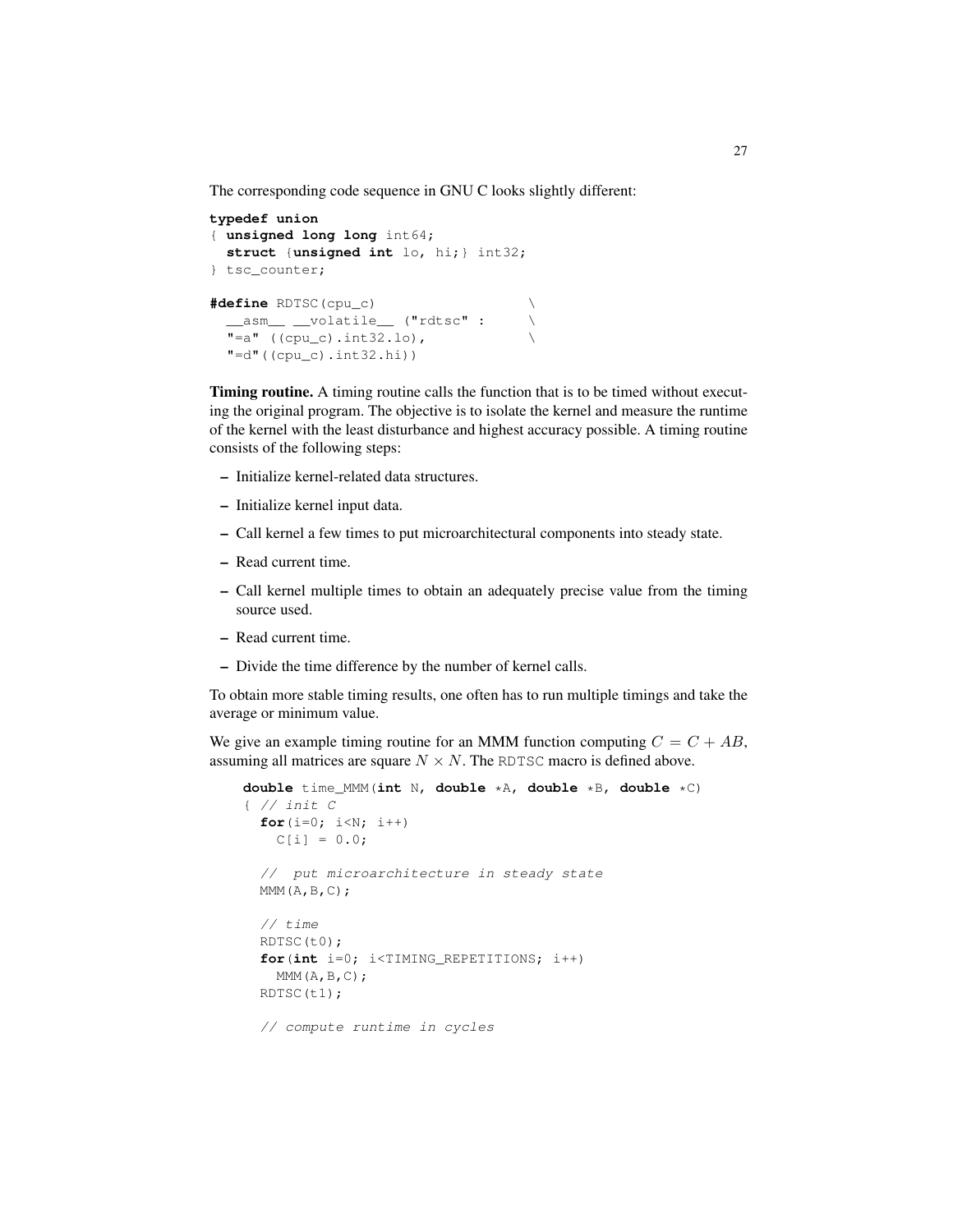The corresponding code sequence in GNU C looks slightly different:

```
typedef union
{ unsigned long long int64;
  struct {unsigned int lo, hi;} int32;
} tsc_counter;

#define RDTSC(cpu_c)                   \
  __asm__ __volatile__ ("rdtsc" :      \
  "=a" ((cpu_c).int32.lo),             \
  "=d"((cpu_c).int32.hi))
```

**Timing routine.** A timing routine calls the function that is to be timed without executing the original program. The objective is to isolate the kernel and measure the runtime of the kernel with the least disturbance and highest accuracy possible. A timing routine consists of the following steps:

- Initialize kernel-related data structures.
- Initialize kernel input data.
- Call kernel a few times to put microarchitectural components into steady state.
- Read current time.
- Call kernel multiple times to obtain an adequately precise value from the timing source used.
- Read current time.
- Divide the time difference by the number of kernel calls.

To obtain more stable timing results, one often has to run multiple timings and take the average or minimum value.

We give an example timing routine for an MMM function computing $C = C + AB$, assuming all matrices are square $N \times N$. The RDTSC macro is defined above.

```
double time_MMM(int N, double *A, double *B, double *C)
{ // init C
  for(i=0; i<N; i++)
    C[i] = 0.0;

  //  put microarchitecture in steady state
  MMM(A,B,C);

  // time
  RDTSC(t0);
  for(int i=0; i<TIMING_REPETITIONS; i++)
    MMM(A,B,C);
  RDTSC(t1);

  // compute runtime in cycles
```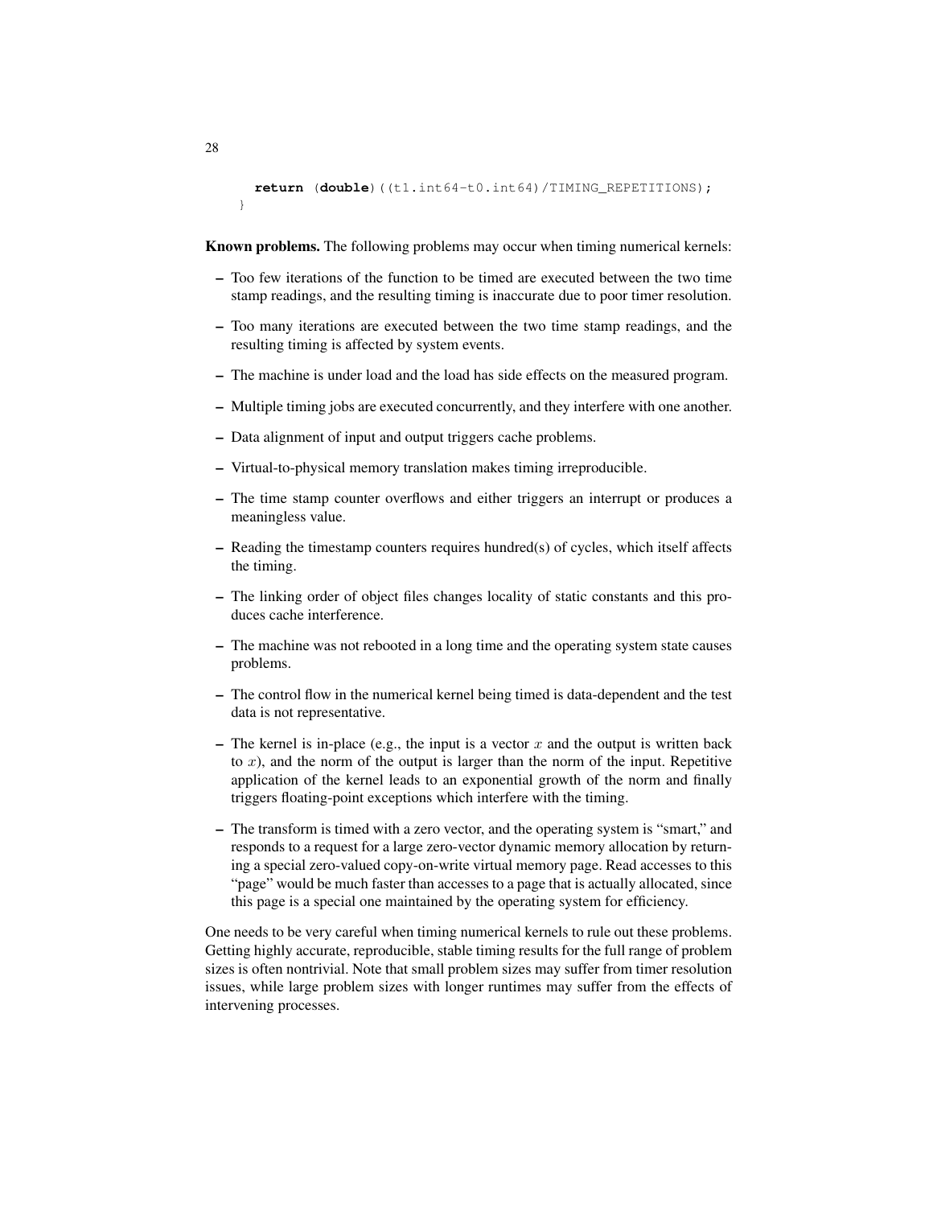```
    return (double)((t1.int64-t0.int64)/TIMING_REPETITIONS);
}
```

**Known problems.** The following problems may occur when timing numerical kernels:

- Too few iterations of the function to be timed are executed between the two time stamp readings, and the resulting timing is inaccurate due to poor timer resolution.
- Too many iterations are executed between the two time stamp readings, and the resulting timing is affected by system events.
- The machine is under load and the load has side effects on the measured program.
- Multiple timing jobs are executed concurrently, and they interfere with one another.
- Data alignment of input and output triggers cache problems.
- Virtual-to-physical memory translation makes timing irreproducible.
- The time stamp counter overflows and either triggers an interrupt or produces a meaningless value.
- Reading the timestamp counters requires hundred(s) of cycles, which itself affects the timing.
- The linking order of object files changes locality of static constants and this produces cache interference.
- The machine was not rebooted in a long time and the operating system state causes problems.
- The control flow in the numerical kernel being timed is data-dependent and the test data is not representative.
- The kernel is in-place (e.g., the input is a vector $x$ and the output is written back to $x$), and the norm of the output is larger than the norm of the input. Repetitive application of the kernel leads to an exponential growth of the norm and finally triggers floating-point exceptions which interfere with the timing.
- The transform is timed with a zero vector, and the operating system is "smart," and responds to a request for a large zero-vector dynamic memory allocation by returning a special zero-valued copy-on-write virtual memory page. Read accesses to this "page" would be much faster than accesses to a page that is actually allocated, since this page is a special one maintained by the operating system for efficiency.

One needs to be very careful when timing numerical kernels to rule out these problems. Getting highly accurate, reproducible, stable timing results for the full range of problem sizes is often nontrivial. Note that small problem sizes may suffer from timer resolution issues, while large problem sizes with longer runtimes may suffer from the effects of intervening processes.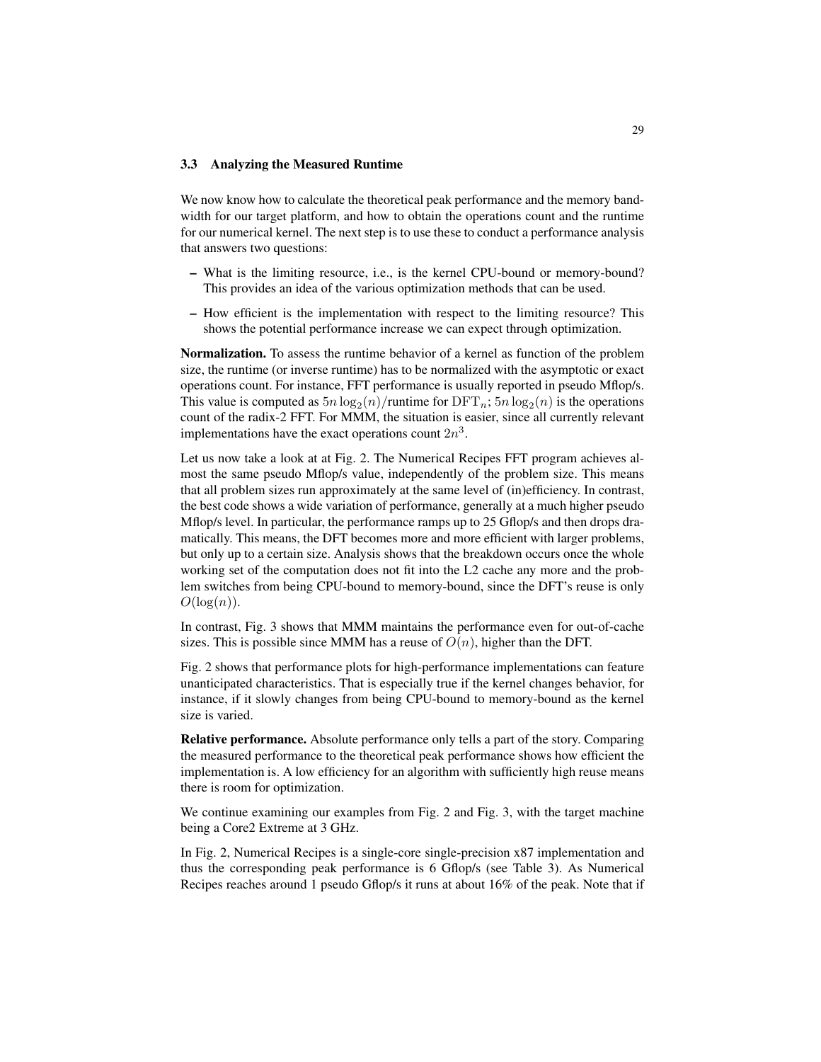### 3.3 Analyzing the Measured Runtime

We now know how to calculate the theoretical peak performance and the memory bandwidth for our target platform, and how to obtain the operations count and the runtime for our numerical kernel. The next step is to use these to conduct a performance analysis that answers two questions:

- What is the limiting resource, i.e., is the kernel CPU-bound or memory-bound? This provides an idea of the various optimization methods that can be used.
- How efficient is the implementation with respect to the limiting resource? This shows the potential performance increase we can expect through optimization.

**Normalization.** To assess the runtime behavior of a kernel as function of the problem size, the runtime (or inverse runtime) has to be normalized with the asymptotic or exact operations count. For instance, FFT performance is usually reported in pseudo Mflop/s. This value is computed as $5n \log_2(n)$/runtime for $\mathrm{DFT}_n$; $5n \log_2(n)$ is the operations count of the radix-2 FFT. For MMM, the situation is easier, since all currently relevant implementations have the exact operations count $2n^3$.

Let us now take a look at at Fig. 2. The Numerical Recipes FFT program achieves almost the same pseudo Mflop/s value, independently of the problem size. This means that all problem sizes run approximately at the same level of (in)efficiency. In contrast, the best code shows a wide variation of performance, generally at a much higher pseudo Mflop/s level. In particular, the performance ramps up to 25 Gflop/s and then drops dramatically. This means, the DFT becomes more and more efficient with larger problems, but only up to a certain size. Analysis shows that the breakdown occurs once the whole working set of the computation does not fit into the L2 cache any more and the problem switches from being CPU-bound to memory-bound, since the DFT's reuse is only $O(\log(n))$.

In contrast, Fig. 3 shows that MMM maintains the performance even for out-of-cache sizes. This is possible since MMM has a reuse of $O(n)$, higher than the DFT.

Fig. 2 shows that performance plots for high-performance implementations can feature unanticipated characteristics. That is especially true if the kernel changes behavior, for instance, if it slowly changes from being CPU-bound to memory-bound as the kernel size is varied.

**Relative performance.** Absolute performance only tells a part of the story. Comparing the measured performance to the theoretical peak performance shows how efficient the implementation is. A low efficiency for an algorithm with sufficiently high reuse means there is room for optimization.

We continue examining our examples from Fig. 2 and Fig. 3, with the target machine being a Core2 Extreme at 3 GHz.

In Fig. 2, Numerical Recipes is a single-core single-precision x87 implementation and thus the corresponding peak performance is 6 Gflop/s (see Table 3). As Numerical Recipes reaches around 1 pseudo Gflop/s it runs at about 16% of the peak. Note that if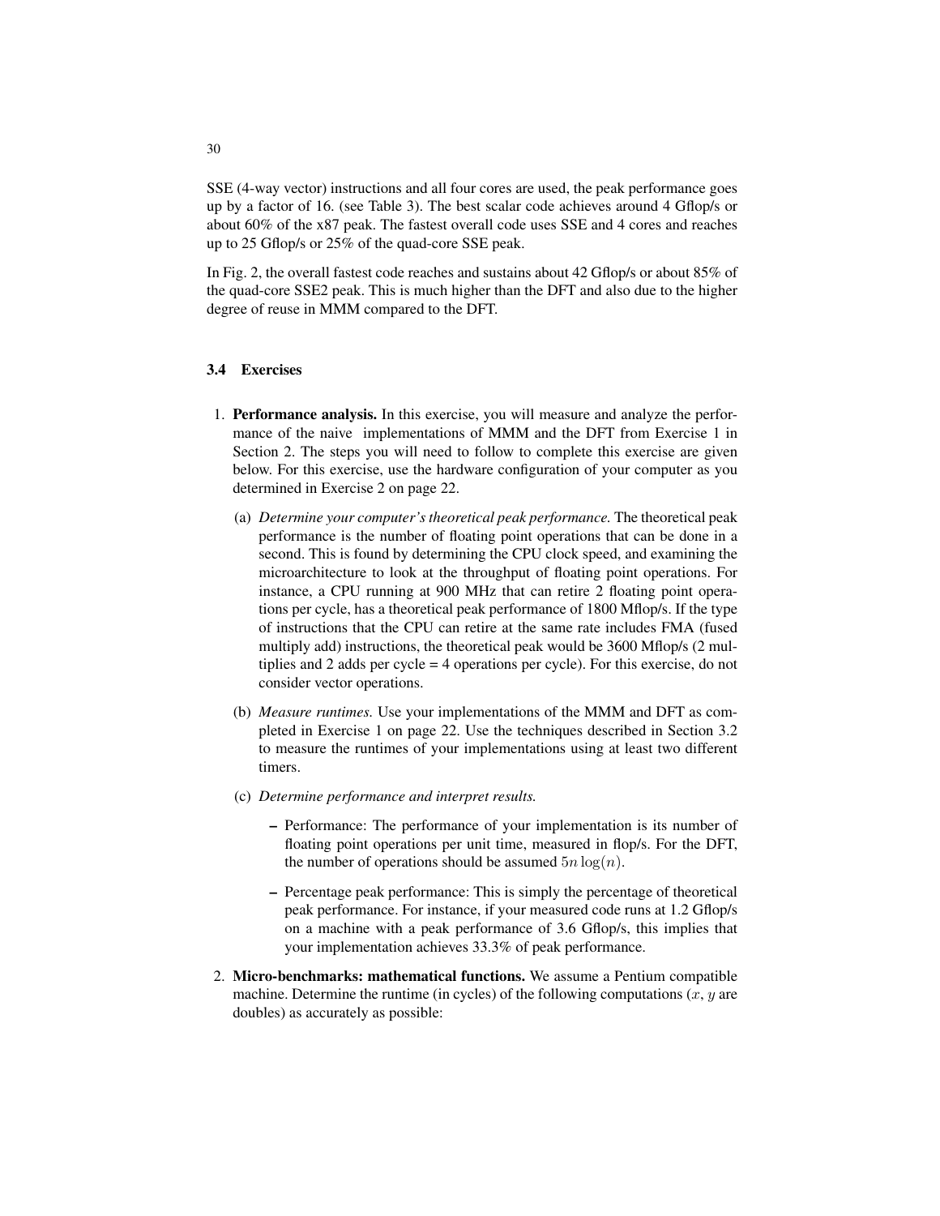SSE (4-way vector) instructions and all four cores are used, the peak performance goes up by a factor of 16. (see Table 3). The best scalar code achieves around 4 Gflop/s or about 60% of the x87 peak. The fastest overall code uses SSE and 4 cores and reaches up to 25 Gflop/s or 25% of the quad-core SSE peak.

In Fig. 2, the overall fastest code reaches and sustains about 42 Gflop/s or about 85% of the quad-core SSE2 peak. This is much higher than the DFT and also due to the higher degree of reuse in MMM compared to the DFT.

### 3.4 Exercises

1. **Performance analysis.** In this exercise, you will measure and analyze the performance of the naive implementations of MMM and the DFT from Exercise 1 in Section 2. The steps you will need to follow to complete this exercise are given below. For this exercise, use the hardware configuration of your computer as you determined in Exercise 2 on page 22.

   (a) *Determine your computer's theoretical peak performance.* The theoretical peak performance is the number of floating point operations that can be done in a second. This is found by determining the CPU clock speed, and examining the microarchitecture to look at the throughput of floating point operations. For instance, a CPU running at 900 MHz that can retire 2 floating point operations per cycle, has a theoretical peak performance of 1800 Mflop/s. If the type of instructions that the CPU can retire at the same rate includes FMA (fused multiply add) instructions, the theoretical peak would be 3600 Mflop/s (2 multiplies and 2 adds per cycle = 4 operations per cycle). For this exercise, do not consider vector operations.

   (b) *Measure runtimes.* Use your implementations of the MMM and DFT as completed in Exercise 1 on page 22. Use the techniques described in Section 3.2 to measure the runtimes of your implementations using at least two different timers.

   (c) *Determine performance and interpret results.*

      – Performance: The performance of your implementation is its number of floating point operations per unit time, measured in flop/s. For the DFT, the number of operations should be assumed $5n\log(n)$.

      – Percentage peak performance: This is simply the percentage of theoretical peak performance. For instance, if your measured code runs at 1.2 Gflop/s on a machine with a peak performance of 3.6 Gflop/s, this implies that your implementation achieves 33.3% of peak performance.

2. **Micro-benchmarks: mathematical functions.** We assume a Pentium compatible machine. Determine the runtime (in cycles) of the following computations ($x$, $y$ are doubles) as accurately as possible: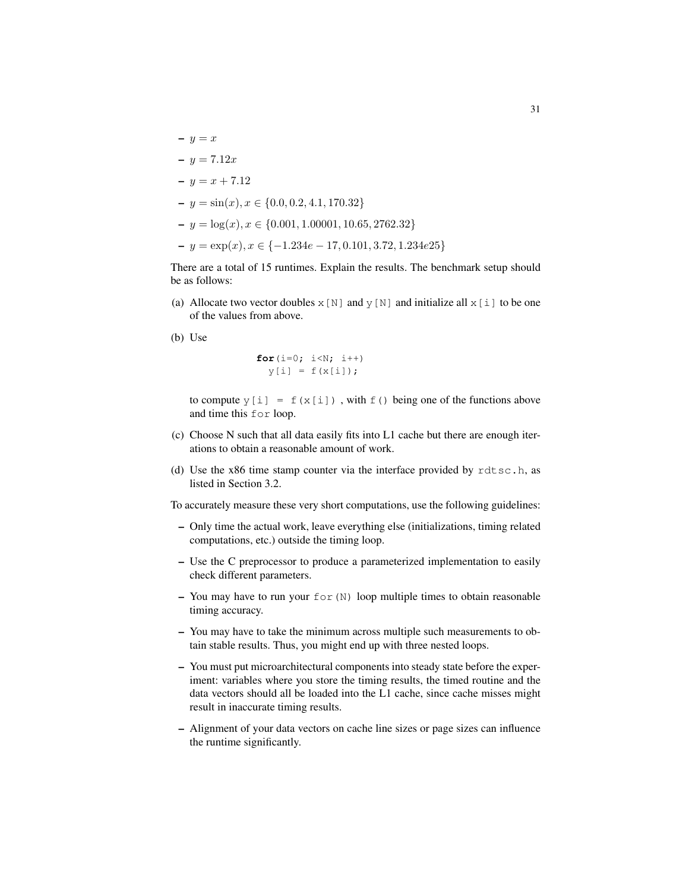- $y = x$
- $y = 7.12x$
- $y = x + 7.12$
- $y = \sin(x), x \in \{0.0, 0.2, 4.1, 170.32\}$
- $y = \log(x), x \in \{0.001, 1.00001, 10.65, 2762.32\}$
- $y = \exp(x), x \in \{-1.234e-17, 0.101, 3.72, 1.234e25\}$

There are a total of 15 runtimes. Explain the results. The benchmark setup should be as follows:

(a) Allocate two vector doubles `x[N]` and `y[N]` and initialize all `x[i]` to be one of the values from above.

(b) Use

```
for(i=0; i<N; i++)
  y[i] = f(x[i]);
```

to compute `y[i] = f(x[i])` , with `f()` being one of the functions above and time this `for` loop.

(c) Choose N such that all data easily fits into L1 cache but there are enough iterations to obtain a reasonable amount of work.

(d) Use the x86 time stamp counter via the interface provided by `rdtsc.h`, as listed in Section 3.2.

To accurately measure these very short computations, use the following guidelines:

- Only time the actual work, leave everything else (initializations, timing related computations, etc.) outside the timing loop.
- Use the C preprocessor to produce a parameterized implementation to easily check different parameters.
- You may have to run your `for(N)` loop multiple times to obtain reasonable timing accuracy.
- You may have to take the minimum across multiple such measurements to obtain stable results. Thus, you might end up with three nested loops.
- You must put microarchitectural components into steady state before the experiment: variables where you store the timing results, the timed routine and the data vectors should all be loaded into the L1 cache, since cache misses might result in inaccurate timing results.
- Alignment of your data vectors on cache line sizes or page sizes can influence the runtime significantly.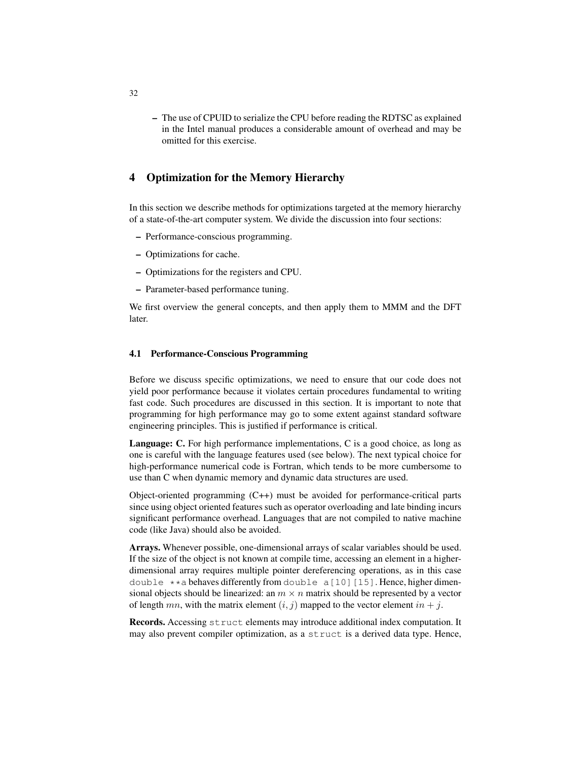– The use of CPUID to serialize the CPU before reading the RDTSC as explained in the Intel manual produces a considerable amount of overhead and may be omitted for this exercise.

## 4 Optimization for the Memory Hierarchy

In this section we describe methods for optimizations targeted at the memory hierarchy of a state-of-the-art computer system. We divide the discussion into four sections:

– Performance-conscious programming.
– Optimizations for cache.
– Optimizations for the registers and CPU.
– Parameter-based performance tuning.

We first overview the general concepts, and then apply them to MMM and the DFT later.

### 4.1 Performance-Conscious Programming

Before we discuss specific optimizations, we need to ensure that our code does not yield poor performance because it violates certain procedures fundamental to writing fast code. Such procedures are discussed in this section. It is important to note that programming for high performance may go to some extent against standard software engineering principles. This is justified if performance is critical.

**Language: C.** For high performance implementations, C is a good choice, as long as one is careful with the language features used (see below). The next typical choice for high-performance numerical code is Fortran, which tends to be more cumbersome to use than C when dynamic memory and dynamic data structures are used.

Object-oriented programming (C++) must be avoided for performance-critical parts since using object oriented features such as operator overloading and late binding incurs significant performance overhead. Languages that are not compiled to native machine code (like Java) should also be avoided.

**Arrays.** Whenever possible, one-dimensional arrays of scalar variables should be used. If the size of the object is not known at compile time, accessing an element in a higher-dimensional array requires multiple pointer dereferencing operations, as in this case `double **a` behaves differently from `double a[10][15]`. Hence, higher dimensional objects should be linearized: an $m \times n$ matrix should be represented by a vector of length $mn$, with the matrix element $(i, j)$ mapped to the vector element $in + j$.

**Records.** Accessing `struct` elements may introduce additional index computation. It may also prevent compiler optimization, as a `struct` is a derived data type. Hence,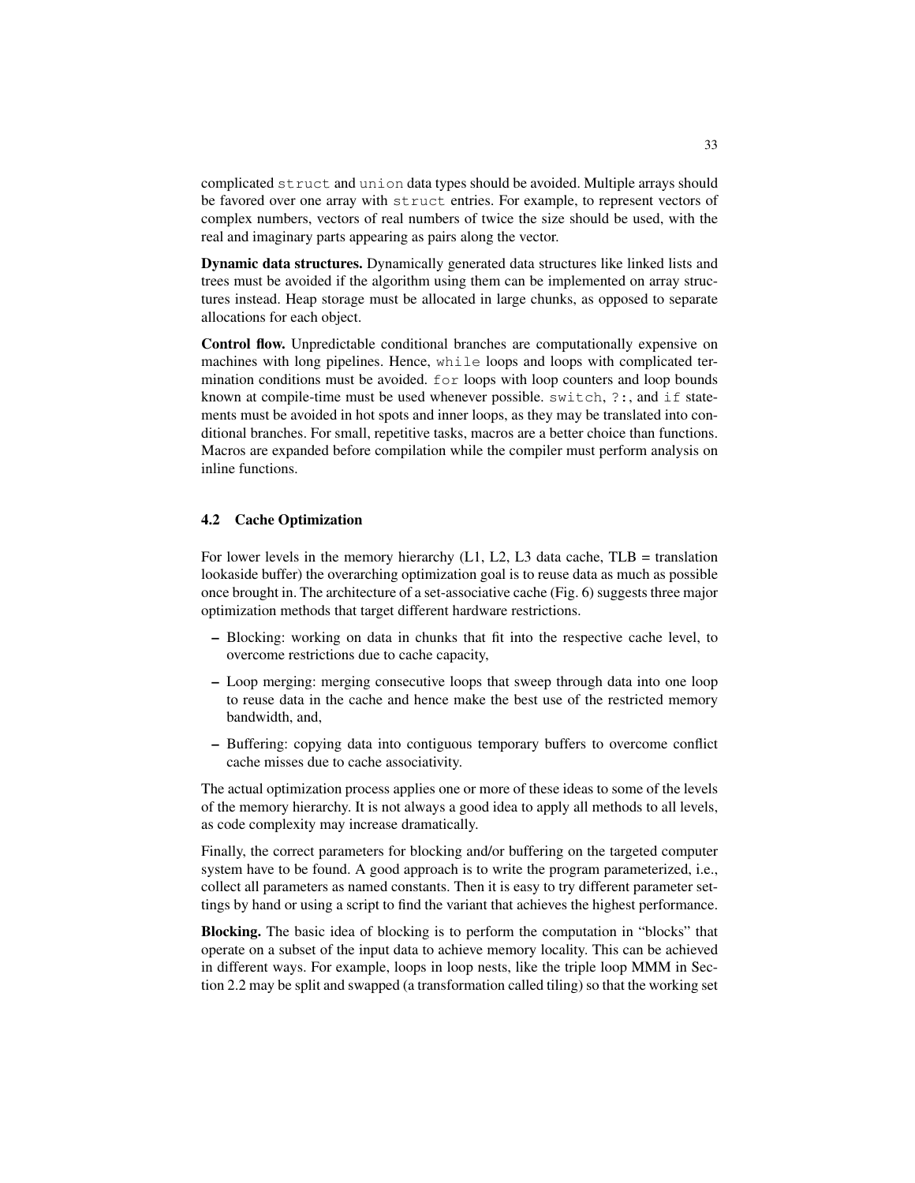complicated `struct` and `union` data types should be avoided. Multiple arrays should be favored over one array with `struct` entries. For example, to represent vectors of complex numbers, vectors of real numbers of twice the size should be used, with the real and imaginary parts appearing as pairs along the vector.

**Dynamic data structures.** Dynamically generated data structures like linked lists and trees must be avoided if the algorithm using them can be implemented on array structures instead. Heap storage must be allocated in large chunks, as opposed to separate allocations for each object.

**Control flow.** Unpredictable conditional branches are computationally expensive on machines with long pipelines. Hence, `while` loops and loops with complicated termination conditions must be avoided. `for` loops with loop counters and loop bounds known at compile-time must be used whenever possible. `switch`, `?:`, and `if` statements must be avoided in hot spots and inner loops, as they may be translated into conditional branches. For small, repetitive tasks, macros are a better choice than functions. Macros are expanded before compilation while the compiler must perform analysis on inline functions.

### 4.2 Cache Optimization

For lower levels in the memory hierarchy (L1, L2, L3 data cache, TLB = translation lookaside buffer) the overarching optimization goal is to reuse data as much as possible once brought in. The architecture of a set-associative cache (Fig. 6) suggests three major optimization methods that target different hardware restrictions.

- Blocking: working on data in chunks that fit into the respective cache level, to overcome restrictions due to cache capacity,
- Loop merging: merging consecutive loops that sweep through data into one loop to reuse data in the cache and hence make the best use of the restricted memory bandwidth, and,
- Buffering: copying data into contiguous temporary buffers to overcome conflict cache misses due to cache associativity.

The actual optimization process applies one or more of these ideas to some of the levels of the memory hierarchy. It is not always a good idea to apply all methods to all levels, as code complexity may increase dramatically.

Finally, the correct parameters for blocking and/or buffering on the targeted computer system have to be found. A good approach is to write the program parameterized, i.e., collect all parameters as named constants. Then it is easy to try different parameter settings by hand or using a script to find the variant that achieves the highest performance.

**Blocking.** The basic idea of blocking is to perform the computation in "blocks" that operate on a subset of the input data to achieve memory locality. This can be achieved in different ways. For example, loops in loop nests, like the triple loop MMM in Section 2.2 may be split and swapped (a transformation called tiling) so that the working set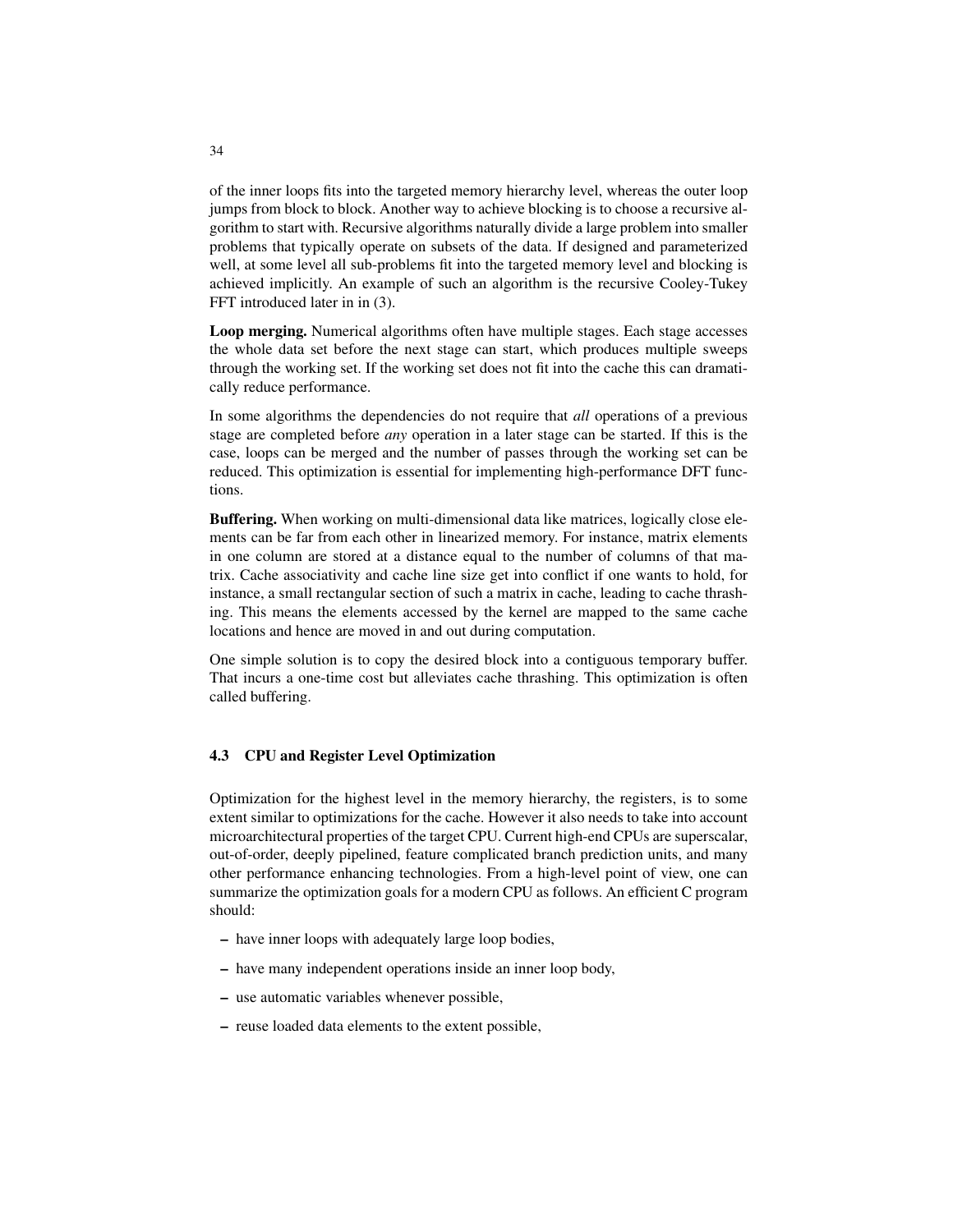of the inner loops fits into the targeted memory hierarchy level, whereas the outer loop jumps from block to block. Another way to achieve blocking is to choose a recursive algorithm to start with. Recursive algorithms naturally divide a large problem into smaller problems that typically operate on subsets of the data. If designed and parameterized well, at some level all sub-problems fit into the targeted memory level and blocking is achieved implicitly. An example of such an algorithm is the recursive Cooley-Tukey FFT introduced later in in (3).

**Loop merging.** Numerical algorithms often have multiple stages. Each stage accesses the whole data set before the next stage can start, which produces multiple sweeps through the working set. If the working set does not fit into the cache this can dramatically reduce performance.

In some algorithms the dependencies do not require that *all* operations of a previous stage are completed before *any* operation in a later stage can be started. If this is the case, loops can be merged and the number of passes through the working set can be reduced. This optimization is essential for implementing high-performance DFT functions.

**Buffering.** When working on multi-dimensional data like matrices, logically close elements can be far from each other in linearized memory. For instance, matrix elements in one column are stored at a distance equal to the number of columns of that matrix. Cache associativity and cache line size get into conflict if one wants to hold, for instance, a small rectangular section of such a matrix in cache, leading to cache thrashing. This means the elements accessed by the kernel are mapped to the same cache locations and hence are moved in and out during computation.

One simple solution is to copy the desired block into a contiguous temporary buffer. That incurs a one-time cost but alleviates cache thrashing. This optimization is often called buffering.

### 4.3 CPU and Register Level Optimization

Optimization for the highest level in the memory hierarchy, the registers, is to some extent similar to optimizations for the cache. However it also needs to take into account microarchitectural properties of the target CPU. Current high-end CPUs are superscalar, out-of-order, deeply pipelined, feature complicated branch prediction units, and many other performance enhancing technologies. From a high-level point of view, one can summarize the optimization goals for a modern CPU as follows. An efficient C program should:

- have inner loops with adequately large loop bodies,
- have many independent operations inside an inner loop body,
- use automatic variables whenever possible,
- reuse loaded data elements to the extent possible,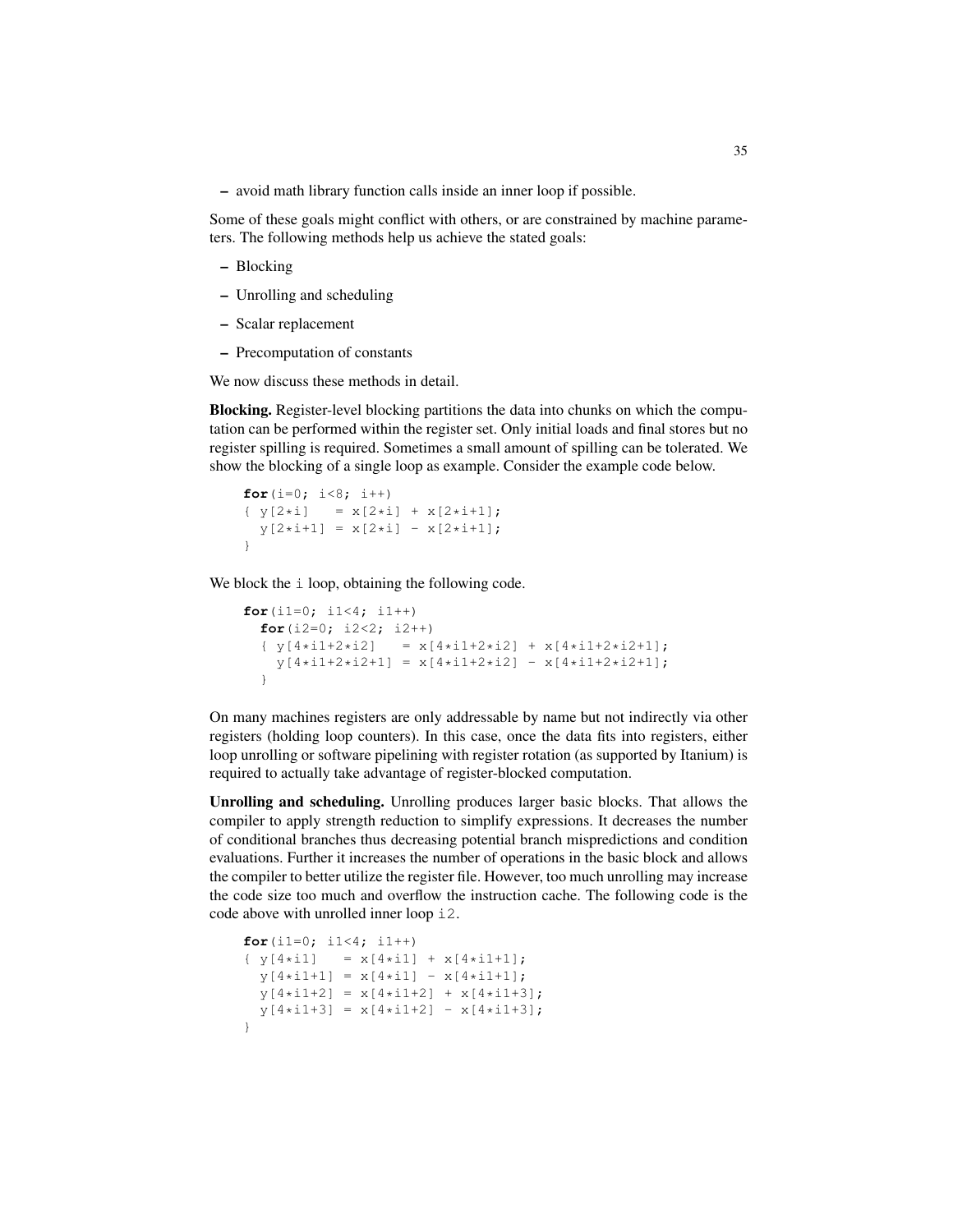– avoid math library function calls inside an inner loop if possible.

Some of these goals might conflict with others, or are constrained by machine parameters. The following methods help us achieve the stated goals:

– Blocking

– Unrolling and scheduling

– Scalar replacement

– Precomputation of constants

We now discuss these methods in detail.

**Blocking.** Register-level blocking partitions the data into chunks on which the computation can be performed within the register set. Only initial loads and final stores but no register spilling is required. Sometimes a small amount of spilling can be tolerated. We show the blocking of a single loop as example. Consider the example code below.

```
for(i=0; i<8; i++)
{ y[2*i]   = x[2*i] + x[2*i+1];
  y[2*i+1] = x[2*i] - x[2*i+1];
}
```

We block the `i` loop, obtaining the following code.

```
for(i1=0; i1<4; i1++)
  for(i2=0; i2<2; i2++)
  { y[4*i1+2*i2]   = x[4*i1+2*i2] + x[4*i1+2*i2+1];
    y[4*i1+2*i2+1] = x[4*i1+2*i2] - x[4*i1+2*i2+1];
  }
```

On many machines registers are only addressable by name but not indirectly via other registers (holding loop counters). In this case, once the data fits into registers, either loop unrolling or software pipelining with register rotation (as supported by Itanium) is required to actually take advantage of register-blocked computation.

**Unrolling and scheduling.** Unrolling produces larger basic blocks. That allows the compiler to apply strength reduction to simplify expressions. It decreases the number of conditional branches thus decreasing potential branch mispredictions and condition evaluations. Further it increases the number of operations in the basic block and allows the compiler to better utilize the register file. However, too much unrolling may increase the code size too much and overflow the instruction cache. The following code is the code above with unrolled inner loop `i2`.

```
for(i1=0; i1<4; i1++)
{ y[4*i1]   = x[4*i1] + x[4*i1+1];
  y[4*i1+1] = x[4*i1] - x[4*i1+1];
  y[4*i1+2] = x[4*i1+2] + x[4*i1+3];
  y[4*i1+3] = x[4*i1+2] - x[4*i1+3];
}
```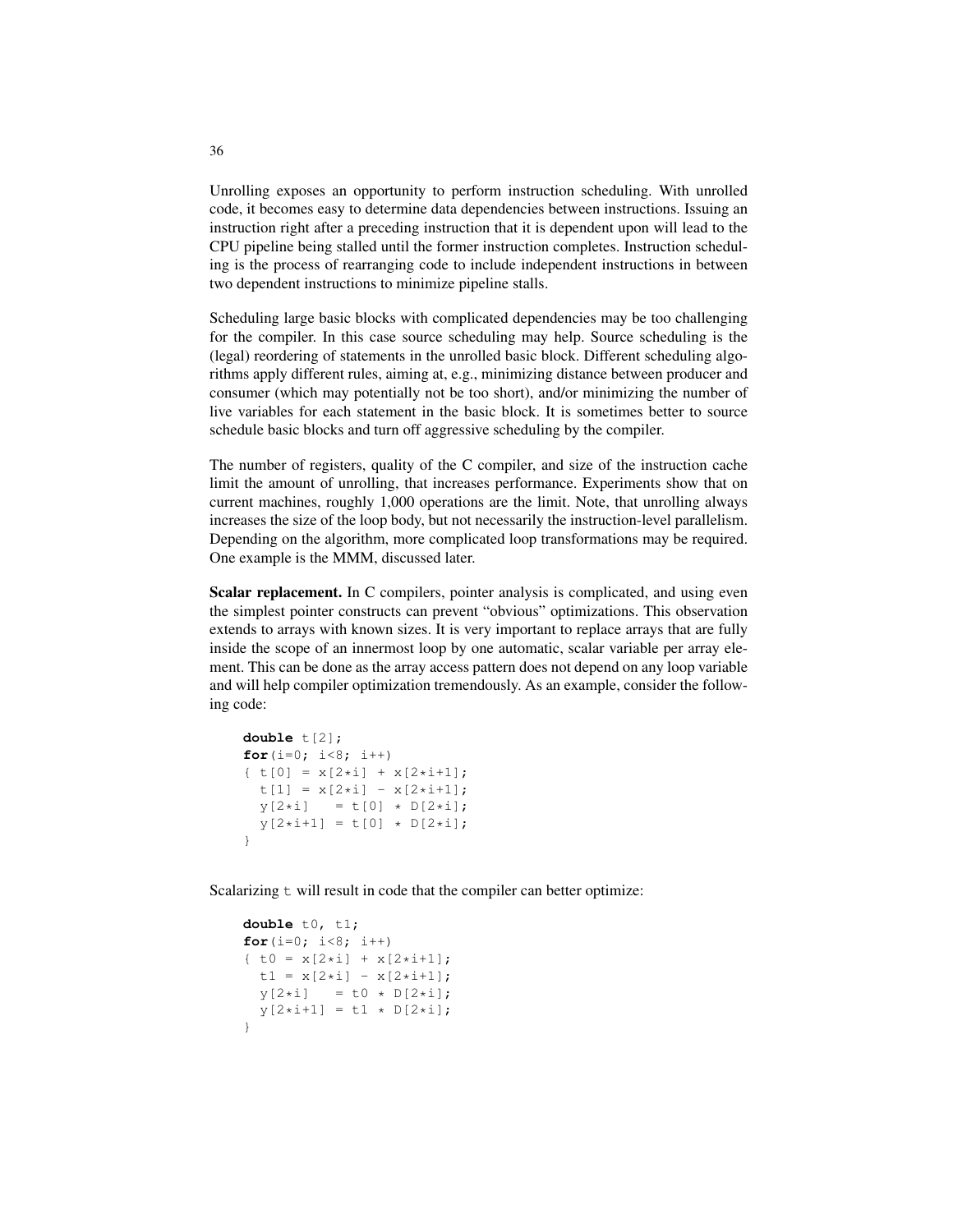Unrolling exposes an opportunity to perform instruction scheduling. With unrolled code, it becomes easy to determine data dependencies between instructions. Issuing an instruction right after a preceding instruction that it is dependent upon will lead to the CPU pipeline being stalled until the former instruction completes. Instruction scheduling is the process of rearranging code to include independent instructions in between two dependent instructions to minimize pipeline stalls.

Scheduling large basic blocks with complicated dependencies may be too challenging for the compiler. In this case source scheduling may help. Source scheduling is the (legal) reordering of statements in the unrolled basic block. Different scheduling algorithms apply different rules, aiming at, e.g., minimizing distance between producer and consumer (which may potentially not be too short), and/or minimizing the number of live variables for each statement in the basic block. It is sometimes better to source schedule basic blocks and turn off aggressive scheduling by the compiler.

The number of registers, quality of the C compiler, and size of the instruction cache limit the amount of unrolling, that increases performance. Experiments show that on current machines, roughly 1,000 operations are the limit. Note, that unrolling always increases the size of the loop body, but not necessarily the instruction-level parallelism. Depending on the algorithm, more complicated loop transformations may be required. One example is the MMM, discussed later.

**Scalar replacement.** In C compilers, pointer analysis is complicated, and using even the simplest pointer constructs can prevent "obvious" optimizations. This observation extends to arrays with known sizes. It is very important to replace arrays that are fully inside the scope of an innermost loop by one automatic, scalar variable per array element. This can be done as the array access pattern does not depend on any loop variable and will help compiler optimization tremendously. As an example, consider the following code:

```
double t[2];
for(i=0; i<8; i++)
{ t[0] = x[2*i] + x[2*i+1];
  t[1] = x[2*i] - x[2*i+1];
  y[2*i]   = t[0] * D[2*i];
  y[2*i+1] = t[0] * D[2*i];
}
```

Scalarizing `t` will result in code that the compiler can better optimize:

```
double t0, t1;
for(i=0; i<8; i++)
{ t0 = x[2*i] + x[2*i+1];
  t1 = x[2*i] - x[2*i+1];
  y[2*i]   = t0 * D[2*i];
  y[2*i+1] = t1 * D[2*i];
}
```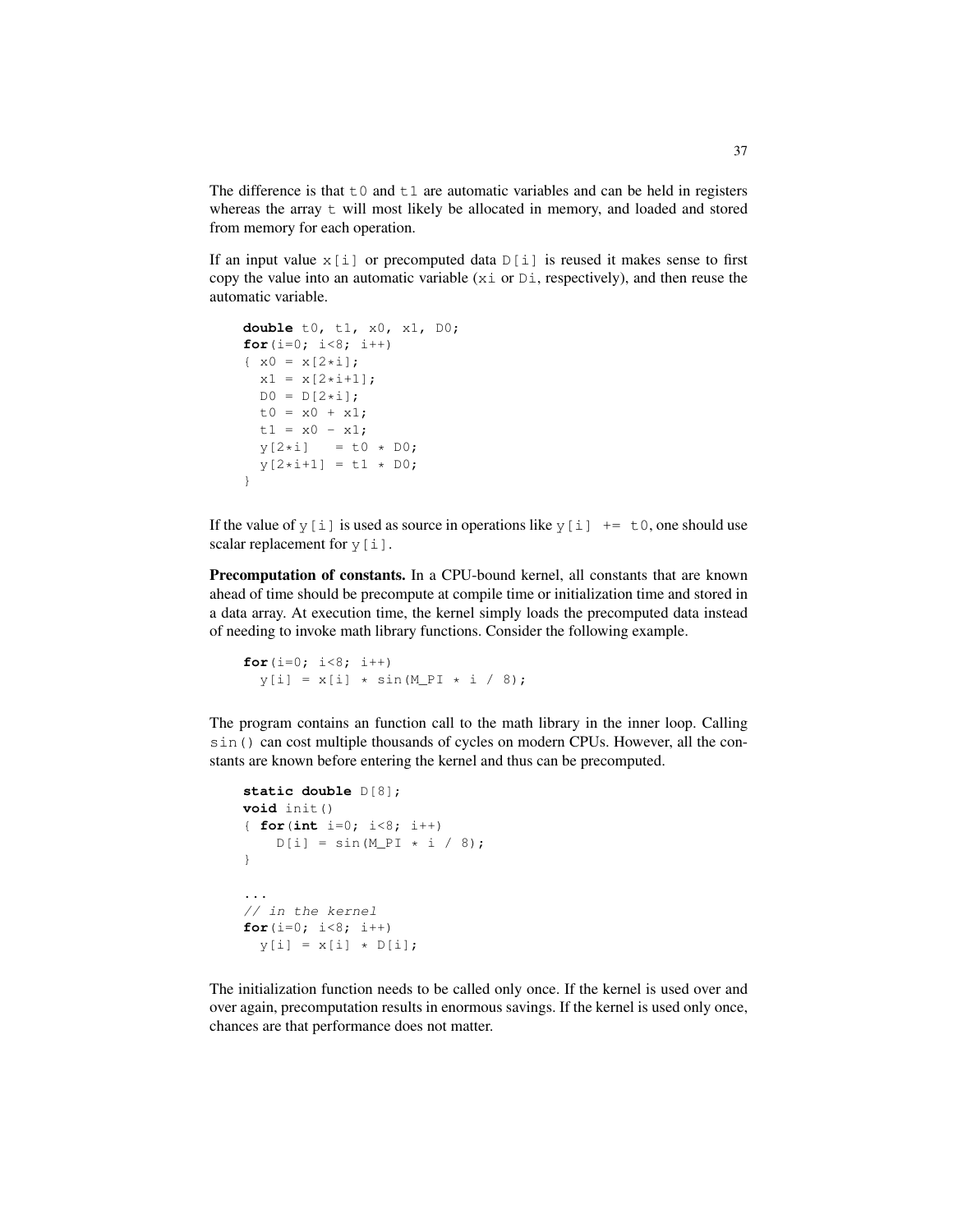The difference is that `t0` and `t1` are automatic variables and can be held in registers whereas the array `t` will most likely be allocated in memory, and loaded and stored from memory for each operation.

If an input value `x[i]` or precomputed data `D[i]` is reused it makes sense to first copy the value into an automatic variable (`xi` or `Di`, respectively), and then reuse the automatic variable.

```
double t0, t1, x0, x1, D0;
for(i=0; i<8; i++)
{ x0 = x[2*i];
  x1 = x[2*i+1];
  D0 = D[2*i];
  t0 = x0 + x1;
  t1 = x0 - x1;
  y[2*i]   = t0 * D0;
  y[2*i+1] = t1 * D0;
}
```

If the value of `y[i]` is used as source in operations like `y[i] += t0`, one should use scalar replacement for `y[i]`.

**Precomputation of constants.** In a CPU-bound kernel, all constants that are known ahead of time should be precompute at compile time or initialization time and stored in a data array. At execution time, the kernel simply loads the precomputed data instead of needing to invoke math library functions. Consider the following example.

```
for(i=0; i<8; i++)
  y[i] = x[i] * sin(M_PI * i / 8);
```

The program contains an function call to the math library in the inner loop. Calling `sin()` can cost multiple thousands of cycles on modern CPUs. However, all the constants are known before entering the kernel and thus can be precomputed.

```
static double D[8];
void init()
{ for(int i=0; i<8; i++)
    D[i] = sin(M_PI * i / 8);
}

...
// in the kernel
for(i=0; i<8; i++)
  y[i] = x[i] * D[i];
```

The initialization function needs to be called only once. If the kernel is used over and over again, precomputation results in enormous savings. If the kernel is used only once, chances are that performance does not matter.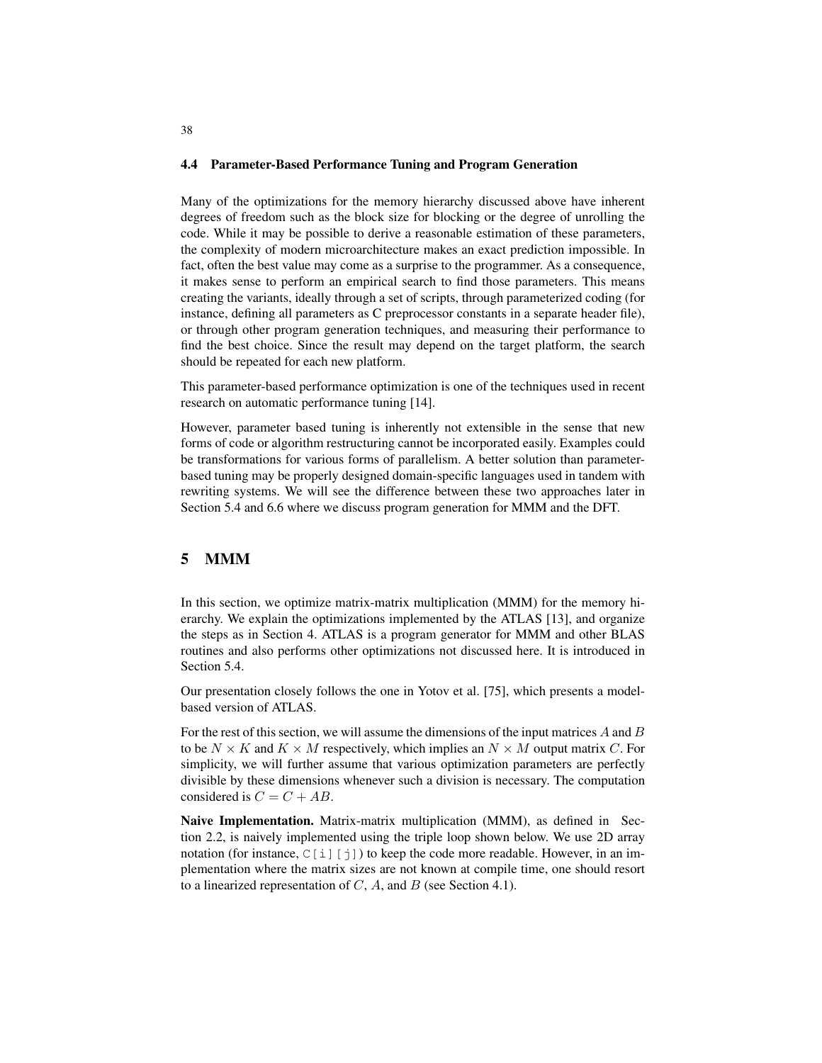### 4.4 Parameter-Based Performance Tuning and Program Generation

Many of the optimizations for the memory hierarchy discussed above have inherent degrees of freedom such as the block size for blocking or the degree of unrolling the code. While it may be possible to derive a reasonable estimation of these parameters, the complexity of modern microarchitecture makes an exact prediction impossible. In fact, often the best value may come as a surprise to the programmer. As a consequence, it makes sense to perform an empirical search to find those parameters. This means creating the variants, ideally through a set of scripts, through parameterized coding (for instance, defining all parameters as C preprocessor constants in a separate header file), or through other program generation techniques, and measuring their performance to find the best choice. Since the result may depend on the target platform, the search should be repeated for each new platform.

This parameter-based performance optimization is one of the techniques used in recent research on automatic performance tuning [14].

However, parameter based tuning is inherently not extensible in the sense that new forms of code or algorithm restructuring cannot be incorporated easily. Examples could be transformations for various forms of parallelism. A better solution than parameter-based tuning may be properly designed domain-specific languages used in tandem with rewriting systems. We will see the difference between these two approaches later in Section 5.4 and 6.6 where we discuss program generation for MMM and the DFT.

## 5 MMM

In this section, we optimize matrix-matrix multiplication (MMM) for the memory hierarchy. We explain the optimizations implemented by the ATLAS [13], and organize the steps as in Section 4. ATLAS is a program generator for MMM and other BLAS routines and also performs other optimizations not discussed here. It is introduced in Section 5.4.

Our presentation closely follows the one in Yotov et al. [75], which presents a model-based version of ATLAS.

For the rest of this section, we will assume the dimensions of the input matrices $A$ and $B$ to be $N \times K$ and $K \times M$ respectively, which implies an $N \times M$ output matrix $C$. For simplicity, we will further assume that various optimization parameters are perfectly divisible by these dimensions whenever such a division is necessary. The computation considered is $C = C + AB$.

**Naive Implementation.** Matrix-matrix multiplication (MMM), as defined in Section 2.2, is naively implemented using the triple loop shown below. We use 2D array notation (for instance, `C[i][j]`) to keep the code more readable. However, in an implementation where the matrix sizes are not known at compile time, one should resort to a linearized representation of $C$, $A$, and $B$ (see Section 4.1).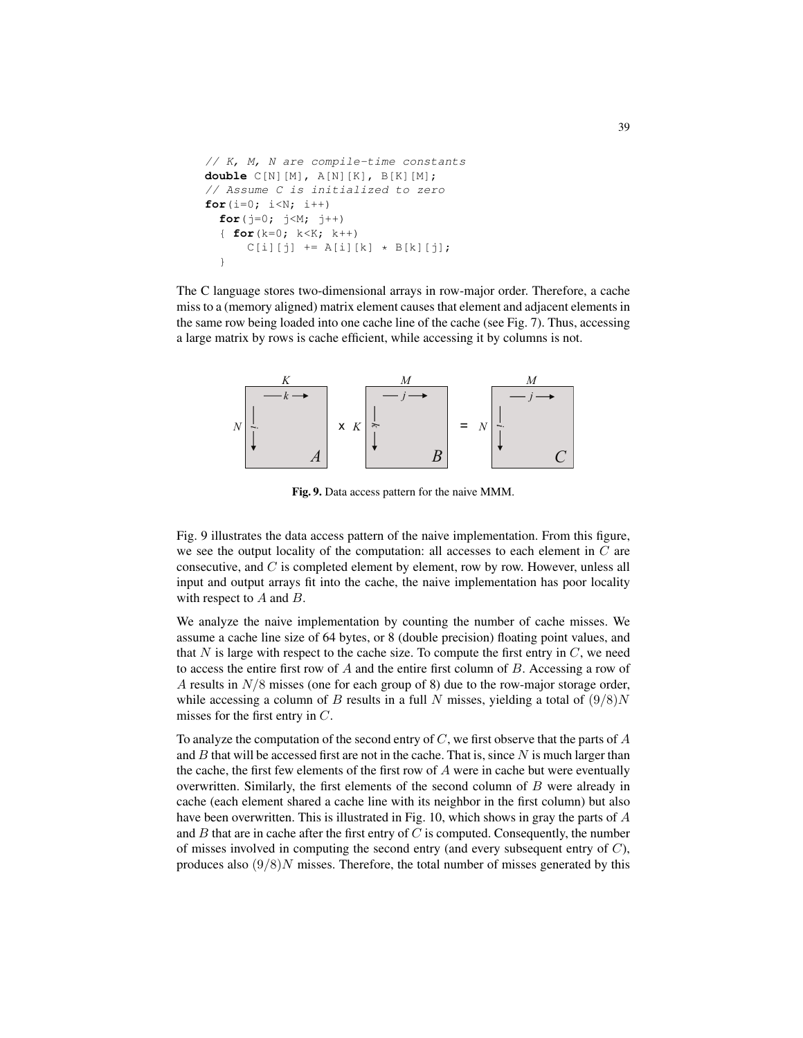```
// K, M, N are compile-time constants
double C[N][M], A[N][K], B[K][M];
// Assume C is initialized to zero
for(i=0; i<N; i++)
  for(j=0; j<M; j++)
  { for(k=0; k<K; k++)
      C[i][j] += A[i][k] * B[k][j];
  }
```

The C language stores two-dimensional arrays in row-major order. Therefore, a cache miss to a (memory aligned) matrix element causes that element and adjacent elements in the same row being loaded into one cache line of the cache (see Fig. 7). Thus, accessing a large matrix by rows is cache efficient, while accessing it by columns is not.

**Fig. 9.** Data access pattern for the naive MMM.

Fig. 9 illustrates the data access pattern of the naive implementation. From this figure, we see the output locality of the computation: all accesses to each element in $C$ are consecutive, and $C$ is completed element by element, row by row. However, unless all input and output arrays fit into the cache, the naive implementation has poor locality with respect to $A$ and $B$.

We analyze the naive implementation by counting the number of cache misses. We assume a cache line size of 64 bytes, or 8 (double precision) floating point values, and that $N$ is large with respect to the cache size. To compute the first entry in $C$, we need to access the entire first row of $A$ and the entire first column of $B$. Accessing a row of $A$ results in $N/8$ misses (one for each group of 8) due to the row-major storage order, while accessing a column of $B$ results in a full $N$ misses, yielding a total of $(9/8)N$ misses for the first entry in $C$.

To analyze the computation of the second entry of $C$, we first observe that the parts of $A$ and $B$ that will be accessed first are not in the cache. That is, since $N$ is much larger than the cache, the first few elements of the first row of $A$ were in cache but were eventually overwritten. Similarly, the first elements of the second column of $B$ were already in cache (each element shared a cache line with its neighbor in the first column) but also have been overwritten. This is illustrated in Fig. 10, which shows in gray the parts of $A$ and $B$ that are in cache after the first entry of $C$ is computed. Consequently, the number of misses involved in computing the second entry (and every subsequent entry of $C$), produces also $(9/8)N$ misses. Therefore, the total number of misses generated by this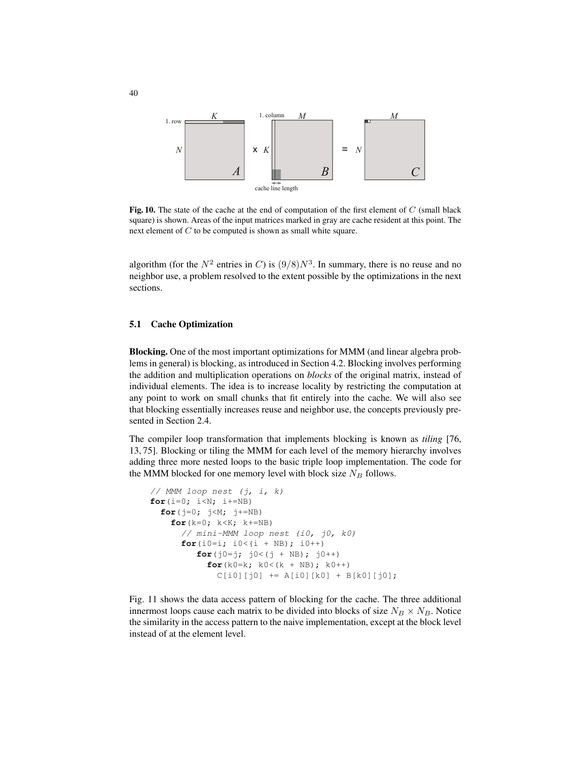Fig. 10. The state of the cache at the end of computation of the first element of $C$ (small black square) is shown. Areas of the input matrices marked in gray are cache resident at this point. The next element of $C$ to be computed is shown as small white square.

algorithm (for the $N^2$ entries in $C$) is $(9/8)N^3$. In summary, there is no reuse and no neighbor use, a problem resolved to the extent possible by the optimizations in the next sections.

### 5.1 Cache Optimization

**Blocking.** One of the most important optimizations for MMM (and linear algebra problems in general) is blocking, as introduced in Section 4.2. Blocking involves performing the addition and multiplication operations on *blocks* of the original matrix, instead of individual elements. The idea is to increase locality by restricting the computation at any point to work on small chunks that fit entirely into the cache. We will also see that blocking essentially increases reuse and neighbor use, the concepts previously presented in Section 2.4.

The compiler loop transformation that implements blocking is known as *tiling* [76, 13, 75]. Blocking or tiling the MMM for each level of the memory hierarchy involves adding three more nested loops to the basic triple loop implementation. The code for the MMM blocked for one memory level with block size $N_B$ follows.

```
// MMM loop nest (j, i, k)
for(i=0; i<N; i+=NB)
  for(j=0; j<M; j+=NB)
    for(k=0; k<K; k+=NB)
      // mini-MMM loop nest (i0, j0, k0)
      for(i0=i; i0<(i + NB); i0++)
         for(j0=j; j0<(j + NB); j0++)
           for(k0=k; k0<(k + NB); k0++)
             C[i0][j0] += A[i0][k0] + B[k0][j0];
```

Fig. 11 shows the data access pattern of blocking for the cache. The three additional innermost loops cause each matrix to be divided into blocks of size $N_B \times N_B$. Notice the similarity in the access pattern to the naive implementation, except at the block level instead of at the element level.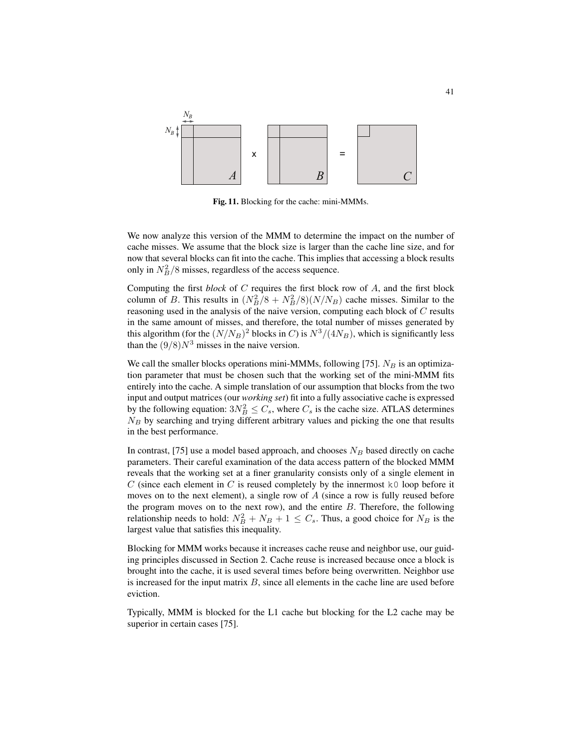**Fig. 11.** Blocking for the cache: mini-MMMs.

We now analyze this version of the MMM to determine the impact on the number of cache misses. We assume that the block size is larger than the cache line size, and for now that several blocks can fit into the cache. This implies that accessing a block results only in $N_B^2/8$ misses, regardless of the access sequence.

Computing the first *block* of $C$ requires the first block row of $A$, and the first block column of $B$. This results in $(N_B^2/8 + N_B^2/8)(N/N_B)$ cache misses. Similar to the reasoning used in the analysis of the naive version, computing each block of $C$ results in the same amount of misses, and therefore, the total number of misses generated by this algorithm (for the $(N/N_B)^2$ blocks in $C$) is $N^3/(4N_B)$, which is significantly less than the $(9/8)N^3$ misses in the naive version.

We call the smaller blocks operations mini-MMMs, following [75]. $N_B$ is an optimization parameter that must be chosen such that the working set of the mini-MMM fits entirely into the cache. A simple translation of our assumption that blocks from the two input and output matrices (our *working set*) fit into a fully associative cache is expressed by the following equation: $3N_B^2 \leq C_s$, where $C_s$ is the cache size. ATLAS determines $N_B$ by searching and trying different arbitrary values and picking the one that results in the best performance.

In contrast, [75] use a model based approach, and chooses $N_B$ based directly on cache parameters. Their careful examination of the data access pattern of the blocked MMM reveals that the working set at a finer granularity consists only of a single element in $C$ (since each element in $C$ is reused completely by the innermost `k0` loop before it moves on to the next element), a single row of $A$ (since a row is fully reused before the program moves on to the next row), and the entire $B$. Therefore, the following relationship needs to hold: $N_B^2 + N_B + 1 \leq C_s$. Thus, a good choice for $N_B$ is the largest value that satisfies this inequality.

Blocking for MMM works because it increases cache reuse and neighbor use, our guiding principles discussed in Section 2. Cache reuse is increased because once a block is brought into the cache, it is used several times before being overwritten. Neighbor use is increased for the input matrix $B$, since all elements in the cache line are used before eviction.

Typically, MMM is blocked for the L1 cache but blocking for the L2 cache may be superior in certain cases [75].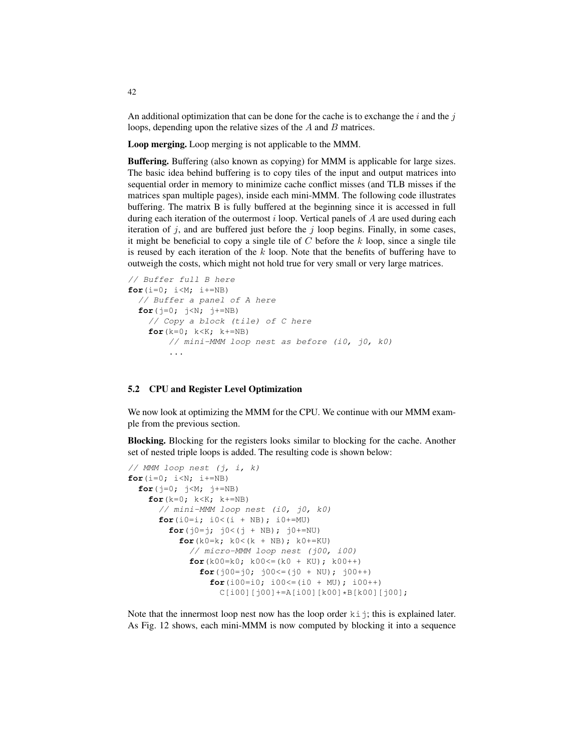An additional optimization that can be done for the cache is to exchange the $i$ and the $j$ loops, depending upon the relative sizes of the $A$ and $B$ matrices.

**Loop merging.** Loop merging is not applicable to the MMM.

**Buffering.** Buffering (also known as copying) for MMM is applicable for large sizes. The basic idea behind buffering is to copy tiles of the input and output matrices into sequential order in memory to minimize cache conflict misses (and TLB misses if the matrices span multiple pages), inside each mini-MMM. The following code illustrates buffering. The matrix B is fully buffered at the beginning since it is accessed in full during each iteration of the outermost $i$ loop. Vertical panels of $A$ are used during each iteration of $j$, and are buffered just before the $j$ loop begins. Finally, in some cases, it might be beneficial to copy a single tile of $C$ before the $k$ loop, since a single tile is reused by each iteration of the $k$ loop. Note that the benefits of buffering have to outweigh the costs, which might not hold true for very small or very large matrices.

```
// Buffer full B here
for(i=0; i<M; i+=NB)
  // Buffer a panel of A here
  for(j=0; j<N; j+=NB)
    // Copy a block (tile) of C here
    for(k=0; k<K; k+=NB)
        // mini-MMM loop nest as before (i0, j0, k0)
        ...
```

## 5.2 CPU and Register Level Optimization

We now look at optimizing the MMM for the CPU. We continue with our MMM example from the previous section.

**Blocking.** Blocking for the registers looks similar to blocking for the cache. Another set of nested triple loops is added. The resulting code is shown below:

```
// MMM loop nest (j, i, k)
for(i=0; i<N; i+=NB)
  for(j=0; j<M; j+=NB)
    for(k=0; k<K; k+=NB)
      // mini-MMM loop nest (i0, j0, k0)
      for(i0=i; i0<(i + NB); i0+=MU)
        for(j0=j; j0<(j + NB); j0+=NU)
          for(k0=k; k0<(k + NB); k0+=KU)
            // micro-MMM loop nest (j00, i00)
            for(k00=k0; k00<=(k0 + KU); k00++)
              for(j00=j0; j00<=(j0 + NU); j00++)
                for(i00=i0; i00<=(i0 + MU); i00++)
                  C[i00][j00]+=A[i00][k00]*B[k00][j00];
```

Note that the innermost loop nest now has the loop order `kij`; this is explained later. As Fig. 12 shows, each mini-MMM is now computed by blocking it into a sequence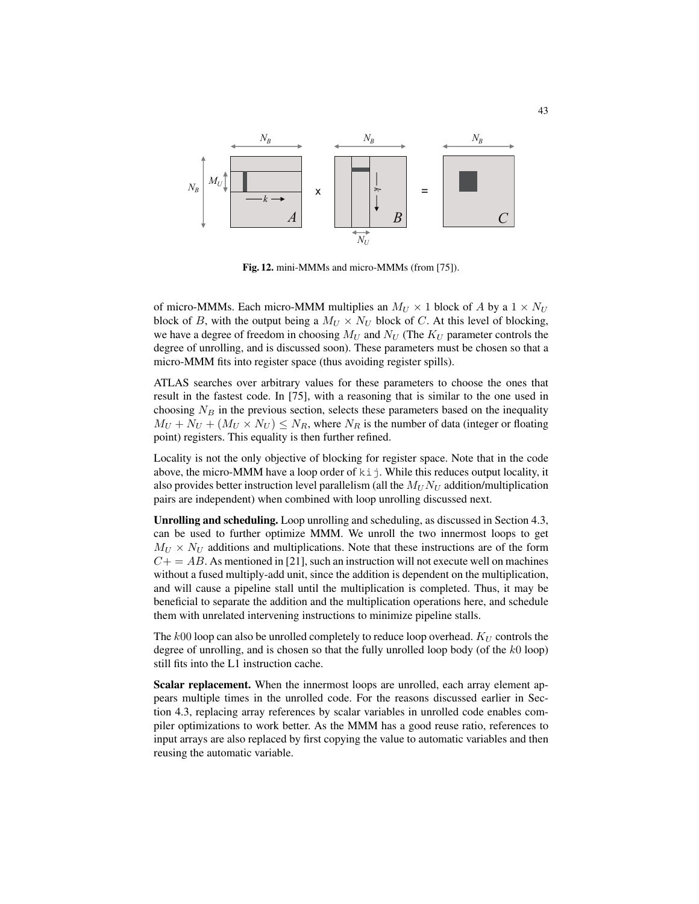**Fig. 12.** mini-MMMs and micro-MMMs (from [75]).

of micro-MMMs. Each micro-MMM multiplies an $M_U \times 1$ block of $A$ by a $1 \times N_U$ block of $B$, with the output being a $M_U \times N_U$ block of $C$. At this level of blocking, we have a degree of freedom in choosing $M_U$ and $N_U$ (The $K_U$ parameter controls the degree of unrolling, and is discussed soon). These parameters must be chosen so that a micro-MMM fits into register space (thus avoiding register spills).

ATLAS searches over arbitrary values for these parameters to choose the ones that result in the fastest code. In [75], with a reasoning that is similar to the one used in choosing $N_B$ in the previous section, selects these parameters based on the inequality $M_U + N_U + (M_U \times N_U) \leq N_R$, where $N_R$ is the number of data (integer or floating point) registers. This equality is then further refined.

Locality is not the only objective of blocking for register space. Note that in the code above, the micro-MMM have a loop order of `kij`. While this reduces output locality, it also provides better instruction level parallelism (all the $M_U N_U$ addition/multiplication pairs are independent) when combined with loop unrolling discussed next.

**Unrolling and scheduling.** Loop unrolling and scheduling, as discussed in Section 4.3, can be used to further optimize MMM. We unroll the two innermost loops to get $M_U \times N_U$ additions and multiplications. Note that these instructions are of the form $C+=AB$. As mentioned in [21], such an instruction will not execute well on machines without a fused multiply-add unit, since the addition is dependent on the multiplication, and will cause a pipeline stall until the multiplication is completed. Thus, it may be beneficial to separate the addition and the multiplication operations here, and schedule them with unrelated intervening instructions to minimize pipeline stalls.

The $k00$ loop can also be unrolled completely to reduce loop overhead. $K_U$ controls the degree of unrolling, and is chosen so that the fully unrolled loop body (of the $k0$ loop) still fits into the L1 instruction cache.

**Scalar replacement.** When the innermost loops are unrolled, each array element appears multiple times in the unrolled code. For the reasons discussed earlier in Section 4.3, replacing array references by scalar variables in unrolled code enables compiler optimizations to work better. As the MMM has a good reuse ratio, references to input arrays are also replaced by first copying the value to automatic variables and then reusing the automatic variable.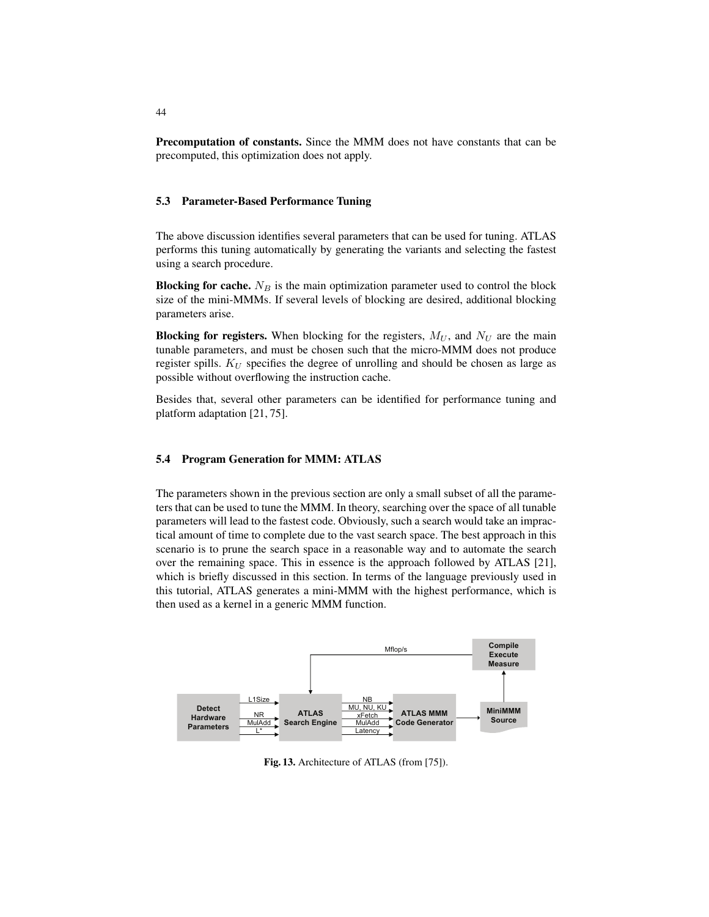**Precomputation of constants.** Since the MMM does not have constants that can be precomputed, this optimization does not apply.

### 5.3 Parameter-Based Performance Tuning

The above discussion identifies several parameters that can be used for tuning. ATLAS performs this tuning automatically by generating the variants and selecting the fastest using a search procedure.

**Blocking for cache.** $N_B$ is the main optimization parameter used to control the block size of the mini-MMMs. If several levels of blocking are desired, additional blocking parameters arise.

**Blocking for registers.** When blocking for the registers, $M_U$, and $N_U$ are the main tunable parameters, and must be chosen such that the micro-MMM does not produce register spills. $K_U$ specifies the degree of unrolling and should be chosen as large as possible without overflowing the instruction cache.

Besides that, several other parameters can be identified for performance tuning and platform adaptation [21, 75].

### 5.4 Program Generation for MMM: ATLAS

The parameters shown in the previous section are only a small subset of all the parameters that can be used to tune the MMM. In theory, searching over the space of all tunable parameters will lead to the fastest code. Obviously, such a search would take an impractical amount of time to complete due to the vast search space. The best approach in this scenario is to prune the search space in a reasonable way and to automate the search over the remaining space. This in essence is the approach followed by ATLAS [21], which is briefly discussed in this section. In terms of the language previously used in this tutorial, ATLAS generates a mini-MMM with the highest performance, which is then used as a kernel in a generic MMM function.

**Fig. 13.** Architecture of ATLAS (from [75]).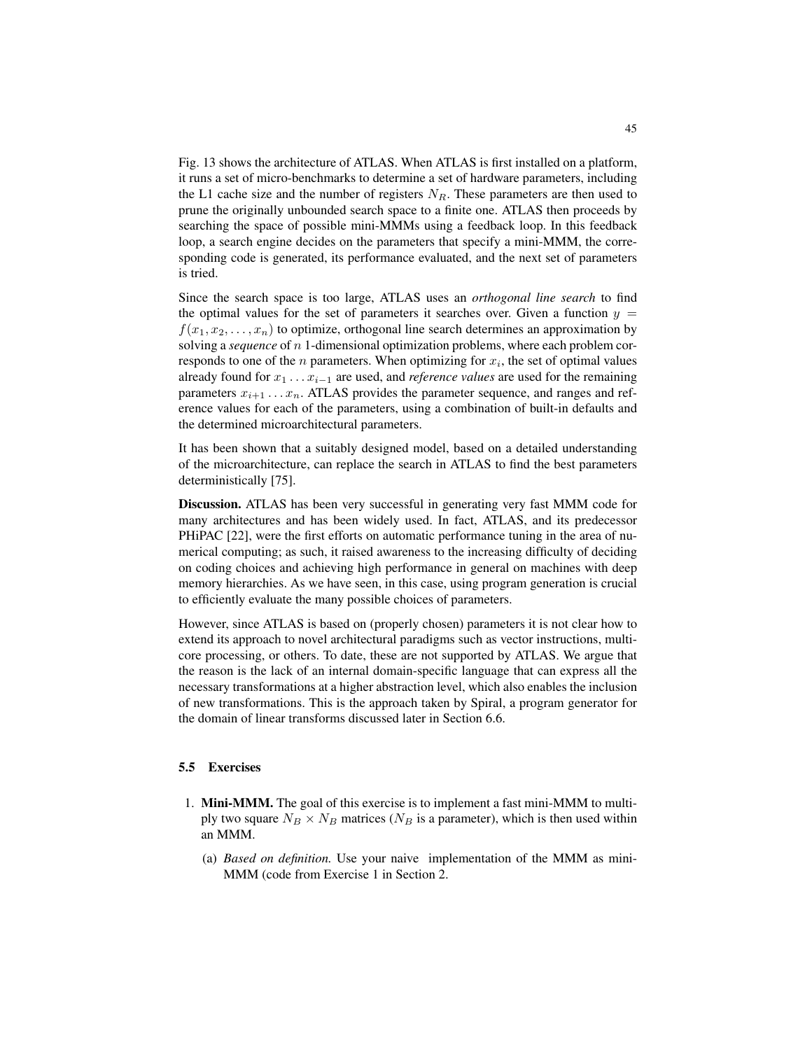Fig. 13 shows the architecture of ATLAS. When ATLAS is first installed on a platform, it runs a set of micro-benchmarks to determine a set of hardware parameters, including the L1 cache size and the number of registers $N_R$. These parameters are then used to prune the originally unbounded search space to a finite one. ATLAS then proceeds by searching the space of possible mini-MMMs using a feedback loop. In this feedback loop, a search engine decides on the parameters that specify a mini-MMM, the corresponding code is generated, its performance evaluated, and the next set of parameters is tried.

Since the search space is too large, ATLAS uses an *orthogonal line search* to find the optimal values for the set of parameters it searches over. Given a function $y = f(x_1, x_2, \ldots, x_n)$ to optimize, orthogonal line search determines an approximation by solving a *sequence* of $n$ 1-dimensional optimization problems, where each problem corresponds to one of the $n$ parameters. When optimizing for $x_i$, the set of optimal values already found for $x_1 \ldots x_{i-1}$ are used, and *reference values* are used for the remaining parameters $x_{i+1} \ldots x_n$. ATLAS provides the parameter sequence, and ranges and reference values for each of the parameters, using a combination of built-in defaults and the determined microarchitectural parameters.

It has been shown that a suitably designed model, based on a detailed understanding of the microarchitecture, can replace the search in ATLAS to find the best parameters deterministically [75].

**Discussion.** ATLAS has been very successful in generating very fast MMM code for many architectures and has been widely used. In fact, ATLAS, and its predecessor PHiPAC [22], were the first efforts on automatic performance tuning in the area of numerical computing; as such, it raised awareness to the increasing difficulty of deciding on coding choices and achieving high performance in general on machines with deep memory hierarchies. As we have seen, in this case, using program generation is crucial to efficiently evaluate the many possible choices of parameters.

However, since ATLAS is based on (properly chosen) parameters it is not clear how to extend its approach to novel architectural paradigms such as vector instructions, multicore processing, or others. To date, these are not supported by ATLAS. We argue that the reason is the lack of an internal domain-specific language that can express all the necessary transformations at a higher abstraction level, which also enables the inclusion of new transformations. This is the approach taken by Spiral, a program generator for the domain of linear transforms discussed later in Section 6.6.

### 5.5 Exercises

1. **Mini-MMM.** The goal of this exercise is to implement a fast mini-MMM to multiply two square $N_B \times N_B$ matrices ($N_B$ is a parameter), which is then used within an MMM.
   (a) *Based on definition.* Use your naive implementation of the MMM as mini-MMM (code from Exercise 1 in Section 2.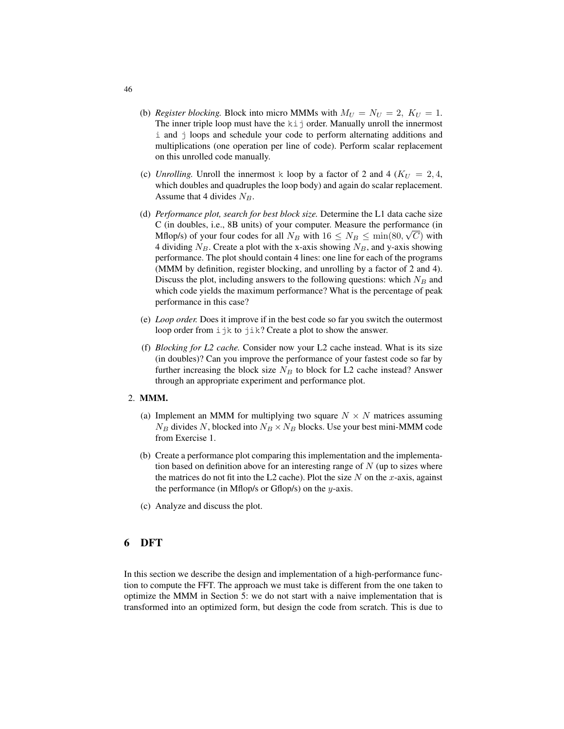(b) *Register blocking.* Block into micro MMMs with $M_U = N_U = 2,\ K_U = 1$. The inner triple loop must have the `kij` order. Manually unroll the innermost `i` and `j` loops and schedule your code to perform alternating additions and multiplications (one operation per line of code). Perform scalar replacement on this unrolled code manually.

(c) *Unrolling.* Unroll the innermost `k` loop by a factor of 2 and 4 ($K_U = 2, 4$, which doubles and quadruples the loop body) and again do scalar replacement. Assume that 4 divides $N_B$.

(d) *Performance plot, search for best block size.* Determine the L1 data cache size C (in doubles, i.e., 8B units) of your computer. Measure the performance (in Mflop/s) of your four codes for all $N_B$ with $16 \leq N_B \leq \min(80, \sqrt{C})$ with 4 dividing $N_B$. Create a plot with the x-axis showing $N_B$, and y-axis showing performance. The plot should contain 4 lines: one line for each of the programs (MMM by definition, register blocking, and unrolling by a factor of 2 and 4). Discuss the plot, including answers to the following questions: which $N_B$ and which code yields the maximum performance? What is the percentage of peak performance in this case?

(e) *Loop order.* Does it improve if in the best code so far you switch the outermost loop order from `ijk` to `jik`? Create a plot to show the answer.

(f) *Blocking for L2 cache.* Consider now your L2 cache instead. What is its size (in doubles)? Can you improve the performance of your fastest code so far by further increasing the block size $N_B$ to block for L2 cache instead? Answer through an appropriate experiment and performance plot.

2. **MMM.**

(a) Implement an MMM for multiplying two square $N \times N$ matrices assuming $N_B$ divides $N$, blocked into $N_B \times N_B$ blocks. Use your best mini-MMM code from Exercise 1.

(b) Create a performance plot comparing this implementation and the implementation based on definition above for an interesting range of $N$ (up to sizes where the matrices do not fit into the L2 cache). Plot the size $N$ on the $x$-axis, against the performance (in Mflop/s or Gflop/s) on the $y$-axis.

(c) Analyze and discuss the plot.

## 6 DFT

In this section we describe the design and implementation of a high-performance function to compute the FFT. The approach we must take is different from the one taken to optimize the MMM in Section 5: we do not start with a naive implementation that is transformed into an optimized form, but design the code from scratch. This is due to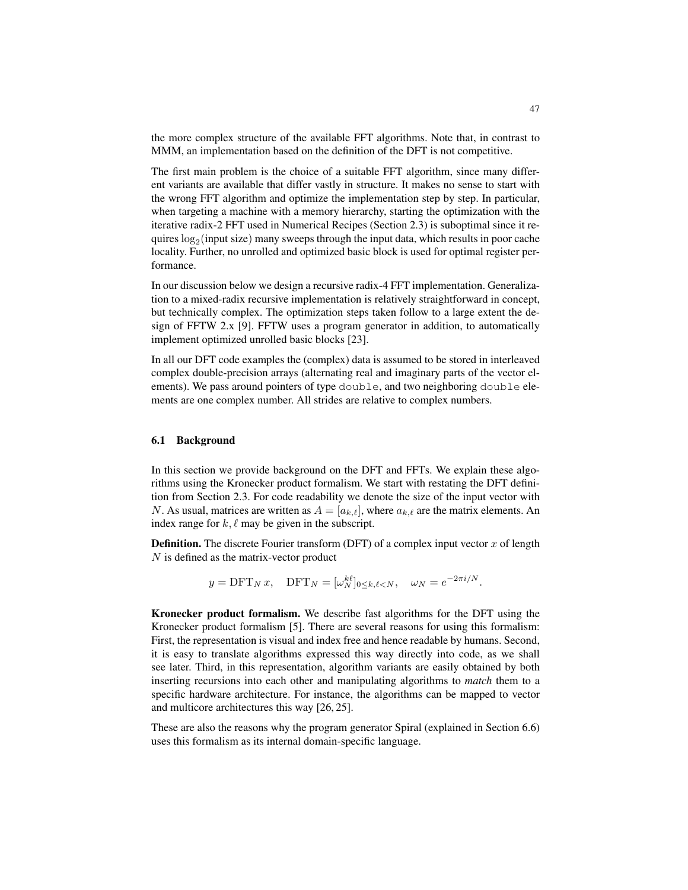the more complex structure of the available FFT algorithms. Note that, in contrast to MMM, an implementation based on the definition of the DFT is not competitive.

The first main problem is the choice of a suitable FFT algorithm, since many different variants are available that differ vastly in structure. It makes no sense to start with the wrong FFT algorithm and optimize the implementation step by step. In particular, when targeting a machine with a memory hierarchy, starting the optimization with the iterative radix-2 FFT used in Numerical Recipes (Section 2.3) is suboptimal since it requires $\log_2(\text{input size})$ many sweeps through the input data, which results in poor cache locality. Further, no unrolled and optimized basic block is used for optimal register performance.

In our discussion below we design a recursive radix-4 FFT implementation. Generalization to a mixed-radix recursive implementation is relatively straightforward in concept, but technically complex. The optimization steps taken follow to a large extent the design of FFTW 2.x [9]. FFTW uses a program generator in addition, to automatically implement optimized unrolled basic blocks [23].

In all our DFT code examples the (complex) data is assumed to be stored in interleaved complex double-precision arrays (alternating real and imaginary parts of the vector elements). We pass around pointers of type `double`, and two neighboring `double` elements are one complex number. All strides are relative to complex numbers.

### 6.1 Background

In this section we provide background on the DFT and FFTs. We explain these algorithms using the Kronecker product formalism. We start with restating the DFT definition from Section 2.3. For code readability we denote the size of the input vector with $N$. As usual, matrices are written as $A = [a_{k,\ell}]$, where $a_{k,\ell}$ are the matrix elements. An index range for $k, \ell$ may be given in the subscript.

**Definition.** The discrete Fourier transform (DFT) of a complex input vector $x$ of length $N$ is defined as the matrix-vector product

$$y = \mathrm{DFT}_N \, x, \quad \mathrm{DFT}_N = [\omega_N^{k\ell}]_{0 \le k,\ell < N}, \quad \omega_N = e^{-2\pi i/N}.$$

**Kronecker product formalism.** We describe fast algorithms for the DFT using the Kronecker product formalism [5]. There are several reasons for using this formalism: First, the representation is visual and index free and hence readable by humans. Second, it is easy to translate algorithms expressed this way directly into code, as we shall see later. Third, in this representation, algorithm variants are easily obtained by both inserting recursions into each other and manipulating algorithms to *match* them to a specific hardware architecture. For instance, the algorithms can be mapped to vector and multicore architectures this way [26, 25].

These are also the reasons why the program generator Spiral (explained in Section 6.6) uses this formalism as its internal domain-specific language.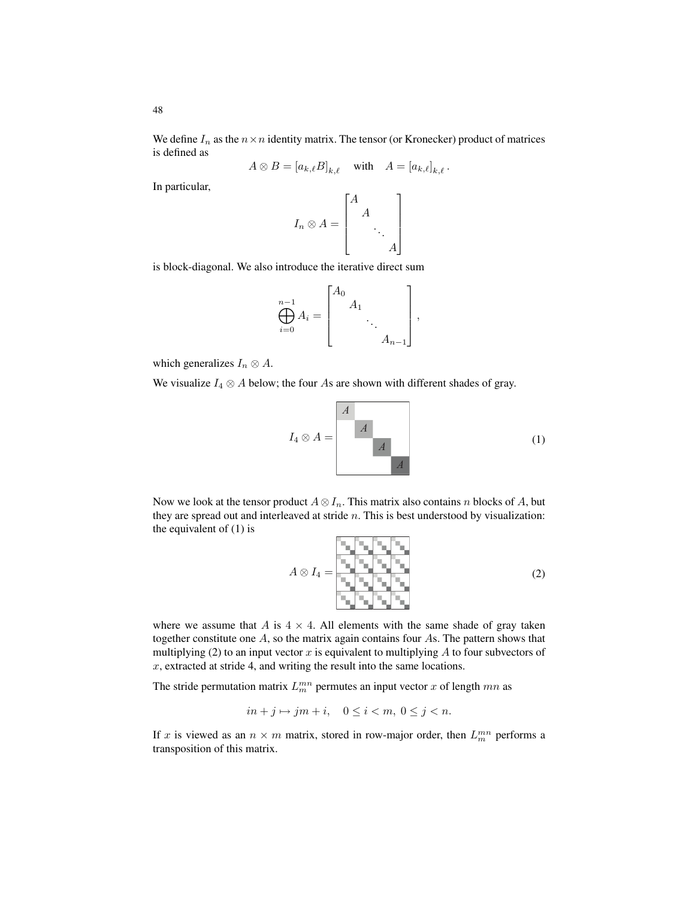We define $I_n$ as the $n \times n$ identity matrix. The tensor (or Kronecker) product of matrices is defined as

$$A \otimes B = [a_{k,\ell} B]_{k,\ell} \quad \text{with} \quad A = [a_{k,\ell}]_{k,\ell}.$$

In particular,

$$I_n \otimes A = \begin{bmatrix} A & & & \\ & A & & \\ & & \ddots & \\ & & & A \end{bmatrix}$$

is block-diagonal. We also introduce the iterative direct sum

$$\bigoplus_{i=0}^{n-1} A_i = \begin{bmatrix} A_0 & & & \\ & A_1 & & \\ & & \ddots & \\ & & & A_{n-1} \end{bmatrix},$$

which generalizes $I_n \otimes A$.

We visualize $I_4 \otimes A$ below; the four $A$s are shown with different shades of gray.

$$I_4 \otimes A = \begin{bmatrix} A & & & \\ & A & & \\ & & A & \\ & & & A \end{bmatrix} \tag{1}$$

Now we look at the tensor product $A \otimes I_n$. This matrix also contains $n$ blocks of $A$, but they are spread out and interleaved at stride $n$. This is best understood by visualization: the equivalent of (1) is

$$A \otimes I_4 = \tag{2}$$

where we assume that $A$ is $4 \times 4$. All elements with the same shade of gray taken together constitute one $A$, so the matrix again contains four $A$s. The pattern shows that multiplying (2) to an input vector $x$ is equivalent to multiplying $A$ to four subvectors of $x$, extracted at stride 4, and writing the result into the same locations.

The stride permutation matrix $L_m^{mn}$ permutes an input vector $x$ of length $mn$ as

$$in + j \mapsto jm + i, \quad 0 \leq i < m, \ 0 \leq j < n.$$

If $x$ is viewed as an $n \times m$ matrix, stored in row-major order, then $L_m^{mn}$ performs a transposition of this matrix.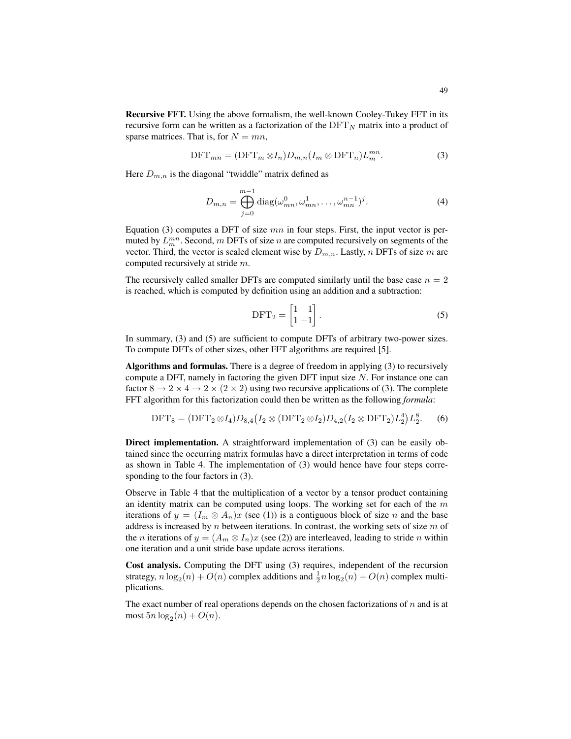**Recursive FFT.** Using the above formalism, the well-known Cooley-Tukey FFT in its recursive form can be written as a factorization of the $\mathrm{DFT}_N$ matrix into a product of sparse matrices. That is, for $N = mn$,

$$\mathrm{DFT}_{mn} = (\mathrm{DFT}_m \otimes I_n) D_{m,n} (I_m \otimes \mathrm{DFT}_n) L_m^{mn}. \tag{3}$$

Here $D_{m,n}$ is the diagonal "twiddle" matrix defined as

$$D_{m,n} = \bigoplus_{j=0}^{m-1} \mathrm{diag}(\omega_{mn}^0, \omega_{mn}^1, \ldots, \omega_{mn}^{n-1})^j. \tag{4}$$

Equation (3) computes a DFT of size $mn$ in four steps. First, the input vector is permuted by $L_m^{mn}$. Second, $m$ DFTs of size $n$ are computed recursively on segments of the vector. Third, the vector is scaled element wise by $D_{m,n}$. Lastly, $n$ DFTs of size $m$ are computed recursively at stride $m$.

The recursively called smaller DFTs are computed similarly until the base case $n = 2$ is reached, which is computed by definition using an addition and a subtraction:

$$\mathrm{DFT}_2 = \begin{bmatrix} 1 & 1 \\ 1 & -1 \end{bmatrix}. \tag{5}$$

In summary, (3) and (5) are sufficient to compute DFTs of arbitrary two-power sizes. To compute DFTs of other sizes, other FFT algorithms are required [5].

**Algorithms and formulas.** There is a degree of freedom in applying (3) to recursively compute a DFT, namely in factoring the given DFT input size $N$. For instance one can factor $8 \to 2 \times 4 \to 2 \times (2 \times 2)$ using two recursive applications of (3). The complete FFT algorithm for this factorization could then be written as the following *formula*:

$$\mathrm{DFT}_8 = (\mathrm{DFT}_2 \otimes I_4) D_{8,4} \big( I_2 \otimes (\mathrm{DFT}_2 \otimes I_2) D_{4,2} (I_2 \otimes \mathrm{DFT}_2) L_2^4 \big) L_2^8. \tag{6}$$

**Direct implementation.** A straightforward implementation of (3) can be easily obtained since the occurring matrix formulas have a direct interpretation in terms of code as shown in Table 4. The implementation of (3) would hence have four steps corresponding to the four factors in (3).

Observe in Table 4 that the multiplication of a vector by a tensor product containing an identity matrix can be computed using loops. The working set for each of the $m$ iterations of $y = (I_m \otimes A_n)x$ (see (1)) is a contiguous block of size $n$ and the base address is increased by $n$ between iterations. In contrast, the working sets of size $m$ of the $n$ iterations of $y = (A_m \otimes I_n)x$ (see (2)) are interleaved, leading to stride $n$ within one iteration and a unit stride base update across iterations.

**Cost analysis.** Computing the DFT using (3) requires, independent of the recursion strategy, $n \log_2(n) + O(n)$ complex additions and $\frac{1}{2} n \log_2(n) + O(n)$ complex multiplications.

The exact number of real operations depends on the chosen factorizations of $n$ and is at most $5n \log_2(n) + O(n)$.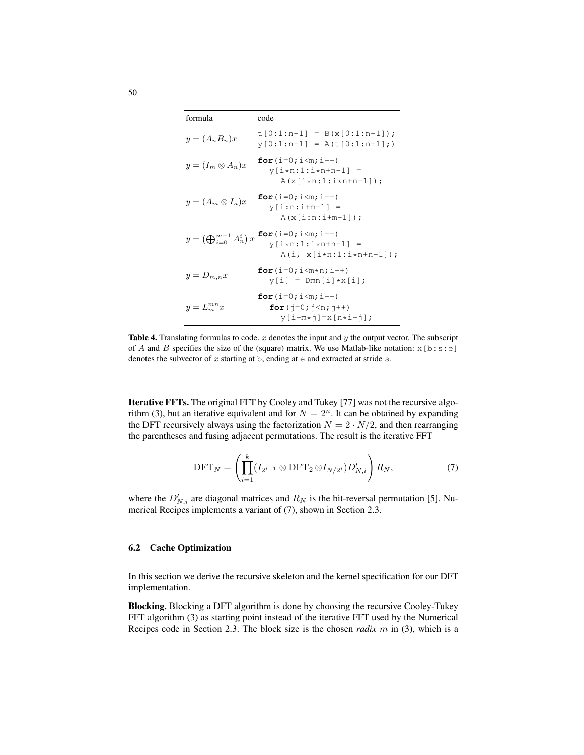| formula | code |
|---|---|
| $y = (A_n B_n)x$ | `t[0:1:n-1] = B(x[0:1:n-1]);` `y[0:1:n-1] = A(t[0:1:n-1];)` |
| $y = (I_m \otimes A_n)x$ | `for(i=0;i<m;i++)` `y[i*n:1:i*n+n-1] =` `A(x[i*n:1:i*n+n-1]);` |
| $y = (A_m \otimes I_n)x$ | `for(i=0;i<m;i++)` `y[i:n:i+m-1] =` `A(x[i:n:i+m-1]);` |
| $y = \left(\bigoplus_{i=0}^{m-1} A_n^i\right) x$ | `for(i=0;i<m;i++)` `y[i*n:1:i*n+n-1] =` `A(i, x[i*n:1:i*n+n-1]);` |
| $y = D_{m,n} x$ | `for(i=0;i<m*n;i++)` `y[i] = Dmn[i]*x[i];` |
| $y = L_m^{mn} x$ | `for(i=0;i<m;i++)` `for(j=0;j<n;j++)` `y[i+m*j]=x[n*i+j];` |

**Table 4.** Translating formulas to code. $x$ denotes the input and $y$ the output vector. The subscript of $A$ and $B$ specifies the size of the (square) matrix. We use Matlab-like notation: `x[b:s:e]` denotes the subvector of $x$ starting at `b`, ending at `e` and extracted at stride `s`.

**Iterative FFTs.** The original FFT by Cooley and Tukey [77] was not the recursive algorithm (3), but an iterative equivalent and for $N = 2^n$. It can be obtained by expanding the DFT recursively always using the factorization $N = 2 \cdot N/2$, and then rearranging the parentheses and fusing adjacent permutations. The result is the iterative FFT

$$\mathrm{DFT}_N = \left( \prod_{i=1}^{k} (I_{2^{i-1}} \otimes \mathrm{DFT}_2 \otimes I_{N/2^i}) D'_{N,i} \right) R_N, \tag{7}$$

where the $D'_{N,i}$ are diagonal matrices and $R_N$ is the bit-reversal permutation [5]. Numerical Recipes implements a variant of (7), shown in Section 2.3.

### 6.2 Cache Optimization

In this section we derive the recursive skeleton and the kernel specification for our DFT implementation.

**Blocking.** Blocking a DFT algorithm is done by choosing the recursive Cooley-Tukey FFT algorithm (3) as starting point instead of the iterative FFT used by the Numerical Recipes code in Section 2.3. The block size is the chosen *radix* $m$ in (3), which is a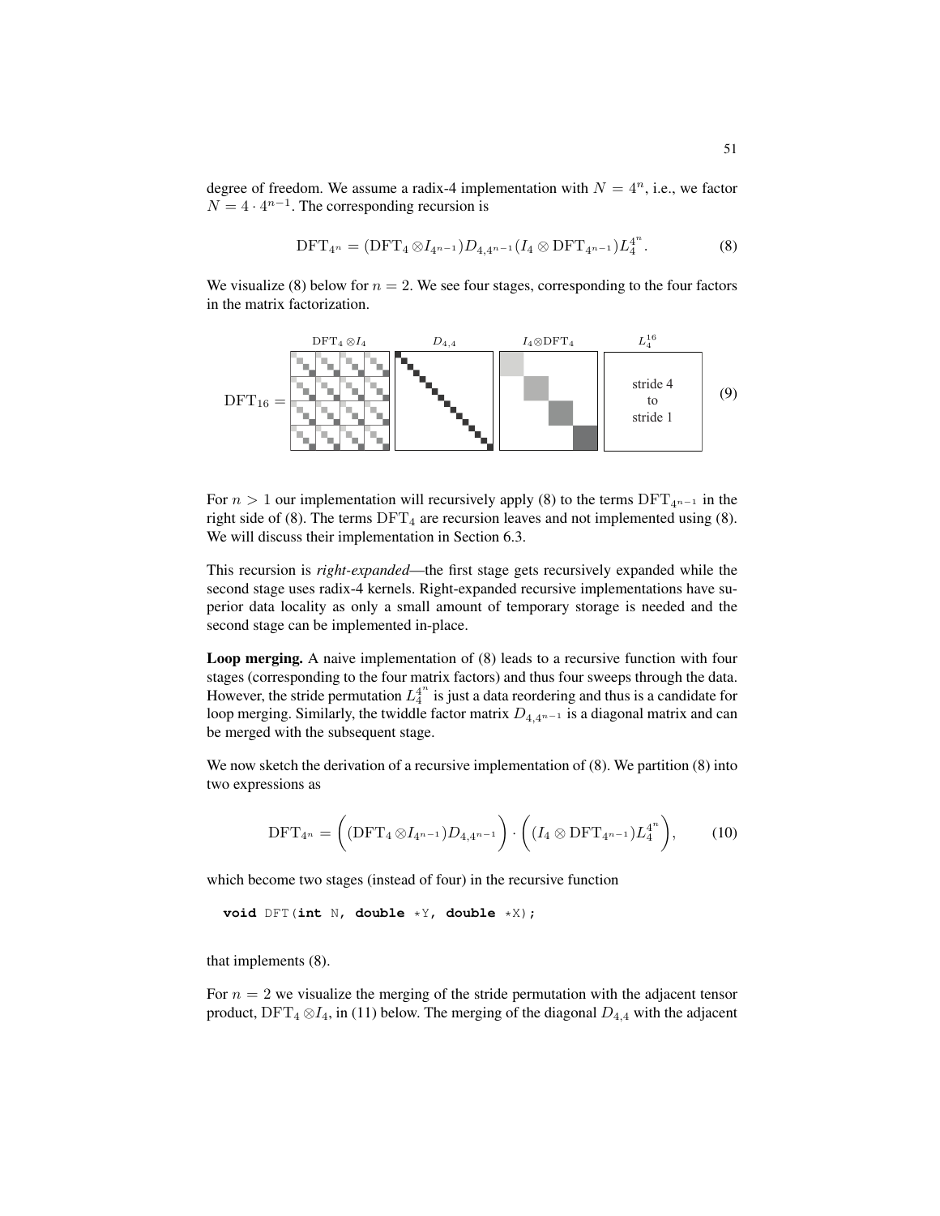degree of freedom. We assume a radix-4 implementation with $N = 4^n$, i.e., we factor $N = 4 \cdot 4^{n-1}$. The corresponding recursion is

$$\mathrm{DFT}_{4^n} = (\mathrm{DFT}_4 \otimes I_{4^{n-1}}) D_{4,4^{n-1}} (I_4 \otimes \mathrm{DFT}_{4^{n-1}}) L_4^{4^n}. \tag{8}$$

We visualize (8) below for $n = 2$. We see four stages, corresponding to the four factors in the matrix factorization.

$$\mathrm{DFT}_{16} = \underbrace{\mathrm{DFT}_4 \otimes I_4}\ \underbrace{D_{4,4}}\ \underbrace{I_4 \otimes \mathrm{DFT}_4}\ \underbrace{L_4^{16}} \tag{9}$$

stride 4 to stride 1

For $n > 1$ our implementation will recursively apply (8) to the terms $\mathrm{DFT}_{4^{n-1}}$ in the right side of (8). The terms $\mathrm{DFT}_4$ are recursion leaves and not implemented using (8). We will discuss their implementation in Section 6.3.

This recursion is *right-expanded*—the first stage gets recursively expanded while the second stage uses radix-4 kernels. Right-expanded recursive implementations have superior data locality as only a small amount of temporary storage is needed and the second stage can be implemented in-place.

**Loop merging.** A naive implementation of (8) leads to a recursive function with four stages (corresponding to the four matrix factors) and thus four sweeps through the data. However, the stride permutation $L_4^{4^n}$ is just a data reordering and thus is a candidate for loop merging. Similarly, the twiddle factor matrix $D_{4,4^{n-1}}$ is a diagonal matrix and can be merged with the subsequent stage.

We now sketch the derivation of a recursive implementation of (8). We partition (8) into two expressions as

$$\mathrm{DFT}_{4^n} = \bigg( (\mathrm{DFT}_4 \otimes I_{4^{n-1}}) D_{4,4^{n-1}} \bigg) \cdot \bigg( (I_4 \otimes \mathrm{DFT}_{4^{n-1}}) L_4^{4^n} \bigg), \tag{10}$$

which become two stages (instead of four) in the recursive function

```
void DFT(int N, double *Y, double *X);
```

that implements (8).

For $n = 2$ we visualize the merging of the stride permutation with the adjacent tensor product, $\mathrm{DFT}_4 \otimes I_4$, in (11) below. The merging of the diagonal $D_{4,4}$ with the adjacent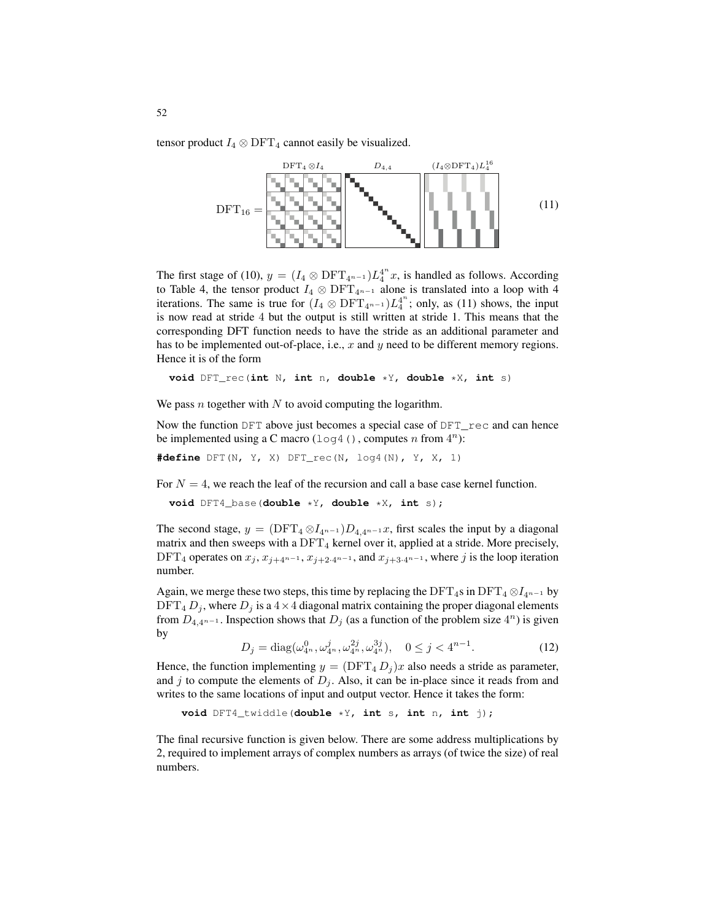tensor product $I_4 \otimes \mathrm{DFT}_4$ cannot easily be visualized.

$$\mathrm{DFT}_{16} = \underset{\mathrm{DFT}_4 \otimes I_4}{[\ldots]} \; \underset{D_{4,4}}{[\ldots]} \; \underset{(I_4 \otimes \mathrm{DFT}_4) L_4^{16}}{[\ldots]} \tag{11}$$

The first stage of (10), $y = (I_4 \otimes \mathrm{DFT}_{4^{n-1}}) L_4^{4^n} x$, is handled as follows. According to Table 4, the tensor product $I_4 \otimes \mathrm{DFT}_{4^{n-1}}$ alone is translated into a loop with 4 iterations. The same is true for $(I_4 \otimes \mathrm{DFT}_{4^{n-1}}) L_4^{4^n}$; only, as (11) shows, the input is now read at stride 4 but the output is still written at stride 1. This means that the corresponding DFT function needs to have the stride as an additional parameter and has to be implemented out-of-place, i.e., $x$ and $y$ need to be different memory regions. Hence it is of the form

```
void DFT_rec(int N, int n, double *Y, double *X, int s)
```

We pass $n$ together with $N$ to avoid computing the logarithm.

Now the function `DFT` above just becomes a special case of `DFT_rec` and can hence be implemented using a C macro (`log4()`, computes $n$ from $4^n$):

```
#define DFT(N, Y, X) DFT_rec(N, log4(N), Y, X, 1)
```

For $N = 4$, we reach the leaf of the recursion and call a base case kernel function.

```
void DFT4_base(double *Y, double *X, int s);
```

The second stage, $y = (\mathrm{DFT}_4 \otimes I_{4^{n-1}}) D_{4,4^{n-1}} x$, first scales the input by a diagonal matrix and then sweeps with a $\mathrm{DFT}_4$ kernel over it, applied at a stride. More precisely, $\mathrm{DFT}_4$ operates on $x_j$, $x_{j+4^{n-1}}$, $x_{j+2\cdot 4^{n-1}}$, and $x_{j+3\cdot 4^{n-1}}$, where $j$ is the loop iteration number.

Again, we merge these two steps, this time by replacing the $\mathrm{DFT}_4$s in $\mathrm{DFT}_4 \otimes I_{4^{n-1}}$ by $\mathrm{DFT}_4 D_j$, where $D_j$ is a $4 \times 4$ diagonal matrix containing the proper diagonal elements from $D_{4,4^{n-1}}$. Inspection shows that $D_j$ (as a function of the problem size $4^n$) is given by

$$D_j = \mathrm{diag}(\omega_{4^n}^0, \omega_{4^n}^j, \omega_{4^n}^{2j}, \omega_{4^n}^{3j}), \quad 0 \le j < 4^{n-1}. \tag{12}$$

Hence, the function implementing $y = (\mathrm{DFT}_4 D_j)x$ also needs a stride as parameter, and $j$ to compute the elements of $D_j$. Also, it can be in-place since it reads from and writes to the same locations of input and output vector. Hence it takes the form:

```
void DFT4_twiddle(double *Y, int s, int n, int j);
```

The final recursive function is given below. There are some address multiplications by 2, required to implement arrays of complex numbers as arrays (of twice the size) of real numbers.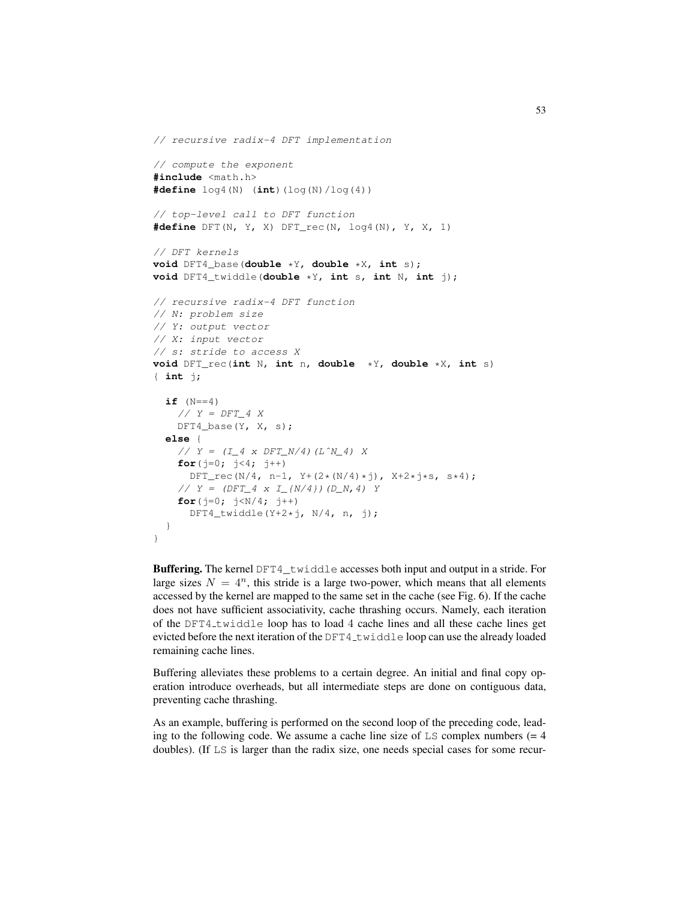```c
// recursive radix-4 DFT implementation

// compute the exponent
#include <math.h>
#define log4(N) (int)(log(N)/log(4))

// top-level call to DFT function
#define DFT(N, Y, X) DFT_rec(N, log4(N), Y, X, 1)

// DFT kernels
void DFT4_base(double *Y, double *X, int s);
void DFT4_twiddle(double *Y, int s, int N, int j);

// recursive radix-4 DFT function
// N: problem size
// Y: output vector
// X: input vector
// s: stride to access X
void DFT_rec(int N, int n, double  *Y, double *X, int s)
{ int j;

  if (N==4)
    // Y = DFT_4 X
    DFT4_base(Y, X, s);
  else {
    // Y = (I_4 x DFT_N/4)(L^N_4) X
    for(j=0; j<4; j++)
      DFT_rec(N/4, n-1, Y+(2*(N/4)*j), X+2*j*s, s*4);
    // Y = (DFT_4 x I_{N/4})(D_N,4) Y
    for(j=0; j<N/4; j++)
      DFT4_twiddle(Y+2*j, N/4, n, j);
  }
}
```

**Buffering.** The kernel `DFT4_twiddle` accesses both input and output in a stride. For large sizes $N = 4^n$, this stride is a large two-power, which means that all elements accessed by the kernel are mapped to the same set in the cache (see Fig. 6). If the cache does not have sufficient associativity, cache thrashing occurs. Namely, each iteration of the `DFT4_twiddle` loop has to load 4 cache lines and all these cache lines get evicted before the next iteration of the `DFT4_twiddle` loop can use the already loaded remaining cache lines.

Buffering alleviates these problems to a certain degree. An initial and final copy operation introduce overheads, but all intermediate steps are done on contiguous data, preventing cache thrashing.

As an example, buffering is performed on the second loop of the preceding code, leading to the following code. We assume a cache line size of `LS` complex numbers (= 4 doubles). (If `LS` is larger than the radix size, one needs special cases for some recur-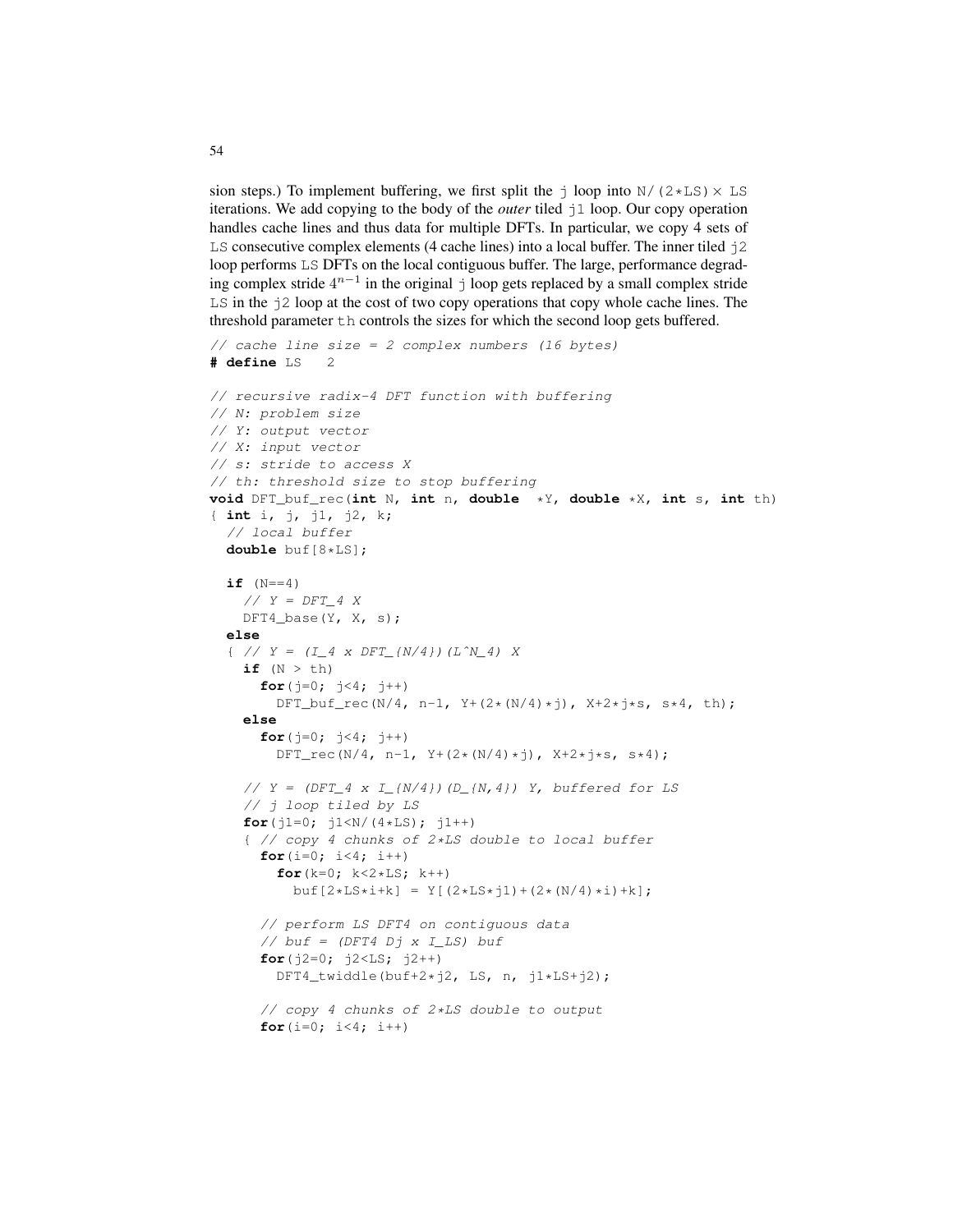sion steps.) To implement buffering, we first split the j loop into N/(2*LS) × LS iterations. We add copying to the body of the *outer* tiled j1 loop. Our copy operation handles cache lines and thus data for multiple DFTs. In particular, we copy 4 sets of LS consecutive complex elements (4 cache lines) into a local buffer. The inner tiled j2 loop performs LS DFTs on the local contiguous buffer. The large, performance degrading complex stride $4^{n-1}$ in the original j loop gets replaced by a small complex stride LS in the j2 loop at the cost of two copy operations that copy whole cache lines. The threshold parameter th controls the sizes for which the second loop gets buffered.

```
// cache line size = 2 complex numbers (16 bytes)
# define LS   2

// recursive radix-4 DFT function with buffering
// N: problem size
// Y: output vector
// X: input vector
// s: stride to access X
// th: threshold size to stop buffering
void DFT_buf_rec(int N, int n, double  *Y, double *X, int s, int th)
{ int i, j, j1, j2, k;
  // local buffer
  double buf[8*LS];

  if (N==4)
    // Y = DFT_4 X
    DFT4_base(Y, X, s);
  else
  { // Y = (I_4 x DFT_{N/4})(L^N_4) X
    if (N > th)
      for(j=0; j<4; j++)
        DFT_buf_rec(N/4, n-1, Y+(2*(N/4)*j), X+2*j*s, s*4, th);
    else
      for(j=0; j<4; j++)
        DFT_rec(N/4, n-1, Y+(2*(N/4)*j), X+2*j*s, s*4);

    // Y = (DFT_4 x I_{N/4})(D_{N,4}) Y, buffered for LS
    // j loop tiled by LS
    for(j1=0; j1<N/(4*LS); j1++)
    { // copy 4 chunks of 2*LS double to local buffer
      for(i=0; i<4; i++)
        for(k=0; k<2*LS; k++)
          buf[2*LS*i+k] = Y[(2*LS*j1)+(2*(N/4)*i)+k];

      // perform LS DFT4 on contiguous data
      // buf = (DFT4 Dj x I_LS) buf
      for(j2=0; j2<LS; j2++)
        DFT4_twiddle(buf+2*j2, LS, n, j1*LS+j2);

      // copy 4 chunks of 2*LS double to output
      for(i=0; i<4; i++)
```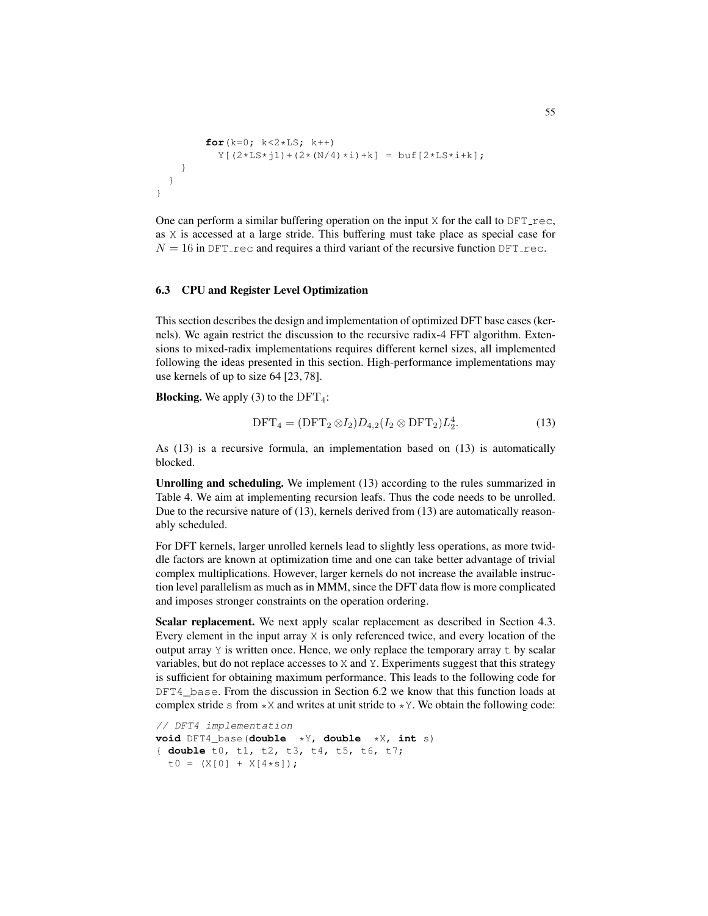```
        for(k=0; k<2*LS; k++)
          Y[(2*LS*j1)+(2*(N/4)*i)+k] = buf[2*LS*i+k];
    }
  }
}
```

One can perform a similar buffering operation on the input X for the call to DFT_rec, as X is accessed at a large stride. This buffering must take place as special case for $N = 16$ in DFT_rec and requires a third variant of the recursive function DFT_rec.

### 6.3 CPU and Register Level Optimization

This section describes the design and implementation of optimized DFT base cases (kernels). We again restrict the discussion to the recursive radix-4 FFT algorithm. Extensions to mixed-radix implementations requires different kernel sizes, all implemented following the ideas presented in this section. High-performance implementations may use kernels of up to size 64 [23, 78].

**Blocking.** We apply (3) to the $\mathrm{DFT}_4$:

$$\mathrm{DFT}_4 = (\mathrm{DFT}_2 \otimes I_2) D_{4,2} (I_2 \otimes \mathrm{DFT}_2) L_2^4. \tag{13}$$

As (13) is a recursive formula, an implementation based on (13) is automatically blocked.

**Unrolling and scheduling.** We implement (13) according to the rules summarized in Table 4. We aim at implementing recursion leafs. Thus the code needs to be unrolled. Due to the recursive nature of (13), kernels derived from (13) are automatically reasonably scheduled.

For DFT kernels, larger unrolled kernels lead to slightly less operations, as more twiddle factors are known at optimization time and one can take better advantage of trivial complex multiplications. However, larger kernels do not increase the available instruction level parallelism as much as in MMM, since the DFT data flow is more complicated and imposes stronger constraints on the operation ordering.

**Scalar replacement.** We next apply scalar replacement as described in Section 4.3. Every element in the input array X is only referenced twice, and every location of the output array Y is written once. Hence, we only replace the temporary array t by scalar variables, but do not replace accesses to X and Y. Experiments suggest that this strategy is sufficient for obtaining maximum performance. This leads to the following code for DFT4_base. From the discussion in Section 6.2 we know that this function loads at complex stride s from *X and writes at unit stride to *Y. We obtain the following code:

```
// DFT4 implementation
void DFT4_base(double  *Y, double  *X, int s)
{ double t0, t1, t2, t3, t4, t5, t6, t7;
  t0 = (X[0] + X[4*s]);
```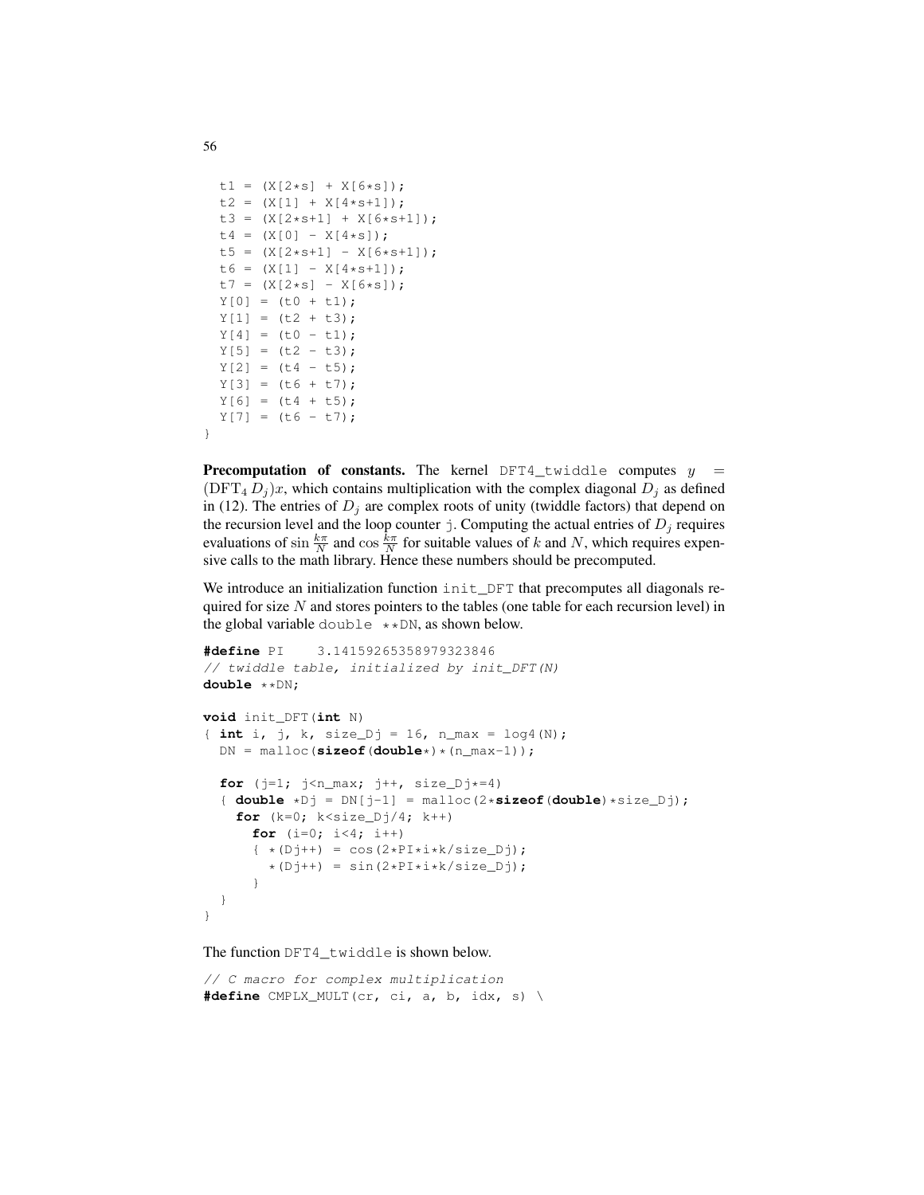```
  t1 = (X[2*s] + X[6*s]);
  t2 = (X[1] + X[4*s+1]);
  t3 = (X[2*s+1] + X[6*s+1]);
  t4 = (X[0] - X[4*s]);
  t5 = (X[2*s+1] - X[6*s+1]);
  t6 = (X[1] - X[4*s+1]);
  t7 = (X[2*s] - X[6*s]);
  Y[0] = (t0 + t1);
  Y[1] = (t2 + t3);
  Y[4] = (t0 - t1);
  Y[5] = (t2 - t3);
  Y[2] = (t4 - t5);
  Y[3] = (t6 + t7);
  Y[6] = (t4 + t5);
  Y[7] = (t6 - t7);
}
```

**Precomputation of constants.** The kernel `DFT4_twiddle` computes $y = (\mathrm{DFT}_4\, D_j)x$, which contains multiplication with the complex diagonal $D_j$ as defined in (12). The entries of $D_j$ are complex roots of unity (twiddle factors) that depend on the recursion level and the loop counter `j`. Computing the actual entries of $D_j$ requires evaluations of $\sin \frac{k\pi}{N}$ and $\cos \frac{k\pi}{N}$ for suitable values of $k$ and $N$, which requires expensive calls to the math library. Hence these numbers should be precomputed.

We introduce an initialization function `init_DFT` that precomputes all diagonals required for size $N$ and stores pointers to the tables (one table for each recursion level) in the global variable `double **DN`, as shown below.

```
#define PI    3.14159265358979323846
// twiddle table, initialized by init_DFT(N)
double **DN;

void init_DFT(int N)
{ int i, j, k, size_Dj = 16, n_max = log4(N);
  DN = malloc(sizeof(double*)*(n_max-1));

  for (j=1; j<n_max; j++, size_Dj*=4)
  { double *Dj = DN[j-1] = malloc(2*sizeof(double)*size_Dj);
    for (k=0; k<size_Dj/4; k++)
      for (i=0; i<4; i++)
      { *(Dj++) = cos(2*PI*i*k/size_Dj);
        *(Dj++) = sin(2*PI*i*k/size_Dj);
      }
  }
}
```

The function `DFT4_twiddle` is shown below.

```
// C macro for complex multiplication
#define CMPLX_MULT(cr, ci, a, b, idx, s) \
```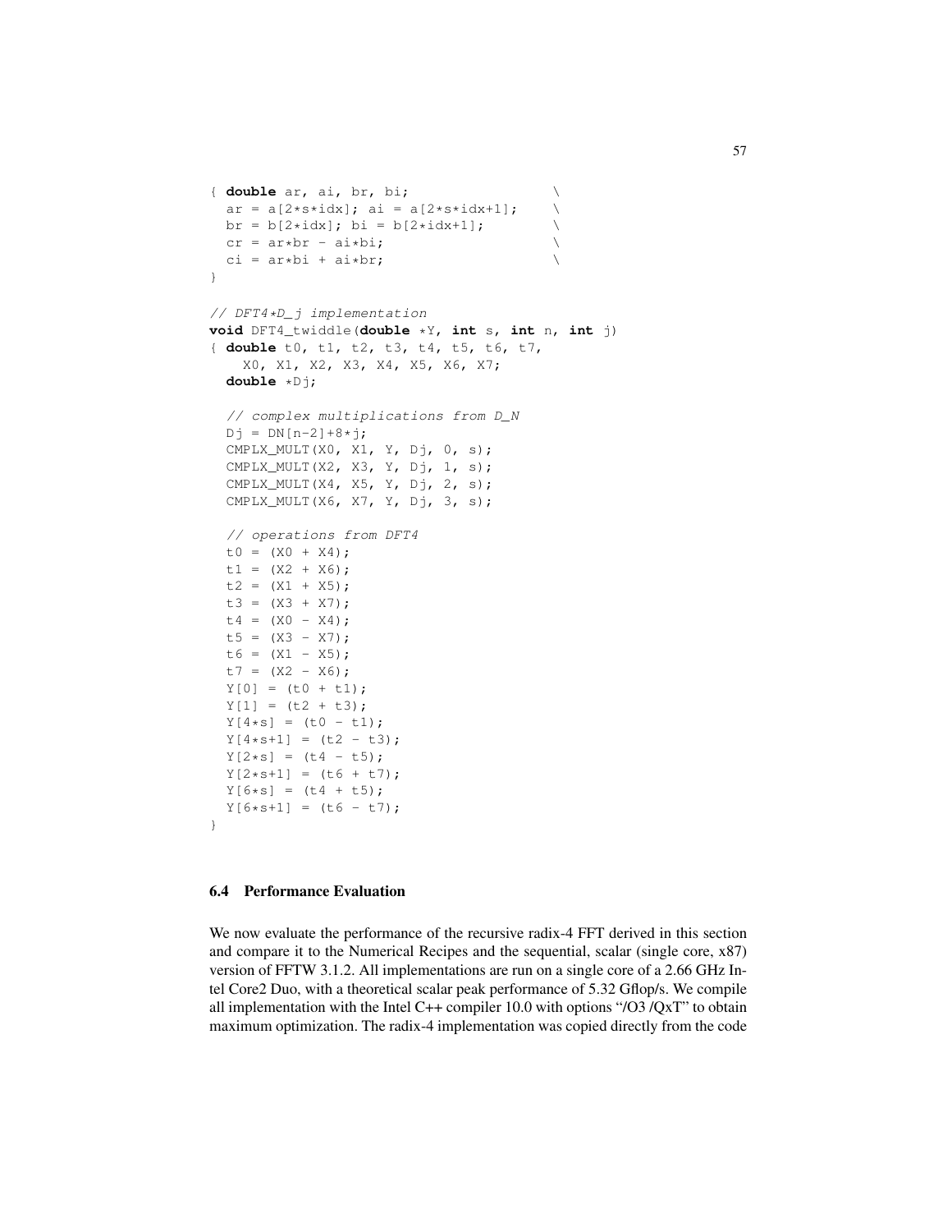```
{ double ar, ai, br, bi;                    \
  ar = a[2*s*idx]; ai = a[2*s*idx+1];      \
  br = b[2*idx]; bi = b[2*idx+1];          \
  cr = ar*br - ai*bi;                      \
  ci = ar*bi + ai*br;                      \
}

// DFT4*D_j implementation
void DFT4_twiddle(double *Y, int s, int n, int j)
{ double t0, t1, t2, t3, t4, t5, t6, t7,
    X0, X1, X2, X3, X4, X5, X6, X7;
  double *Dj;

  // complex multiplications from D_N
  Dj = DN[n-2]+8*j;
  CMPLX_MULT(X0, X1, Y, Dj, 0, s);
  CMPLX_MULT(X2, X3, Y, Dj, 1, s);
  CMPLX_MULT(X4, X5, Y, Dj, 2, s);
  CMPLX_MULT(X6, X7, Y, Dj, 3, s);

  // operations from DFT4
  t0 = (X0 + X4);
  t1 = (X2 + X6);
  t2 = (X1 + X5);
  t3 = (X3 + X7);
  t4 = (X0 - X4);
  t5 = (X3 - X7);
  t6 = (X1 - X5);
  t7 = (X2 - X6);
  Y[0] = (t0 + t1);
  Y[1] = (t2 + t3);
  Y[4*s] = (t0 - t1);
  Y[4*s+1] = (t2 - t3);
  Y[2*s] = (t4 - t5);
  Y[2*s+1] = (t6 + t7);
  Y[6*s] = (t4 + t5);
  Y[6*s+1] = (t6 - t7);
}
```

### 6.4 Performance Evaluation

We now evaluate the performance of the recursive radix-4 FFT derived in this section and compare it to the Numerical Recipes and the sequential, scalar (single core, x87) version of FFTW 3.1.2. All implementations are run on a single core of a 2.66 GHz Intel Core2 Duo, with a theoretical scalar peak performance of 5.32 Gflop/s. We compile all implementation with the Intel C++ compiler 10.0 with options "/O3 /QxT" to obtain maximum optimization. The radix-4 implementation was copied directly from the code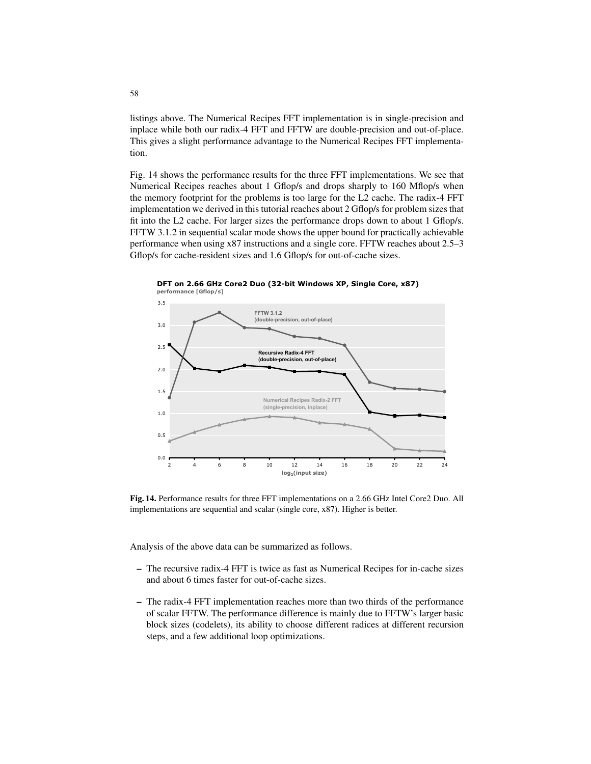listings above. The Numerical Recipes FFT implementation is in single-precision and inplace while both our radix-4 FFT and FFTW are double-precision and out-of-place. This gives a slight performance advantage to the Numerical Recipes FFT implementation.

Fig. 14 shows the performance results for the three FFT implementations. We see that Numerical Recipes reaches about 1 Gflop/s and drops sharply to 160 Mflop/s when the memory footprint for the problems is too large for the L2 cache. The radix-4 FFT implementation we derived in this tutorial reaches about 2 Gflop/s for problem sizes that fit into the L2 cache. For larger sizes the performance drops down to about 1 Gflop/s. FFTW 3.1.2 in sequential scalar mode shows the upper bound for practically achievable performance when using x87 instructions and a single core. FFTW reaches about 2.5–3 Gflop/s for cache-resident sizes and 1.6 Gflop/s for out-of-cache sizes.

**Fig. 14.** Performance results for three FFT implementations on a 2.66 GHz Intel Core2 Duo. All implementations are sequential and scalar (single core, x87). Higher is better.

Analysis of the above data can be summarized as follows.

– The recursive radix-4 FFT is twice as fast as Numerical Recipes for in-cache sizes and about 6 times faster for out-of-cache sizes.

– The radix-4 FFT implementation reaches more than two thirds of the performance of scalar FFTW. The performance difference is mainly due to FFTW's larger basic block sizes (codelets), its ability to choose different radices at different recursion steps, and a few additional loop optimizations.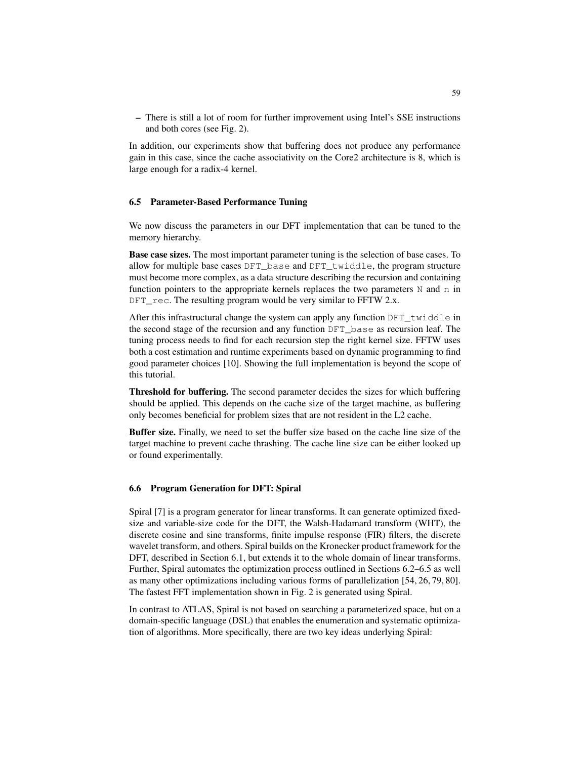– There is still a lot of room for further improvement using Intel's SSE instructions and both cores (see Fig. 2).

In addition, our experiments show that buffering does not produce any performance gain in this case, since the cache associativity on the Core2 architecture is 8, which is large enough for a radix-4 kernel.

### 6.5 Parameter-Based Performance Tuning

We now discuss the parameters in our DFT implementation that can be tuned to the memory hierarchy.

**Base case sizes.** The most important parameter tuning is the selection of base cases. To allow for multiple base cases `DFT_base` and `DFT_twiddle`, the program structure must become more complex, as a data structure describing the recursion and containing function pointers to the appropriate kernels replaces the two parameters `N` and `n` in `DFT_rec`. The resulting program would be very similar to FFTW 2.x.

After this infrastructural change the system can apply any function `DFT_twiddle` in the second stage of the recursion and any function `DFT_base` as recursion leaf. The tuning process needs to find for each recursion step the right kernel size. FFTW uses both a cost estimation and runtime experiments based on dynamic programming to find good parameter choices [10]. Showing the full implementation is beyond the scope of this tutorial.

**Threshold for buffering.** The second parameter decides the sizes for which buffering should be applied. This depends on the cache size of the target machine, as buffering only becomes beneficial for problem sizes that are not resident in the L2 cache.

**Buffer size.** Finally, we need to set the buffer size based on the cache line size of the target machine to prevent cache thrashing. The cache line size can be either looked up or found experimentally.

### 6.6 Program Generation for DFT: Spiral

Spiral [7] is a program generator for linear transforms. It can generate optimized fixed-size and variable-size code for the DFT, the Walsh-Hadamard transform (WHT), the discrete cosine and sine transforms, finite impulse response (FIR) filters, the discrete wavelet transform, and others. Spiral builds on the Kronecker product framework for the DFT, described in Section 6.1, but extends it to the whole domain of linear transforms. Further, Spiral automates the optimization process outlined in Sections 6.2–6.5 as well as many other optimizations including various forms of parallelization [54, 26, 79, 80]. The fastest FFT implementation shown in Fig. 2 is generated using Spiral.

In contrast to ATLAS, Spiral is not based on searching a parameterized space, but on a domain-specific language (DSL) that enables the enumeration and systematic optimization of algorithms. More specifically, there are two key ideas underlying Spiral: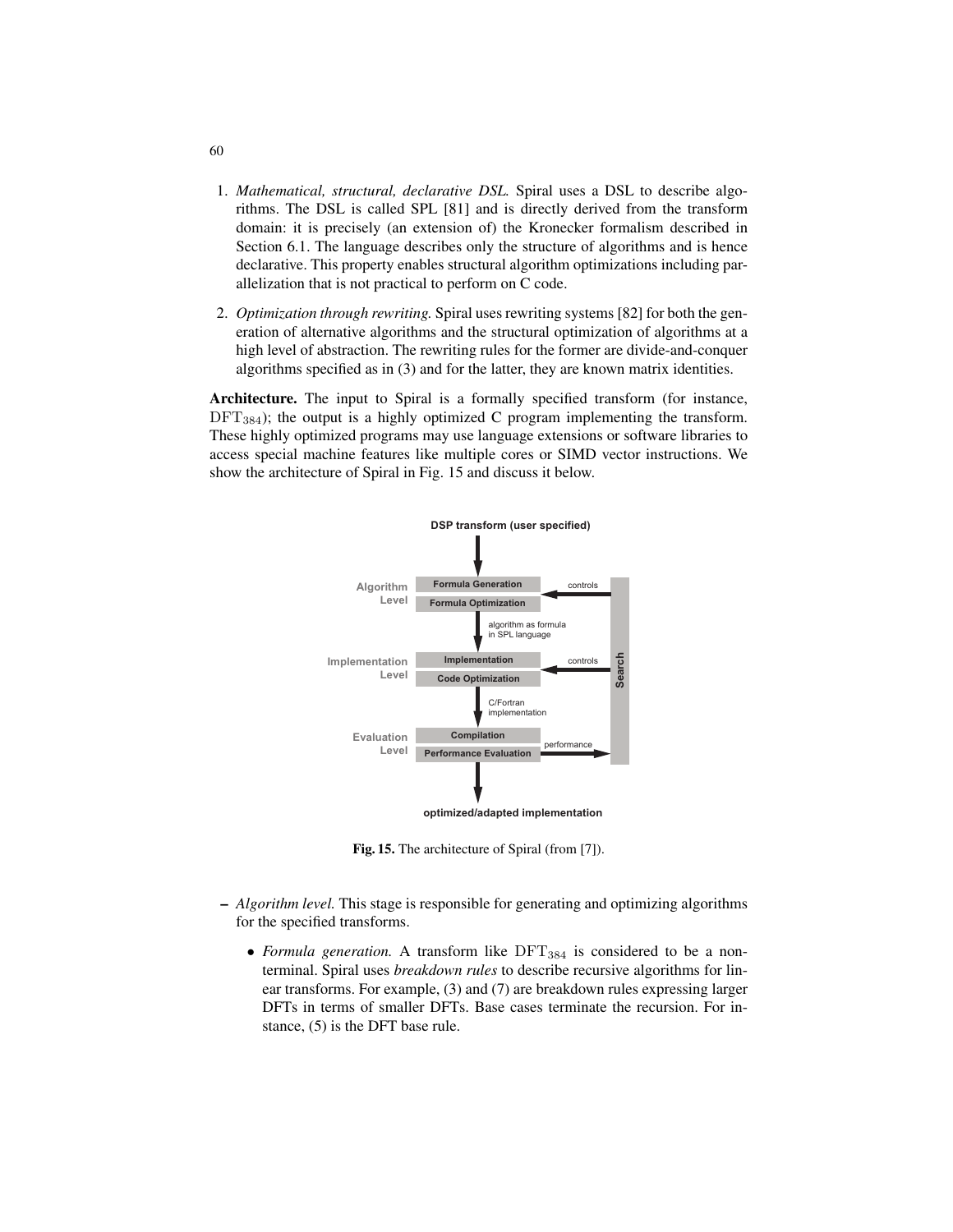1. *Mathematical, structural, declarative DSL.* Spiral uses a DSL to describe algorithms. The DSL is called SPL [81] and is directly derived from the transform domain: it is precisely (an extension of) the Kronecker formalism described in Section 6.1. The language describes only the structure of algorithms and is hence declarative. This property enables structural algorithm optimizations including parallelization that is not practical to perform on C code.

2. *Optimization through rewriting.* Spiral uses rewriting systems [82] for both the generation of alternative algorithms and the structural optimization of algorithms at a high level of abstraction. The rewriting rules for the former are divide-and-conquer algorithms specified as in (3) and for the latter, they are known matrix identities.

**Architecture.** The input to Spiral is a formally specified transform (for instance, $\mathrm{DFT}_{384}$); the output is a highly optimized C program implementing the transform. These highly optimized programs may use language extensions or software libraries to access special machine features like multiple cores or SIMD vector instructions. We show the architecture of Spiral in Fig. 15 and discuss it below.

**Fig. 15.** The architecture of Spiral (from [7]).

– *Algorithm level.* This stage is responsible for generating and optimizing algorithms for the specified transforms.

  - *Formula generation.* A transform like $\mathrm{DFT}_{384}$ is considered to be a nonterminal. Spiral uses *breakdown rules* to describe recursive algorithms for linear transforms. For example, (3) and (7) are breakdown rules expressing larger DFTs in terms of smaller DFTs. Base cases terminate the recursion. For instance, (5) is the DFT base rule.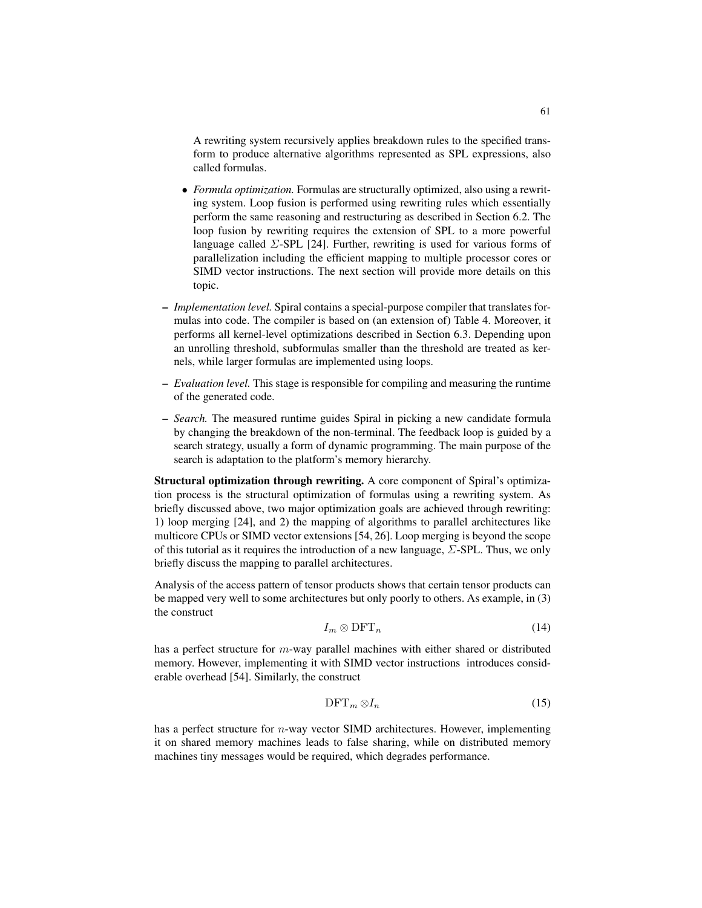A rewriting system recursively applies breakdown rules to the specified transform to produce alternative algorithms represented as SPL expressions, also called formulas.

- *Formula optimization.* Formulas are structurally optimized, also using a rewriting system. Loop fusion is performed using rewriting rules which essentially perform the same reasoning and restructuring as described in Section 6.2. The loop fusion by rewriting requires the extension of SPL to a more powerful language called $\Sigma$-SPL [24]. Further, rewriting is used for various forms of parallelization including the efficient mapping to multiple processor cores or SIMD vector instructions. The next section will provide more details on this topic.

– *Implementation level.* Spiral contains a special-purpose compiler that translates formulas into code. The compiler is based on (an extension of) Table 4. Moreover, it performs all kernel-level optimizations described in Section 6.3. Depending upon an unrolling threshold, subformulas smaller than the threshold are treated as kernels, while larger formulas are implemented using loops.

– *Evaluation level.* This stage is responsible for compiling and measuring the runtime of the generated code.

– *Search.* The measured runtime guides Spiral in picking a new candidate formula by changing the breakdown of the non-terminal. The feedback loop is guided by a search strategy, usually a form of dynamic programming. The main purpose of the search is adaptation to the platform's memory hierarchy.

**Structural optimization through rewriting.** A core component of Spiral's optimization process is the structural optimization of formulas using a rewriting system. As briefly discussed above, two major optimization goals are achieved through rewriting: 1) loop merging [24], and 2) the mapping of algorithms to parallel architectures like multicore CPUs or SIMD vector extensions [54, 26]. Loop merging is beyond the scope of this tutorial as it requires the introduction of a new language, $\Sigma$-SPL. Thus, we only briefly discuss the mapping to parallel architectures.

Analysis of the access pattern of tensor products shows that certain tensor products can be mapped very well to some architectures but only poorly to others. As example, in (3) the construct

$$I_m \otimes \mathrm{DFT}_n \tag{14}$$

has a perfect structure for $m$-way parallel machines with either shared or distributed memory. However, implementing it with SIMD vector instructions introduces considerable overhead [54]. Similarly, the construct

$$\mathrm{DFT}_m \otimes I_n \tag{15}$$

has a perfect structure for $n$-way vector SIMD architectures. However, implementing it on shared memory machines leads to false sharing, while on distributed memory machines tiny messages would be required, which degrades performance.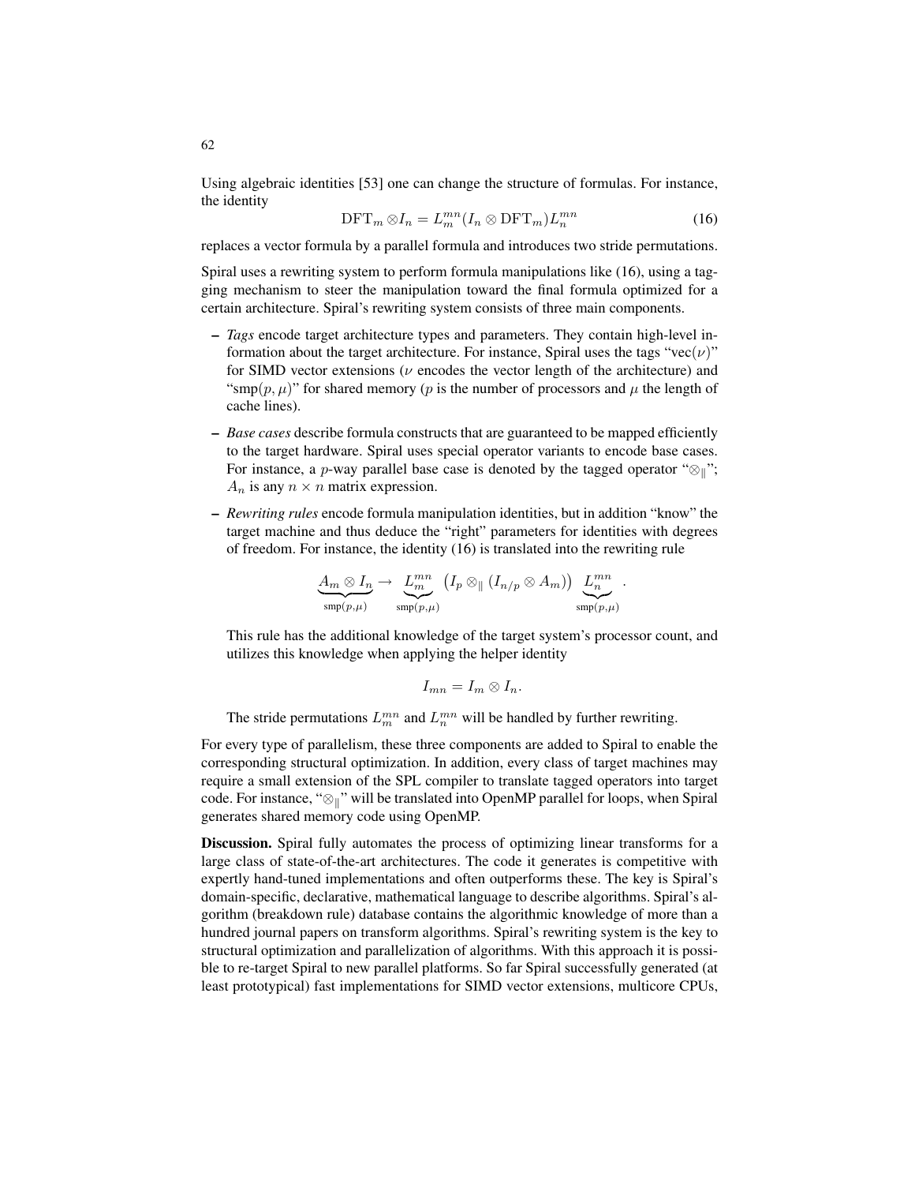Using algebraic identities [53] one can change the structure of formulas. For instance, the identity

$$\mathrm{DFT}_m \otimes I_n = L_m^{mn}(I_n \otimes \mathrm{DFT}_m)L_n^{mn} \tag{16}$$

replaces a vector formula by a parallel formula and introduces two stride permutations.

Spiral uses a rewriting system to perform formula manipulations like (16), using a tagging mechanism to steer the manipulation toward the final formula optimized for a certain architecture. Spiral's rewriting system consists of three main components.

- *Tags* encode target architecture types and parameters. They contain high-level information about the target architecture. For instance, Spiral uses the tags "vec($\nu$)" for SIMD vector extensions ($\nu$ encodes the vector length of the architecture) and "smp($p, \mu$)" for shared memory ($p$ is the number of processors and $\mu$ the length of cache lines).
- *Base cases* describe formula constructs that are guaranteed to be mapped efficiently to the target hardware. Spiral uses special operator variants to encode base cases. For instance, a $p$-way parallel base case is denoted by the tagged operator "$\otimes_\|$"; $A_n$ is any $n \times n$ matrix expression.
- *Rewriting rules* encode formula manipulation identities, but in addition "know" the target machine and thus deduce the "right" parameters for identities with degrees of freedom. For instance, the identity (16) is translated into the rewriting rule

$$\underbrace{A_m \otimes I_n}_{\mathrm{smp}(p,\mu)} \rightarrow \underbrace{L_m^{mn}}_{\mathrm{smp}(p,\mu)} \left(I_p \otimes_\| (I_{n/p} \otimes A_m)\right) \underbrace{L_n^{mn}}_{\mathrm{smp}(p,\mu)} .$$

  This rule has the additional knowledge of the target system's processor count, and utilizes this knowledge when applying the helper identity

$$I_{mn} = I_m \otimes I_n.$$

  The stride permutations $L_m^{mn}$ and $L_n^{mn}$ will be handled by further rewriting.

For every type of parallelism, these three components are added to Spiral to enable the corresponding structural optimization. In addition, every class of target machines may require a small extension of the SPL compiler to translate tagged operators into target code. For instance, "$\otimes_\|$" will be translated into OpenMP parallel for loops, when Spiral generates shared memory code using OpenMP.

**Discussion.** Spiral fully automates the process of optimizing linear transforms for a large class of state-of-the-art architectures. The code it generates is competitive with expertly hand-tuned implementations and often outperforms these. The key is Spiral's domain-specific, declarative, mathematical language to describe algorithms. Spiral's algorithm (breakdown rule) database contains the algorithmic knowledge of more than a hundred journal papers on transform algorithms. Spiral's rewriting system is the key to structural optimization and parallelization of algorithms. With this approach it is possible to re-target Spiral to new parallel platforms. So far Spiral successfully generated (at least prototypical) fast implementations for SIMD vector extensions, multicore CPUs,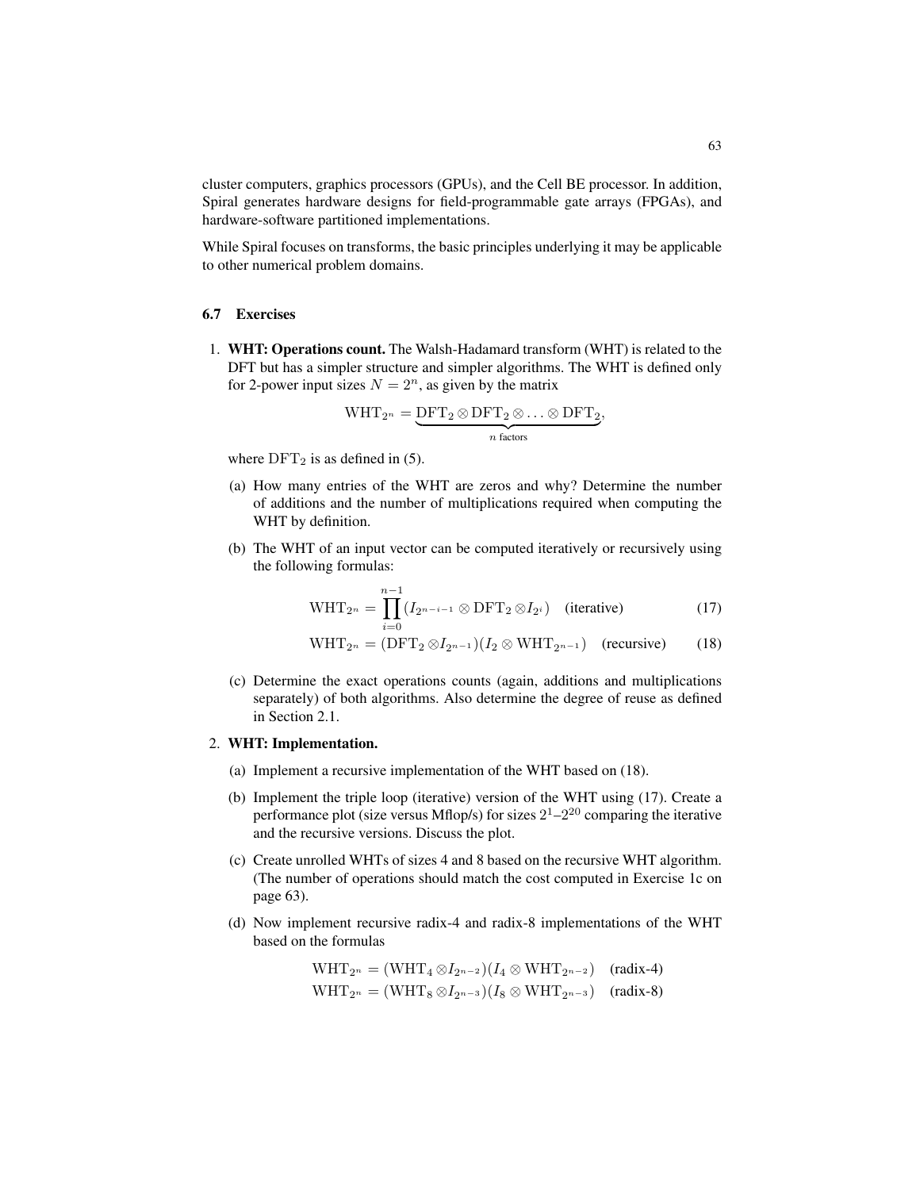cluster computers, graphics processors (GPUs), and the Cell BE processor. In addition, Spiral generates hardware designs for field-programmable gate arrays (FPGAs), and hardware-software partitioned implementations.

While Spiral focuses on transforms, the basic principles underlying it may be applicable to other numerical problem domains.

### 6.7 Exercises

1. **WHT: Operations count.** The Walsh-Hadamard transform (WHT) is related to the DFT but has a simpler structure and simpler algorithms. The WHT is defined only for 2-power input sizes $N = 2^n$, as given by the matrix

$$\mathrm{WHT}_{2^n} = \underbrace{\mathrm{DFT}_2 \otimes \mathrm{DFT}_2 \otimes \ldots \otimes \mathrm{DFT}_2}_{n \text{ factors}},$$

where $\mathrm{DFT}_2$ is as defined in (5).

   (a) How many entries of the WHT are zeros and why? Determine the number of additions and the number of multiplications required when computing the WHT by definition.

   (b) The WHT of an input vector can be computed iteratively or recursively using the following formulas:

$$\mathrm{WHT}_{2^n} = \prod_{i=0}^{n-1} (I_{2^{n-i-1}} \otimes \mathrm{DFT}_2 \otimes I_{2^i}) \quad \text{(iterative)} \tag{17}$$

$$\mathrm{WHT}_{2^n} = (\mathrm{DFT}_2 \otimes I_{2^{n-1}})(I_2 \otimes \mathrm{WHT}_{2^{n-1}}) \quad \text{(recursive)} \tag{18}$$

   (c) Determine the exact operations counts (again, additions and multiplications separately) of both algorithms. Also determine the degree of reuse as defined in Section 2.1.

2. **WHT: Implementation.**

   (a) Implement a recursive implementation of the WHT based on (18).

   (b) Implement the triple loop (iterative) version of the WHT using (17). Create a performance plot (size versus Mflop/s) for sizes $2^1$–$2^{20}$ comparing the iterative and the recursive versions. Discuss the plot.

   (c) Create unrolled WHTs of sizes 4 and 8 based on the recursive WHT algorithm. (The number of operations should match the cost computed in Exercise 1c on page 63).

   (d) Now implement recursive radix-4 and radix-8 implementations of the WHT based on the formulas

$$\mathrm{WHT}_{2^n} = (\mathrm{WHT}_4 \otimes I_{2^{n-2}})(I_4 \otimes \mathrm{WHT}_{2^{n-2}}) \quad \text{(radix-4)}$$

$$\mathrm{WHT}_{2^n} = (\mathrm{WHT}_8 \otimes I_{2^{n-3}})(I_8 \otimes \mathrm{WHT}_{2^{n-3}}) \quad \text{(radix-8)}$$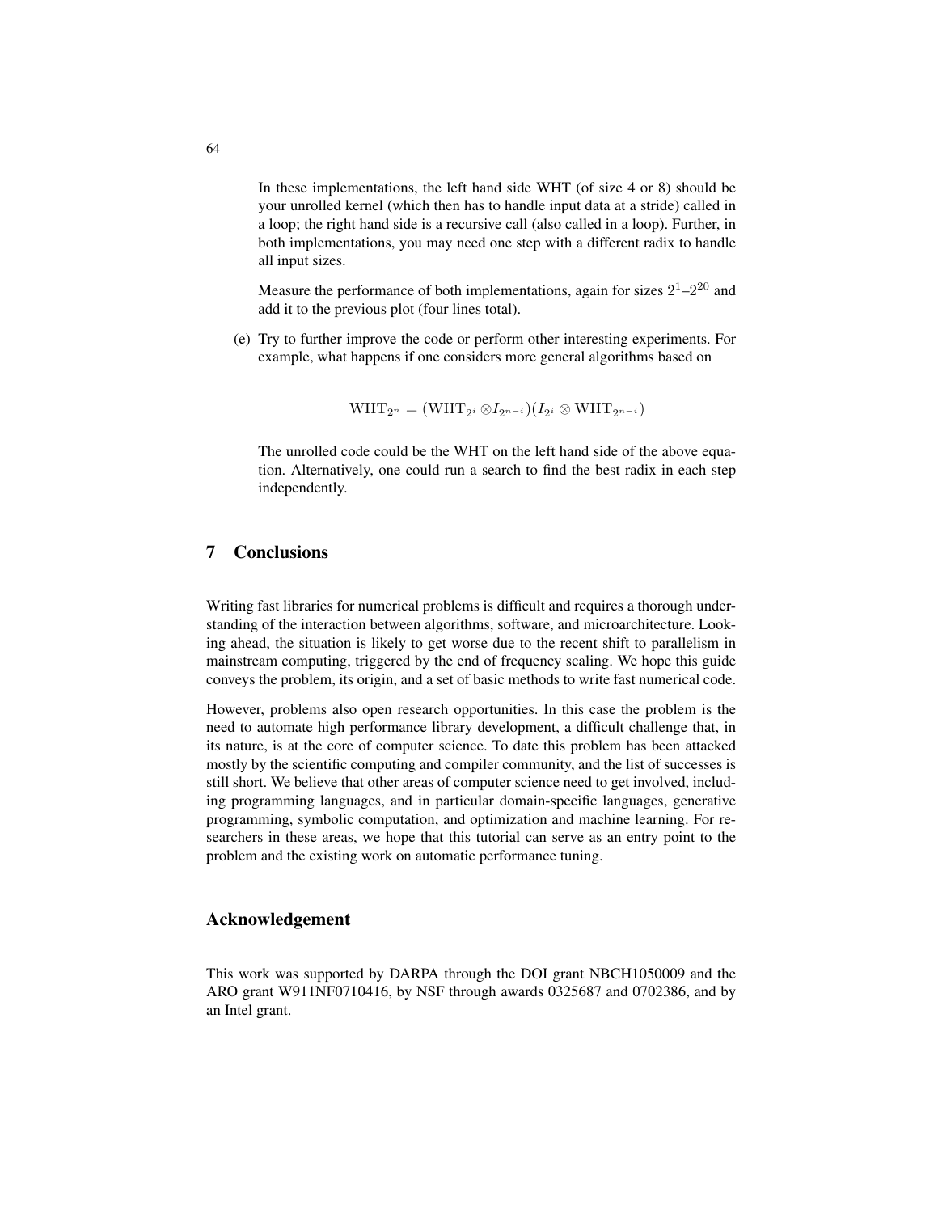In these implementations, the left hand side WHT (of size 4 or 8) should be your unrolled kernel (which then has to handle input data at a stride) called in a loop; the right hand side is a recursive call (also called in a loop). Further, in both implementations, you may need one step with a different radix to handle all input sizes.

Measure the performance of both implementations, again for sizes $2^1$–$2^{20}$ and add it to the previous plot (four lines total).

(e) Try to further improve the code or perform other interesting experiments. For example, what happens if one considers more general algorithms based on

$$\mathrm{WHT}_{2^n} = (\mathrm{WHT}_{2^i} \otimes I_{2^{n-i}})(I_{2^i} \otimes \mathrm{WHT}_{2^{n-i}})$$

The unrolled code could be the WHT on the left hand side of the above equation. Alternatively, one could run a search to find the best radix in each step independently.

## 7 Conclusions

Writing fast libraries for numerical problems is difficult and requires a thorough understanding of the interaction between algorithms, software, and microarchitecture. Looking ahead, the situation is likely to get worse due to the recent shift to parallelism in mainstream computing, triggered by the end of frequency scaling. We hope this guide conveys the problem, its origin, and a set of basic methods to write fast numerical code.

However, problems also open research opportunities. In this case the problem is the need to automate high performance library development, a difficult challenge that, in its nature, is at the core of computer science. To date this problem has been attacked mostly by the scientific computing and compiler community, and the list of successes is still short. We believe that other areas of computer science need to get involved, including programming languages, and in particular domain-specific languages, generative programming, symbolic computation, and optimization and machine learning. For researchers in these areas, we hope that this tutorial can serve as an entry point to the problem and the existing work on automatic performance tuning.

## Acknowledgement

This work was supported by DARPA through the DOI grant NBCH1050009 and the ARO grant W911NF0710416, by NSF through awards 0325687 and 0702386, and by an Intel grant.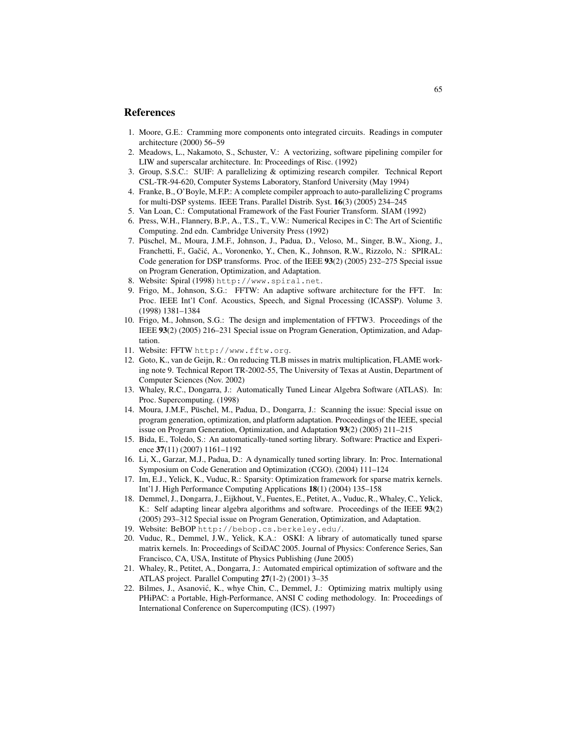## References

1. Moore, G.E.: Cramming more components onto integrated circuits. Readings in computer architecture (2000) 56–59
2. Meadows, L., Nakamoto, S., Schuster, V.: A vectorizing, software pipelining compiler for LIW and superscalar architecture. In: Proceedings of Risc. (1992)
3. Group, S.S.C.: SUIF: A parallelizing & optimizing research compiler. Technical Report CSL-TR-94-620, Computer Systems Laboratory, Stanford University (May 1994)
4. Franke, B., O'Boyle, M.F.P.: A complete compiler approach to auto-parallelizing C programs for multi-DSP systems. IEEE Trans. Parallel Distrib. Syst. **16**(3) (2005) 234–245
5. Van Loan, C.: Computational Framework of the Fast Fourier Transform. SIAM (1992)
6. Press, W.H., Flannery, B.P., A., T.S., T., V.W.: Numerical Recipes in C: The Art of Scientific Computing. 2nd edn. Cambridge University Press (1992)
7. Püschel, M., Moura, J.M.F., Johnson, J., Padua, D., Veloso, M., Singer, B.W., Xiong, J., Franchetti, F., Gačić, A., Voronenko, Y., Chen, K., Johnson, R.W., Rizzolo, N.: SPIRAL: Code generation for DSP transforms. Proc. of the IEEE **93**(2) (2005) 232–275 Special issue on Program Generation, Optimization, and Adaptation.
8. Website: Spiral (1998) `http://www.spiral.net`.
9. Frigo, M., Johnson, S.G.: FFTW: An adaptive software architecture for the FFT. In: Proc. IEEE Int'l Conf. Acoustics, Speech, and Signal Processing (ICASSP). Volume 3. (1998) 1381–1384
10. Frigo, M., Johnson, S.G.: The design and implementation of FFTW3. Proceedings of the IEEE **93**(2) (2005) 216–231 Special issue on Program Generation, Optimization, and Adaptation.
11. Website: FFTW `http://www.fftw.org`.
12. Goto, K., van de Geijn, R.: On reducing TLB misses in matrix multiplication, FLAME working note 9. Technical Report TR-2002-55, The University of Texas at Austin, Department of Computer Sciences (Nov. 2002)
13. Whaley, R.C., Dongarra, J.: Automatically Tuned Linear Algebra Software (ATLAS). In: Proc. Supercomputing. (1998)
14. Moura, J.M.F., Püschel, M., Padua, D., Dongarra, J.: Scanning the issue: Special issue on program generation, optimization, and platform adaptation. Proceedings of the IEEE, special issue on Program Generation, Optimization, and Adaptation **93**(2) (2005) 211–215
15. Bida, E., Toledo, S.: An automatically-tuned sorting library. Software: Practice and Experience **37**(11) (2007) 1161–1192
16. Li, X., Garzar, M.J., Padua, D.: A dynamically tuned sorting library. In: Proc. International Symposium on Code Generation and Optimization (CGO). (2004) 111–124
17. Im, E.J., Yelick, K., Vuduc, R.: Sparsity: Optimization framework for sparse matrix kernels. Int'l J. High Performance Computing Applications **18**(1) (2004) 135–158
18. Demmel, J., Dongarra, J., Eijkhout, V., Fuentes, E., Petitet, A., Vuduc, R., Whaley, C., Yelick, K.: Self adapting linear algebra algorithms and software. Proceedings of the IEEE **93**(2) (2005) 293–312 Special issue on Program Generation, Optimization, and Adaptation.
19. Website: BeBOP `http://bebop.cs.berkeley.edu/`.
20. Vuduc, R., Demmel, J.W., Yelick, K.A.: OSKI: A library of automatically tuned sparse matrix kernels. In: Proceedings of SciDAC 2005. Journal of Physics: Conference Series, San Francisco, CA, USA, Institute of Physics Publishing (June 2005)
21. Whaley, R., Petitet, A., Dongarra, J.: Automated empirical optimization of software and the ATLAS project. Parallel Computing **27**(1-2) (2001) 3–35
22. Bilmes, J., Asanović, K., whye Chin, C., Demmel, J.: Optimizing matrix multiply using PHiPAC: a Portable, High-Performance, ANSI C coding methodology. In: Proceedings of International Conference on Supercomputing (ICS). (1997)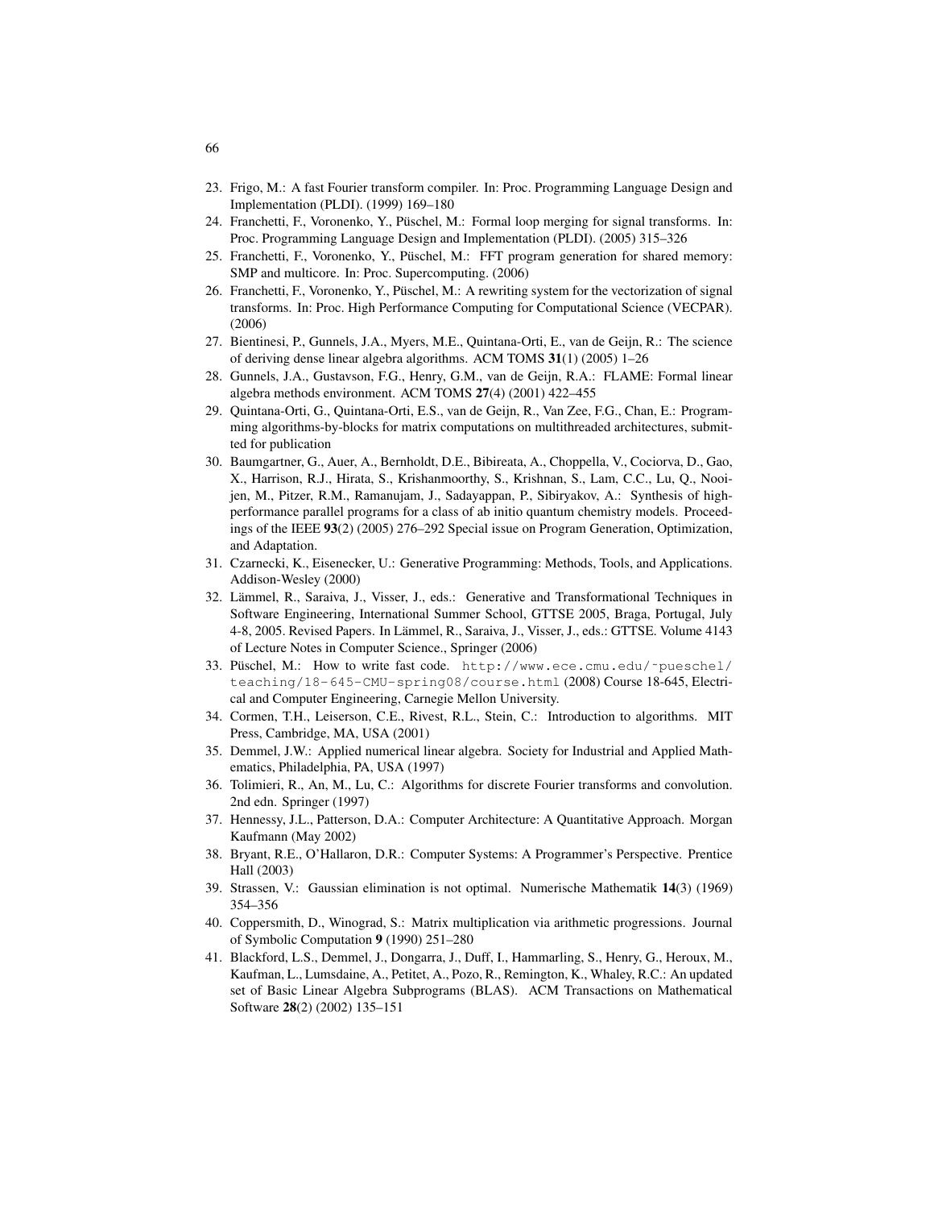23. Frigo, M.: A fast Fourier transform compiler. In: Proc. Programming Language Design and Implementation (PLDI). (1999) 169–180
24. Franchetti, F., Voronenko, Y., Püschel, M.: Formal loop merging for signal transforms. In: Proc. Programming Language Design and Implementation (PLDI). (2005) 315–326
25. Franchetti, F., Voronenko, Y., Püschel, M.: FFT program generation for shared memory: SMP and multicore. In: Proc. Supercomputing. (2006)
26. Franchetti, F., Voronenko, Y., Püschel, M.: A rewriting system for the vectorization of signal transforms. In: Proc. High Performance Computing for Computational Science (VECPAR). (2006)
27. Bientinesi, P., Gunnels, J.A., Myers, M.E., Quintana-Orti, E., van de Geijn, R.: The science of deriving dense linear algebra algorithms. ACM TOMS **31**(1) (2005) 1–26
28. Gunnels, J.A., Gustavson, F.G., Henry, G.M., van de Geijn, R.A.: FLAME: Formal linear algebra methods environment. ACM TOMS **27**(4) (2001) 422–455
29. Quintana-Orti, G., Quintana-Orti, E.S., van de Geijn, R., Van Zee, F.G., Chan, E.: Programming algorithms-by-blocks for matrix computations on multithreaded architectures, submitted for publication
30. Baumgartner, G., Auer, A., Bernholdt, D.E., Bibireata, A., Choppella, V., Cociorva, D., Gao, X., Harrison, R.J., Hirata, S., Krishanmoorthy, S., Krishnan, S., Lam, C.C., Lu, Q., Nooijen, M., Pitzer, R.M., Ramanujam, J., Sadayappan, P., Sibiryakov, A.: Synthesis of high-performance parallel programs for a class of ab initio quantum chemistry models. Proceedings of the IEEE **93**(2) (2005) 276–292 Special issue on Program Generation, Optimization, and Adaptation.
31. Czarnecki, K., Eisenecker, U.: Generative Programming: Methods, Tools, and Applications. Addison-Wesley (2000)
32. Lämmel, R., Saraiva, J., Visser, J., eds.: Generative and Transformational Techniques in Software Engineering, International Summer School, GTTSE 2005, Braga, Portugal, July 4-8, 2005. Revised Papers. In Lämmel, R., Saraiva, J., Visser, J., eds.: GTTSE. Volume 4143 of Lecture Notes in Computer Science., Springer (2006)
33. Püschel, M.: How to write fast code. `http://www.ece.cmu.edu/~pueschel/teaching/18-645-CMU-spring08/course.html` (2008) Course 18-645, Electrical and Computer Engineering, Carnegie Mellon University.
34. Cormen, T.H., Leiserson, C.E., Rivest, R.L., Stein, C.: Introduction to algorithms. MIT Press, Cambridge, MA, USA (2001)
35. Demmel, J.W.: Applied numerical linear algebra. Society for Industrial and Applied Mathematics, Philadelphia, PA, USA (1997)
36. Tolimieri, R., An, M., Lu, C.: Algorithms for discrete Fourier transforms and convolution. 2nd edn. Springer (1997)
37. Hennessy, J.L., Patterson, D.A.: Computer Architecture: A Quantitative Approach. Morgan Kaufmann (May 2002)
38. Bryant, R.E., O'Hallaron, D.R.: Computer Systems: A Programmer's Perspective. Prentice Hall (2003)
39. Strassen, V.: Gaussian elimination is not optimal. Numerische Mathematik **14**(3) (1969) 354–356
40. Coppersmith, D., Winograd, S.: Matrix multiplication via arithmetic progressions. Journal of Symbolic Computation **9** (1990) 251–280
41. Blackford, L.S., Demmel, J., Dongarra, J., Duff, I., Hammarling, S., Henry, G., Heroux, M., Kaufman, L., Lumsdaine, A., Petitet, A., Pozo, R., Remington, K., Whaley, R.C.: An updated set of Basic Linear Algebra Subprograms (BLAS). ACM Transactions on Mathematical Software **28**(2) (2002) 135–151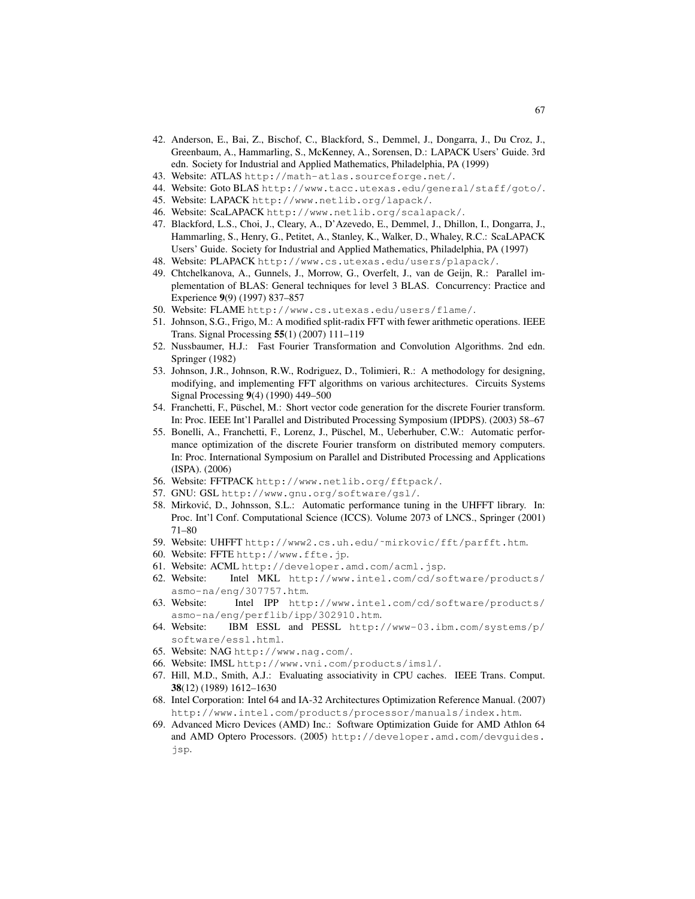42. Anderson, E., Bai, Z., Bischof, C., Blackford, S., Demmel, J., Dongarra, J., Du Croz, J., Greenbaum, A., Hammarling, S., McKenney, A., Sorensen, D.: LAPACK Users' Guide. 3rd edn. Society for Industrial and Applied Mathematics, Philadelphia, PA (1999)
43. Website: ATLAS http://math-atlas.sourceforge.net/.
44. Website: Goto BLAS http://www.tacc.utexas.edu/general/staff/goto/.
45. Website: LAPACK http://www.netlib.org/lapack/.
46. Website: ScaLAPACK http://www.netlib.org/scalapack/.
47. Blackford, L.S., Choi, J., Cleary, A., D'Azevedo, E., Demmel, J., Dhillon, I., Dongarra, J., Hammarling, S., Henry, G., Petitet, A., Stanley, K., Walker, D., Whaley, R.C.: ScaLAPACK Users' Guide. Society for Industrial and Applied Mathematics, Philadelphia, PA (1997)
48. Website: PLAPACK http://www.cs.utexas.edu/users/plapack/.
49. Chtchelkanova, A., Gunnels, J., Morrow, G., Overfelt, J., van de Geijn, R.: Parallel implementation of BLAS: General techniques for level 3 BLAS. Concurrency: Practice and Experience **9**(9) (1997) 837–857
50. Website: FLAME http://www.cs.utexas.edu/users/flame/.
51. Johnson, S.G., Frigo, M.: A modified split-radix FFT with fewer arithmetic operations. IEEE Trans. Signal Processing **55**(1) (2007) 111–119
52. Nussbaumer, H.J.: Fast Fourier Transformation and Convolution Algorithms. 2nd edn. Springer (1982)
53. Johnson, J.R., Johnson, R.W., Rodriguez, D., Tolimieri, R.: A methodology for designing, modifying, and implementing FFT algorithms on various architectures. Circuits Systems Signal Processing **9**(4) (1990) 449–500
54. Franchetti, F., Püschel, M.: Short vector code generation for the discrete Fourier transform. In: Proc. IEEE Int'l Parallel and Distributed Processing Symposium (IPDPS). (2003) 58–67
55. Bonelli, A., Franchetti, F., Lorenz, J., Püschel, M., Ueberhuber, C.W.: Automatic performance optimization of the discrete Fourier transform on distributed memory computers. In: Proc. International Symposium on Parallel and Distributed Processing and Applications (ISPA). (2006)
56. Website: FFTPACK http://www.netlib.org/fftpack/.
57. GNU: GSL http://www.gnu.org/software/gsl/.
58. Mirković, D., Johnsson, S.L.: Automatic performance tuning in the UHFFT library. In: Proc. Int'l Conf. Computational Science (ICCS). Volume 2073 of LNCS., Springer (2001) 71–80
59. Website: UHFFT http://www2.cs.uh.edu/~mirkovic/fft/parfft.htm.
60. Website: FFTE http://www.ffte.jp.
61. Website: ACML http://developer.amd.com/acml.jsp.
62. Website: Intel MKL http://www.intel.com/cd/software/products/asmo-na/eng/307757.htm.
63. Website: Intel IPP http://www.intel.com/cd/software/products/asmo-na/eng/perflib/ipp/302910.htm.
64. Website: IBM ESSL and PESSL http://www-03.ibm.com/systems/p/software/essl.html.
65. Website: NAG http://www.nag.com/.
66. Website: IMSL http://www.vni.com/products/imsl/.
67. Hill, M.D., Smith, A.J.: Evaluating associativity in CPU caches. IEEE Trans. Comput. **38**(12) (1989) 1612–1630
68. Intel Corporation: Intel 64 and IA-32 Architectures Optimization Reference Manual. (2007) http://www.intel.com/products/processor/manuals/index.htm.
69. Advanced Micro Devices (AMD) Inc.: Software Optimization Guide for AMD Athlon 64 and AMD Optero Processors. (2005) http://developer.amd.com/devguides.jsp.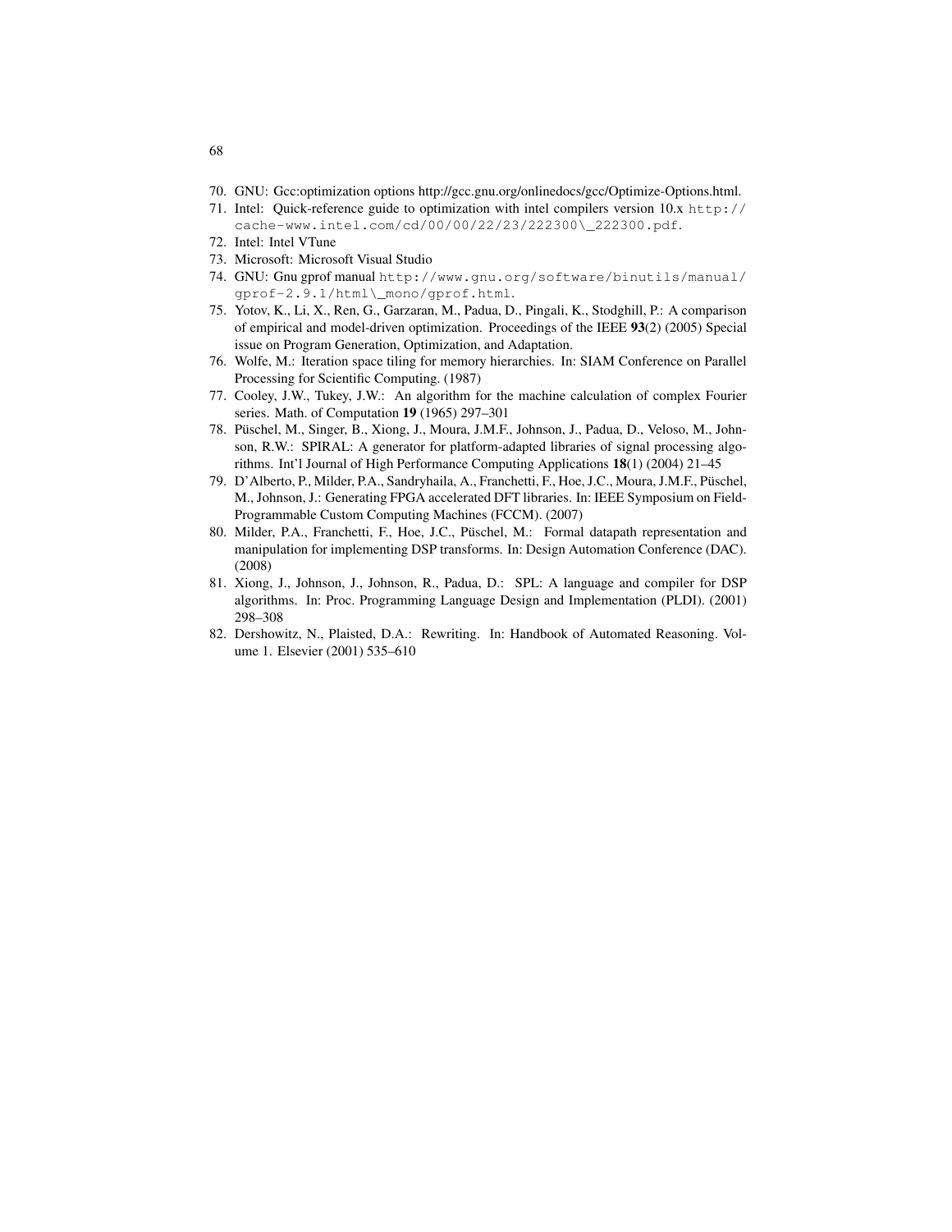70. GNU: Gcc:optimization options http://gcc.gnu.org/onlinedocs/gcc/Optimize-Options.html.
71. Intel: Quick-reference guide to optimization with intel compilers version 10.x `http://cache-www.intel.com/cd/00/00/22/23/222300\_222300.pdf`.
72. Intel: Intel VTune
73. Microsoft: Microsoft Visual Studio
74. GNU: Gnu gprof manual `http://www.gnu.org/software/binutils/manual/gprof-2.9.1/html\_mono/gprof.html`.
75. Yotov, K., Li, X., Ren, G., Garzaran, M., Padua, D., Pingali, K., Stodghill, P.: A comparison of empirical and model-driven optimization. Proceedings of the IEEE **93**(2) (2005) Special issue on Program Generation, Optimization, and Adaptation.
76. Wolfe, M.: Iteration space tiling for memory hierarchies. In: SIAM Conference on Parallel Processing for Scientific Computing. (1987)
77. Cooley, J.W., Tukey, J.W.: An algorithm for the machine calculation of complex Fourier series. Math. of Computation **19** (1965) 297–301
78. Püschel, M., Singer, B., Xiong, J., Moura, J.M.F., Johnson, J., Padua, D., Veloso, M., Johnson, R.W.: SPIRAL: A generator for platform-adapted libraries of signal processing algorithms. Int'l Journal of High Performance Computing Applications **18**(1) (2004) 21–45
79. D'Alberto, P., Milder, P.A., Sandryhaila, A., Franchetti, F., Hoe, J.C., Moura, J.M.F., Püschel, M., Johnson, J.: Generating FPGA accelerated DFT libraries. In: IEEE Symposium on Field-Programmable Custom Computing Machines (FCCM). (2007)
80. Milder, P.A., Franchetti, F., Hoe, J.C., Püschel, M.: Formal datapath representation and manipulation for implementing DSP transforms. In: Design Automation Conference (DAC). (2008)
81. Xiong, J., Johnson, J., Johnson, R., Padua, D.: SPL: A language and compiler for DSP algorithms. In: Proc. Programming Language Design and Implementation (PLDI). (2001) 298–308
82. Dershowitz, N., Plaisted, D.A.: Rewriting. In: Handbook of Automated Reasoning. Volume 1. Elsevier (2001) 535–610